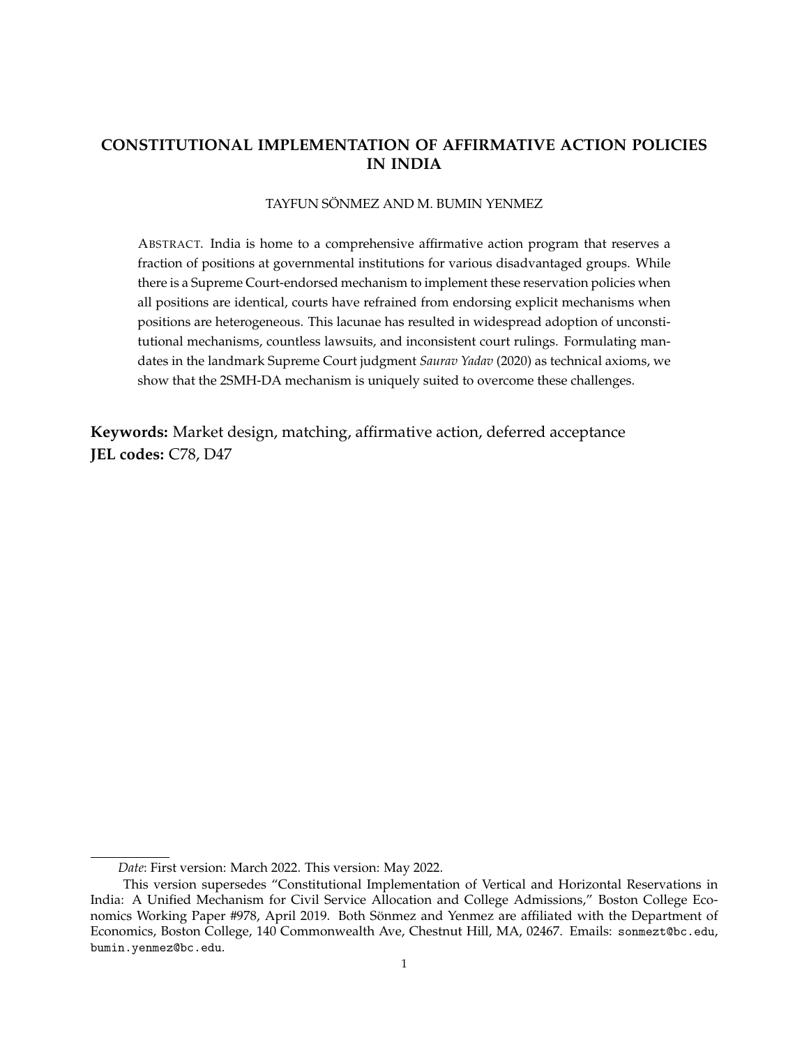# CONSTITUTIONAL IMPLEMENTATION OF AFFIRMATIVE ACTION POLICIES IN INDIA

TAYFUN SÖNMEZ AND M. BUMIN YENMEZ

ABSTRACT. India is home to a comprehensive affirmative action program that reserves a fraction of positions at governmental institutions for various disadvantaged groups. While there is a Supreme Court-endorsed mechanism to implement these reservation policies when all positions are identical, courts have refrained from endorsing explicit mechanisms when positions are heterogeneous. This lacunae has resulted in widespread adoption of unconstitutional mechanisms, countless lawsuits, and inconsistent court rulings. Formulating mandates in the landmark Supreme Court judgment *Saurav Yadav* (2020) as technical axioms, we show that the 2SMH-DA mechanism is uniquely suited to overcome these challenges.

**Keywords:** Market design, matching, affirmative action, deferred acceptance
**JEL codes:** C78, D47

---

*Date*: First version: March 2022. This version: May 2022.

This version supersedes "Constitutional Implementation of Vertical and Horizontal Reservations in India: A Unified Mechanism for Civil Service Allocation and College Admissions," Boston College Economics Working Paper #978, April 2019. Both Sönmez and Yenmez are affiliated with the Department of Economics, Boston College, 140 Commonwealth Ave, Chestnut Hill, MA, 02467. Emails: sonmezt@bc.edu, bumin.yenmez@bc.edu.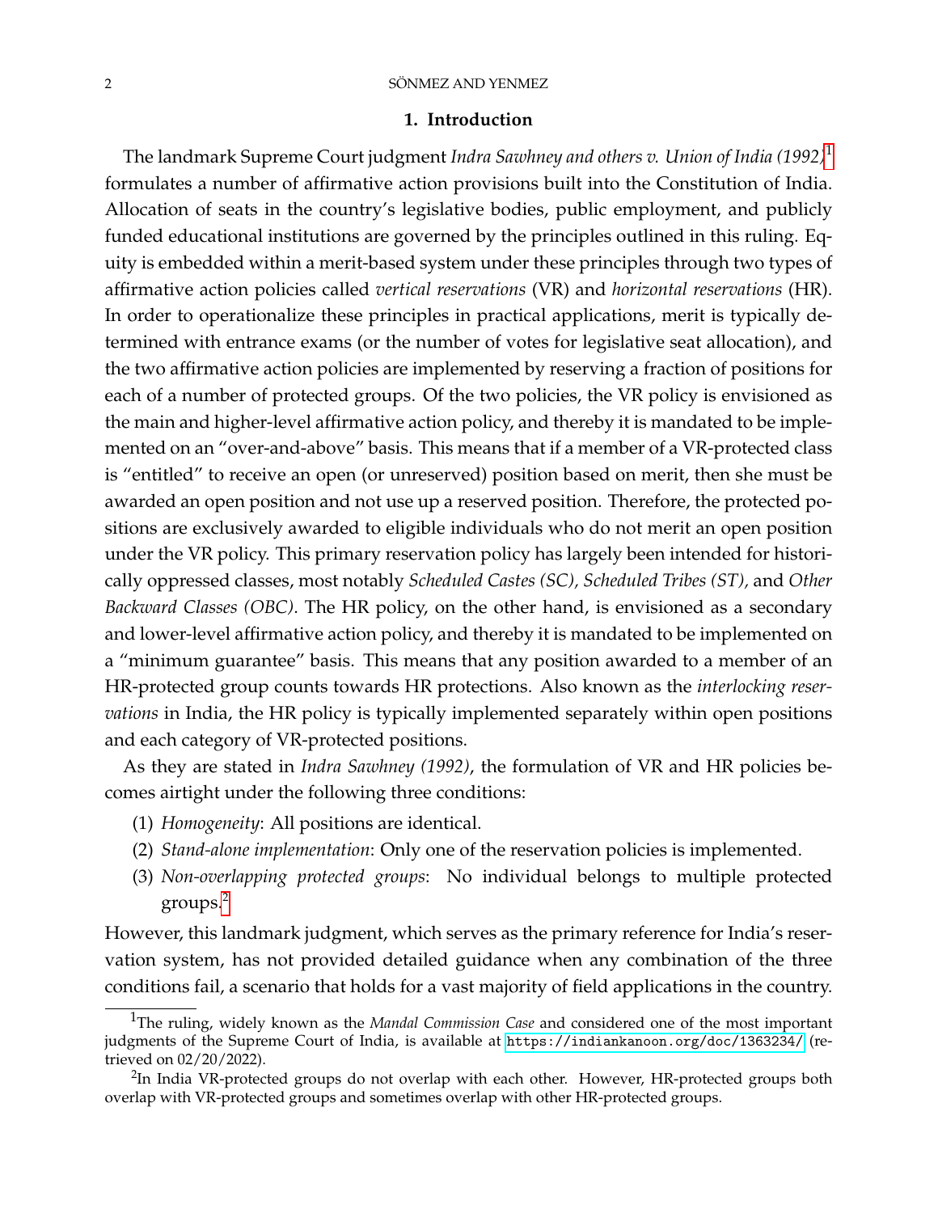## 1. Introduction

The landmark Supreme Court judgment *Indra Sawhney and others v. Union of India (1992)*[1] formulates a number of affirmative action provisions built into the Constitution of India. Allocation of seats in the country's legislative bodies, public employment, and publicly funded educational institutions are governed by the principles outlined in this ruling. Equity is embedded within a merit-based system under these principles through two types of affirmative action policies called *vertical reservations* (VR) and *horizontal reservations* (HR). In order to operationalize these principles in practical applications, merit is typically determined with entrance exams (or the number of votes for legislative seat allocation), and the two affirmative action policies are implemented by reserving a fraction of positions for each of a number of protected groups. Of the two policies, the VR policy is envisioned as the main and higher-level affirmative action policy, and thereby it is mandated to be implemented on an "over-and-above" basis. This means that if a member of a VR-protected class is "entitled" to receive an open (or unreserved) position based on merit, then she must be awarded an open position and not use up a reserved position. Therefore, the protected positions are exclusively awarded to eligible individuals who do not merit an open position under the VR policy. This primary reservation policy has largely been intended for historically oppressed classes, most notably *Scheduled Castes (SC)*, *Scheduled Tribes (ST)*, and *Other Backward Classes (OBC)*. The HR policy, on the other hand, is envisioned as a secondary and lower-level affirmative action policy, and thereby it is mandated to be implemented on a "minimum guarantee" basis. This means that any position awarded to a member of an HR-protected group counts towards HR protections. Also known as the *interlocking reservations* in India, the HR policy is typically implemented separately within open positions and each category of VR-protected positions.

As they are stated in *Indra Sawhney (1992)*, the formulation of VR and HR policies becomes airtight under the following three conditions:

(1) *Homogeneity*: All positions are identical.
(2) *Stand-alone implementation*: Only one of the reservation policies is implemented.
(3) *Non-overlapping protected groups*: No individual belongs to multiple protected groups.[2]

However, this landmark judgment, which serves as the primary reference for India's reservation system, has not provided detailed guidance when any combination of the three conditions fail, a scenario that holds for a vast majority of field applications in the country.

---

[1] The ruling, widely known as the *Mandal Commission Case* and considered one of the most important judgments of the Supreme Court of India, is available at https://indiankanoon.org/doc/1363234/ (retrieved on 02/20/2022).

[2] In India VR-protected groups do not overlap with each other. However, HR-protected groups both overlap with VR-protected groups and sometimes overlap with other HR-protected groups.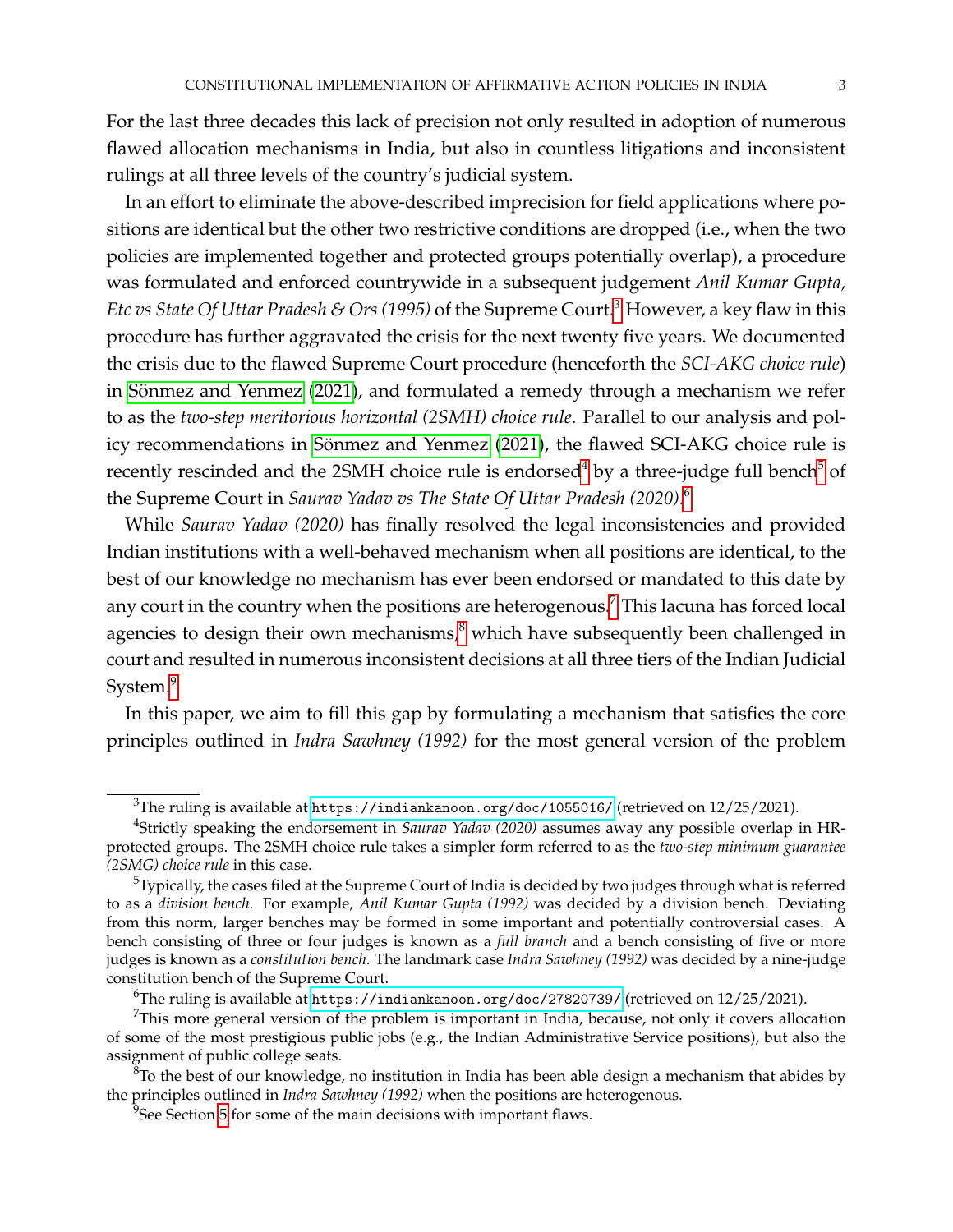For the last three decades this lack of precision not only resulted in adoption of numerous flawed allocation mechanisms in India, but also in countless litigations and inconsistent rulings at all three levels of the country's judicial system.

In an effort to eliminate the above-described imprecision for field applications where positions are identical but the other two restrictive conditions are dropped (i.e., when the two policies are implemented together and protected groups potentially overlap), a procedure was formulated and enforced countrywide in a subsequent judgement *Anil Kumar Gupta, Etc vs State Of Uttar Pradesh & Ors (1995)* of the Supreme Court.[3] However, a key flaw in this procedure has further aggravated the crisis for the next twenty five years. We documented the crisis due to the flawed Supreme Court procedure (henceforth the *SCI-AKG choice rule*) in Sönmez and Yenmez (2021), and formulated a remedy through a mechanism we refer to as the *two-step meritorious horizontal (2SMH) choice rule*. Parallel to our analysis and policy recommendations in Sönmez and Yenmez (2021), the flawed SCI-AKG choice rule is recently rescinded and the 2SMH choice rule is endorsed[4] by a three-judge full bench[5] of the Supreme Court in *Saurav Yadav vs The State Of Uttar Pradesh (2020)*.[6]

While *Saurav Yadav (2020)* has finally resolved the legal inconsistencies and provided Indian institutions with a well-behaved mechanism when all positions are identical, to the best of our knowledge no mechanism has ever been endorsed or mandated to this date by any court in the country when the positions are heterogenous.[7] This lacuna has forced local agencies to design their own mechanisms,[8] which have subsequently been challenged in court and resulted in numerous inconsistent decisions at all three tiers of the Indian Judicial System.[9]

In this paper, we aim to fill this gap by formulating a mechanism that satisfies the core principles outlined in *Indra Sawhney (1992)* for the most general version of the problem

---

[3] The ruling is available at https://indiankanoon.org/doc/1055016/ (retrieved on 12/25/2021).

[4] Strictly speaking the endorsement in *Saurav Yadav (2020)* assumes away any possible overlap in HR-protected groups. The 2SMH choice rule takes a simpler form referred to as the *two-step minimum guarantee (2SMG) choice rule* in this case.

[5] Typically, the cases filed at the Supreme Court of India is decided by two judges through what is referred to as a *division bench*. For example, *Anil Kumar Gupta (1992)* was decided by a division bench. Deviating from this norm, larger benches may be formed in some important and potentially controversial cases. A bench consisting of three or four judges is known as a *full branch* and a bench consisting of five or more judges is known as a *constitution bench*. The landmark case *Indra Sawhney (1992)* was decided by a nine-judge constitution bench of the Supreme Court.

[6] The ruling is available at https://indiankanoon.org/doc/27820739/ (retrieved on 12/25/2021).

[7] This more general version of the problem is important in India, because, not only it covers allocation of some of the most prestigious public jobs (e.g., the Indian Administrative Service positions), but also the assignment of public college seats.

[8] To the best of our knowledge, no institution in India has been able design a mechanism that abides by the principles outlined in *Indra Sawhney (1992)* when the positions are heterogenous.

[9] See Section 5 for some of the main decisions with important flaws.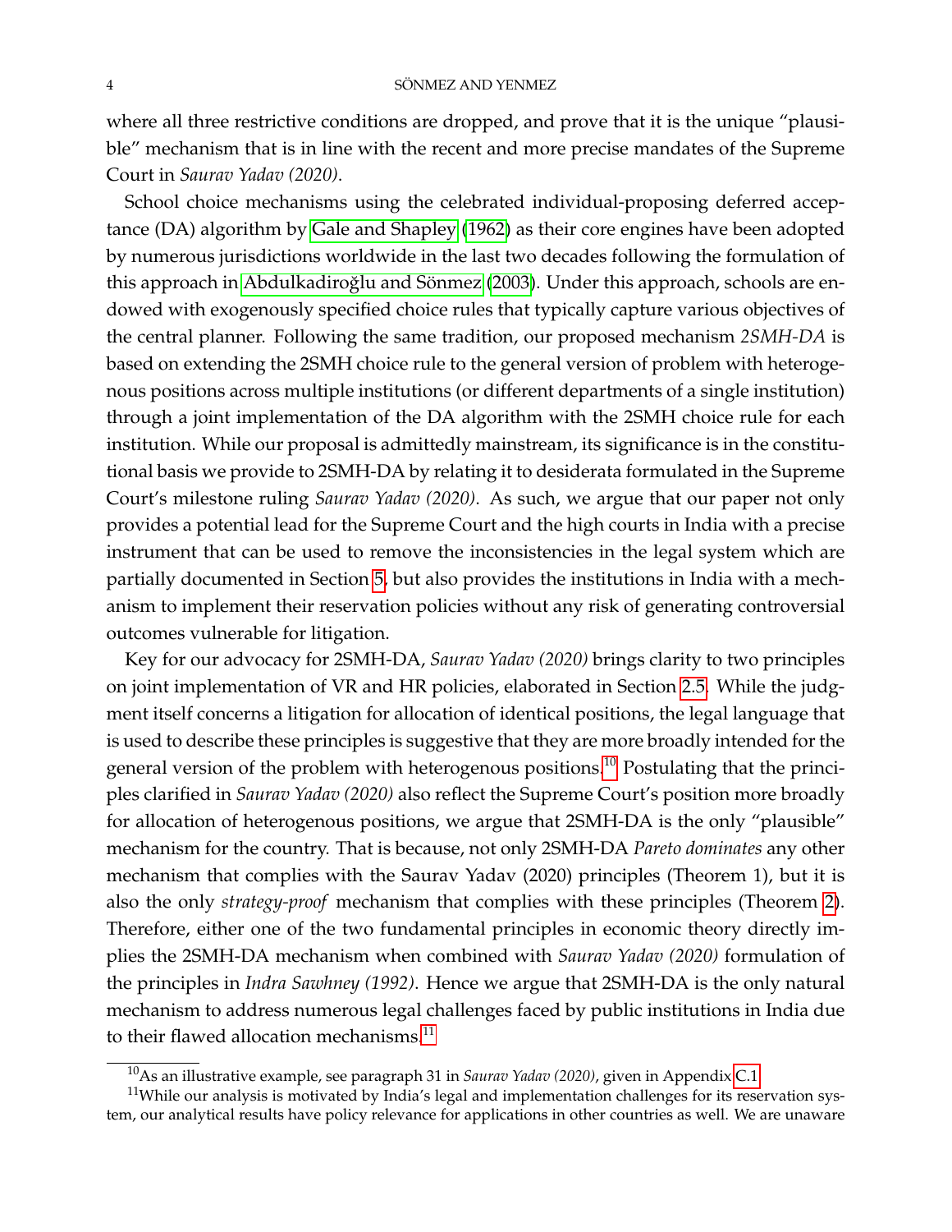where all three restrictive conditions are dropped, and prove that it is the unique "plausible" mechanism that is in line with the recent and more precise mandates of the Supreme Court in *Saurav Yadav (2020)*.

School choice mechanisms using the celebrated individual-proposing deferred acceptance (DA) algorithm by Gale and Shapley (1962) as their core engines have been adopted by numerous jurisdictions worldwide in the last two decades following the formulation of this approach in Abdulkadiroğlu and Sönmez (2003). Under this approach, schools are endowed with exogenously specified choice rules that typically capture various objectives of the central planner. Following the same tradition, our proposed mechanism *2SMH-DA* is based on extending the 2SMH choice rule to the general version of problem with heterogenous positions across multiple institutions (or different departments of a single institution) through a joint implementation of the DA algorithm with the 2SMH choice rule for each institution. While our proposal is admittedly mainstream, its significance is in the constitutional basis we provide to 2SMH-DA by relating it to desiderata formulated in the Supreme Court's milestone ruling *Saurav Yadav (2020)*. As such, we argue that our paper not only provides a potential lead for the Supreme Court and the high courts in India with a precise instrument that can be used to remove the inconsistencies in the legal system which are partially documented in Section 5, but also provides the institutions in India with a mechanism to implement their reservation policies without any risk of generating controversial outcomes vulnerable for litigation.

Key for our advocacy for 2SMH-DA, *Saurav Yadav (2020)* brings clarity to two principles on joint implementation of VR and HR policies, elaborated in Section 2.5. While the judgment itself concerns a litigation for allocation of identical positions, the legal language that is used to describe these principles is suggestive that they are more broadly intended for the general version of the problem with heterogenous positions.[10] Postulating that the principles clarified in *Saurav Yadav (2020)* also reflect the Supreme Court's position more broadly for allocation of heterogenous positions, we argue that 2SMH-DA is the only "plausible" mechanism for the country. That is because, not only 2SMH-DA *Pareto dominates* any other mechanism that complies with the Saurav Yadav (2020) principles (Theorem 1), but it is also the only *strategy-proof* mechanism that complies with these principles (Theorem 2). Therefore, either one of the two fundamental principles in economic theory directly implies the 2SMH-DA mechanism when combined with *Saurav Yadav (2020)* formulation of the principles in *Indra Sawhney (1992)*. Hence we argue that 2SMH-DA is the only natural mechanism to address numerous legal challenges faced by public institutions in India due to their flawed allocation mechanisms.[11]

[10] As an illustrative example, see paragraph 31 in *Saurav Yadav (2020)*, given in Appendix C.1.

[11] While our analysis is motivated by India's legal and implementation challenges for its reservation system, our analytical results have policy relevance for applications in other countries as well. We are unaware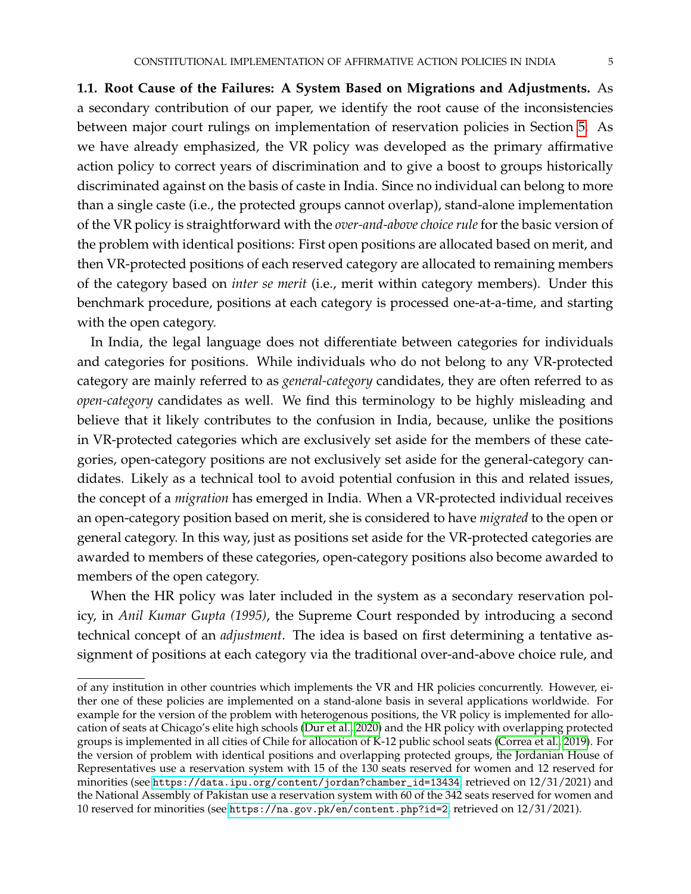**1.1. Root Cause of the Failures: A System Based on Migrations and Adjustments.** As a secondary contribution of our paper, we identify the root cause of the inconsistencies between major court rulings on implementation of reservation policies in Section 5. As we have already emphasized, the VR policy was developed as the primary affirmative action policy to correct years of discrimination and to give a boost to groups historically discriminated against on the basis of caste in India. Since no individual can belong to more than a single caste (i.e., the protected groups cannot overlap), stand-alone implementation of the VR policy is straightforward with the *over-and-above choice rule* for the basic version of the problem with identical positions: First open positions are allocated based on merit, and then VR-protected positions of each reserved category are allocated to remaining members of the category based on *inter se merit* (i.e., merit within category members). Under this benchmark procedure, positions at each category is processed one-at-a-time, and starting with the open category.

In India, the legal language does not differentiate between categories for individuals and categories for positions. While individuals who do not belong to any VR-protected category are mainly referred to as *general-category* candidates, they are often referred to as *open-category* candidates as well. We find this terminology to be highly misleading and believe that it likely contributes to the confusion in India, because, unlike the positions in VR-protected categories which are exclusively set aside for the members of these categories, open-category positions are not exclusively set aside for the general-category candidates. Likely as a technical tool to avoid potential confusion in this and related issues, the concept of a *migration* has emerged in India. When a VR-protected individual receives an open-category position based on merit, she is considered to have *migrated* to the open or general category. In this way, just as positions set aside for the VR-protected categories are awarded to members of these categories, open-category positions also become awarded to members of the open category.

When the HR policy was later included in the system as a secondary reservation policy, in *Anil Kumar Gupta (1995)*, the Supreme Court responded by introducing a second technical concept of an *adjustment*. The idea is based on first determining a tentative assignment of positions at each category via the traditional over-and-above choice rule, and

of any institution in other countries which implements the VR and HR policies concurrently. However, either one of these policies are implemented on a stand-alone basis in several applications worldwide. For example for the version of the problem with heterogenous positions, the VR policy is implemented for allocation of seats at Chicago's elite high schools (Dur et al., 2020) and the HR policy with overlapping protected groups is implemented in all cities of Chile for allocation of K-12 public school seats (Correa et al., 2019). For the version of problem with identical positions and overlapping protected groups, the Jordanian House of Representatives use a reservation system with 15 of the 130 seats reserved for women and 12 reserved for minorities (see https://data.ipu.org/content/jordan?chamber_id=13434, retrieved on 12/31/2021) and the National Assembly of Pakistan use a reservation system with 60 of the 342 seats reserved for women and 10 reserved for minorities (see https://na.gov.pk/en/content.php?id=2, retrieved on 12/31/2021).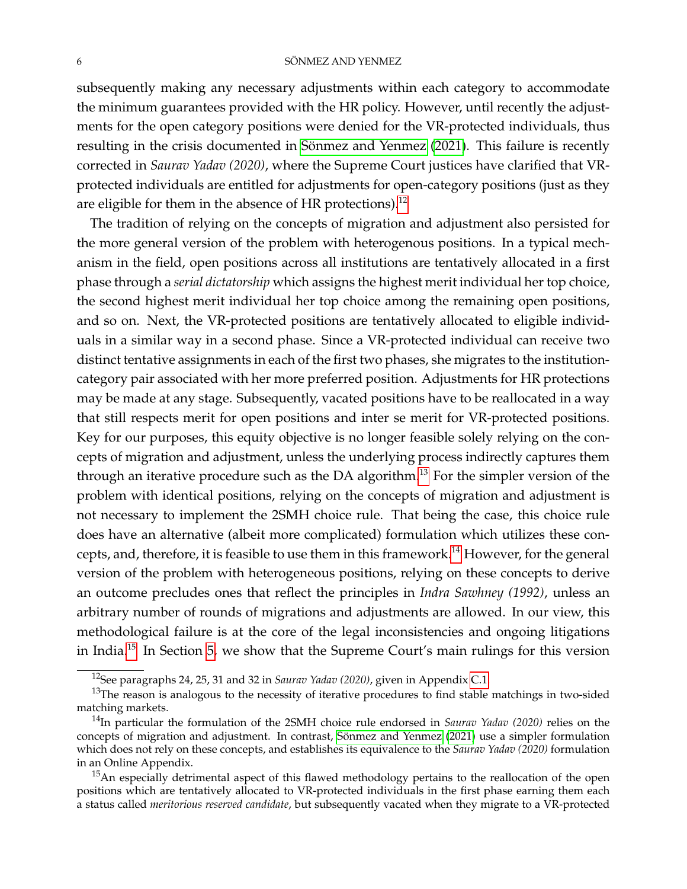subsequently making any necessary adjustments within each category to accommodate the minimum guarantees provided with the HR policy. However, until recently the adjustments for the open category positions were denied for the VR-protected individuals, thus resulting in the crisis documented in Sönmez and Yenmez (2021). This failure is recently corrected in *Saurav Yadav (2020)*, where the Supreme Court justices have clarified that VR-protected individuals are entitled for adjustments for open-category positions (just as they are eligible for them in the absence of HR protections).[12]

The tradition of relying on the concepts of migration and adjustment also persisted for the more general version of the problem with heterogenous positions. In a typical mechanism in the field, open positions across all institutions are tentatively allocated in a first phase through a *serial dictatorship* which assigns the highest merit individual her top choice, the second highest merit individual her top choice among the remaining open positions, and so on. Next, the VR-protected positions are tentatively allocated to eligible individuals in a similar way in a second phase. Since a VR-protected individual can receive two distinct tentative assignments in each of the first two phases, she migrates to the institution-category pair associated with her more preferred position. Adjustments for HR protections may be made at any stage. Subsequently, vacated positions have to be reallocated in a way that still respects merit for open positions and inter se merit for VR-protected positions. Key for our purposes, this equity objective is no longer feasible solely relying on the concepts of migration and adjustment, unless the underlying process indirectly captures them through an iterative procedure such as the DA algorithm.[13] For the simpler version of the problem with identical positions, relying on the concepts of migration and adjustment is not necessary to implement the 2SMH choice rule. That being the case, this choice rule does have an alternative (albeit more complicated) formulation which utilizes these concepts, and, therefore, it is feasible to use them in this framework.[14] However, for the general version of the problem with heterogeneous positions, relying on these concepts to derive an outcome precludes ones that reflect the principles in *Indra Sawhney (1992)*, unless an arbitrary number of rounds of migrations and adjustments are allowed. In our view, this methodological failure is at the core of the legal inconsistencies and ongoing litigations in India.[15] In Section 5, we show that the Supreme Court's main rulings for this version

[12] See paragraphs 24, 25, 31 and 32 in *Saurav Yadav (2020)*, given in Appendix C.1.

[13] The reason is analogous to the necessity of iterative procedures to find stable matchings in two-sided matching markets.

[14] In particular the formulation of the 2SMH choice rule endorsed in *Saurav Yadav (2020)* relies on the concepts of migration and adjustment. In contrast, Sönmez and Yenmez (2021) use a simpler formulation which does not rely on these concepts, and establishes its equivalence to the *Saurav Yadav (2020)* formulation in an Online Appendix.

[15] An especially detrimental aspect of this flawed methodology pertains to the reallocation of the open positions which are tentatively allocated to VR-protected individuals in the first phase earning them each a status called *meritorious reserved candidate*, but subsequently vacated when they migrate to a VR-protected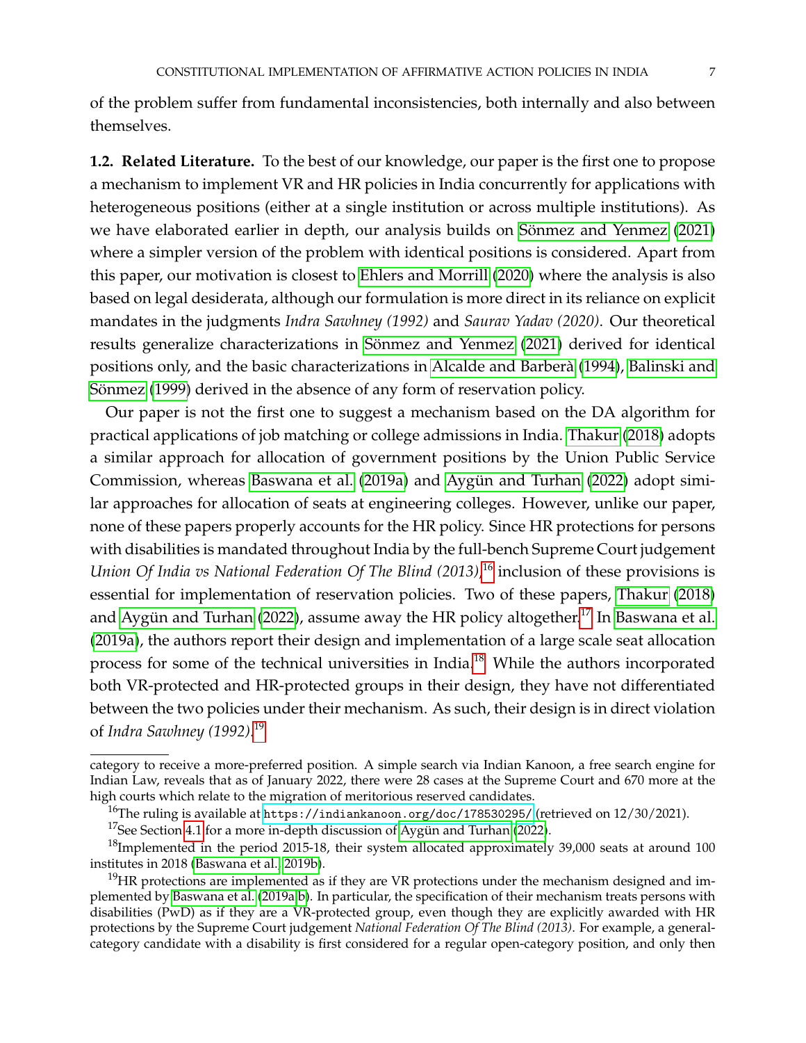of the problem suffer from fundamental inconsistencies, both internally and also between themselves.

**1.2. Related Literature.** To the best of our knowledge, our paper is the first one to propose a mechanism to implement VR and HR policies in India concurrently for applications with heterogeneous positions (either at a single institution or across multiple institutions). As we have elaborated earlier in depth, our analysis builds on Sönmez and Yenmez (2021) where a simpler version of the problem with identical positions is considered. Apart from this paper, our motivation is closest to Ehlers and Morrill (2020) where the analysis is also based on legal desiderata, although our formulation is more direct in its reliance on explicit mandates in the judgments *Indra Sawhney (1992)* and *Saurav Yadav (2020)*. Our theoretical results generalize characterizations in Sönmez and Yenmez (2021) derived for identical positions only, and the basic characterizations in Alcalde and Barberà (1994), Balinski and Sönmez (1999) derived in the absence of any form of reservation policy.

Our paper is not the first one to suggest a mechanism based on the DA algorithm for practical applications of job matching or college admissions in India. Thakur (2018) adopts a similar approach for allocation of government positions by the Union Public Service Commission, whereas Baswana et al. (2019a) and Aygün and Turhan (2022) adopt similar approaches for allocation of seats at engineering colleges. However, unlike our paper, none of these papers properly accounts for the HR policy. Since HR protections for persons with disabilities is mandated throughout India by the full-bench Supreme Court judgement *Union Of India vs National Federation Of The Blind (2013)*,[16] inclusion of these provisions is essential for implementation of reservation policies. Two of these papers, Thakur (2018) and Aygün and Turhan (2022), assume away the HR policy altogether.[17] In Baswana et al. (2019a), the authors report their design and implementation of a large scale seat allocation process for some of the technical universities in India.[18] While the authors incorporated both VR-protected and HR-protected groups in their design, they have not differentiated between the two policies under their mechanism. As such, their design is in direct violation of *Indra Sawhney (1992)*.[19]

---

category to receive a more-preferred position. A simple search via Indian Kanoon, a free search engine for Indian Law, reveals that as of January 2022, there were 28 cases at the Supreme Court and 670 more at the high courts which relate to the migration of meritorious reserved candidates.

[16] The ruling is available at https://indiankanoon.org/doc/178530295/ (retrieved on 12/30/2021).

[17] See Section 4.1 for a more in-depth discussion of Aygün and Turhan (2022).

[18] Implemented in the period 2015-18, their system allocated approximately 39,000 seats at around 100 institutes in 2018 (Baswana et al., 2019b).

[19] HR protections are implemented as if they are VR protections under the mechanism designed and implemented by Baswana et al. (2019a,b). In particular, the specification of their mechanism treats persons with disabilities (PwD) as if they are a VR-protected group, even though they are explicitly awarded with HR protections by the Supreme Court judgement *National Federation Of The Blind (2013)*. For example, a general-category candidate with a disability is first considered for a regular open-category position, and only then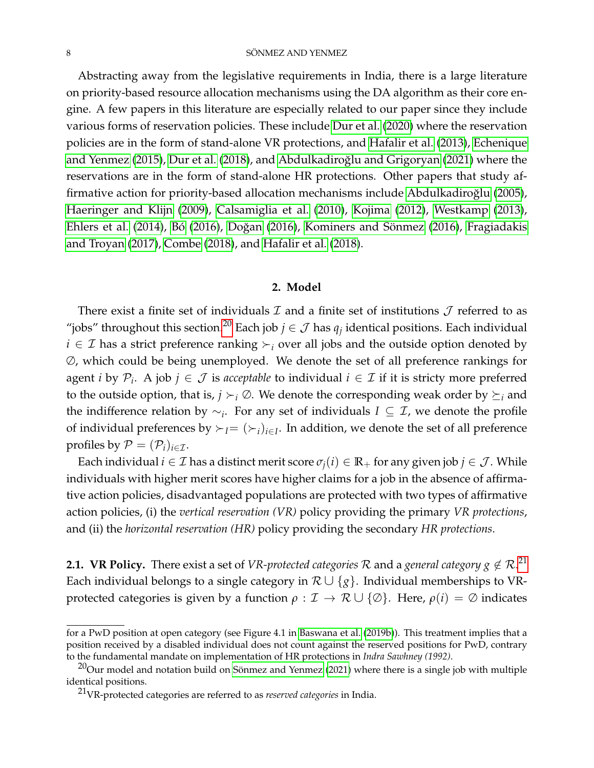Abstracting away from the legislative requirements in India, there is a large literature on priority-based resource allocation mechanisms using the DA algorithm as their core engine. A few papers in this literature are especially related to our paper since they include various forms of reservation policies. These include Dur et al. (2020) where the reservation policies are in the form of stand-alone VR protections, and Hafalir et al. (2013), Echenique and Yenmez (2015), Dur et al. (2018), and Abdulkadiroğlu and Grigoryan (2021) where the reservations are in the form of stand-alone HR protections. Other papers that study affirmative action for priority-based allocation mechanisms include Abdulkadiroğlu (2005), Haeringer and Klijn (2009), Calsamiglia et al. (2010), Kojima (2012), Westkamp (2013), Ehlers et al. (2014), Bó (2016), Doğan (2016), Kominers and Sönmez (2016), Fragiadakis and Troyan (2017), Combe (2018), and Hafalir et al. (2018).

## 2. Model

There exist a finite set of individuals $\mathcal{I}$ and a finite set of institutions $\mathcal{J}$ referred to as "jobs" throughout this section.[20] Each job $j \in \mathcal{J}$ has $q_j$ identical positions. Each individual $i \in \mathcal{I}$ has a strict preference ranking $\succ_i$ over all jobs and the outside option denoted by $\emptyset$, which could be being unemployed. We denote the set of all preference rankings for agent $i$ by $\mathcal{P}_i$. A job $j \in \mathcal{J}$ is *acceptable* to individual $i \in \mathcal{I}$ if it is stricty more preferred to the outside option, that is, $j \succ_i \emptyset$. We denote the corresponding weak order by $\succeq_i$ and the indifference relation by $\sim_i$. For any set of individuals $I \subseteq \mathcal{I}$, we denote the profile of individual preferences by $\succ_I = (\succ_i)_{i \in I}$. In addition, we denote the set of all preference profiles by $\mathcal{P} = (\mathcal{P}_i)_{i \in \mathcal{I}}$.

Each individual $i \in \mathcal{I}$ has a distinct merit score $\sigma_j(i) \in \mathbb{R}_+$ for any given job $j \in \mathcal{J}$. While individuals with higher merit scores have higher claims for a job in the absence of affirmative action policies, disadvantaged populations are protected with two types of affirmative action policies, (i) the *vertical reservation (VR)* policy providing the primary *VR protections*, and (ii) the *horizontal reservation (HR)* policy providing the secondary *HR protections*.

**2.1. VR Policy.** There exist a set of *VR-protected categories* $\mathcal{R}$ and a *general category* $g \notin \mathcal{R}$.[21] Each individual belongs to a single category in $\mathcal{R} \cup \{g\}$. Individual memberships to VR-protected categories is given by a function $\rho : \mathcal{I} \to \mathcal{R} \cup \{\emptyset\}$. Here, $\rho(i) = \emptyset$ indicates

---

for a PwD position at open category (see Figure 4.1 in Baswana et al. (2019b)). This treatment implies that a position received by a disabled individual does not count against the reserved positions for PwD, contrary to the fundamental mandate on implementation of HR protections in *Indra Sawhney (1992)*.

[20] Our model and notation build on Sönmez and Yenmez (2021) where there is a single job with multiple identical positions.

[21] VR-protected categories are referred to as *reserved categories* in India.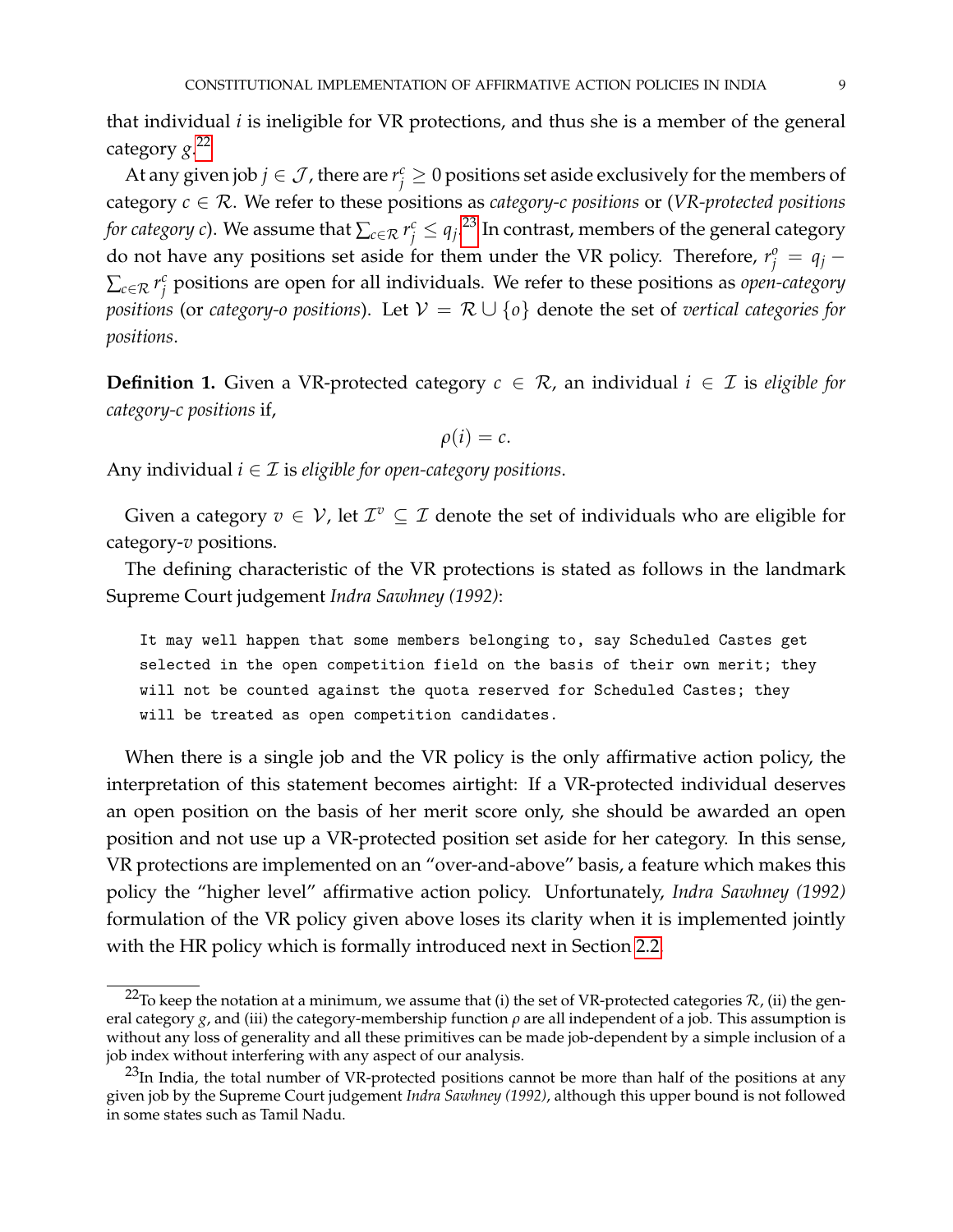that individual $i$ is ineligible for VR protections, and thus she is a member of the general category $g$.[22]

At any given job $j \in \mathcal{J}$, there are $r_j^c \geq 0$ positions set aside exclusively for the members of category $c \in \mathcal{R}$. We refer to these positions as *category-c positions* or (*VR-protected positions for category c*). We assume that $\sum_{c \in \mathcal{R}} r_j^c \leq q_j$.[23] In contrast, members of the general category do not have any positions set aside for them under the VR policy. Therefore, $r_j^o = q_j - \sum_{c \in \mathcal{R}} r_j^c$ positions are open for all individuals. We refer to these positions as *open-category positions* (or *category-o positions*). Let $\mathcal{V} = \mathcal{R} \cup \{o\}$ denote the set of *vertical categories for positions*.

**Definition 1.** Given a VR-protected category $c \in \mathcal{R}$, an individual $i \in \mathcal{I}$ is *eligible for category-c positions* if,

$$\rho(i) = c.$$

Any individual $i \in \mathcal{I}$ is *eligible for open-category positions*.

Given a category $v \in \mathcal{V}$, let $\mathcal{I}^v \subseteq \mathcal{I}$ denote the set of individuals who are eligible for category-$v$ positions.

The defining characteristic of the VR protections is stated as follows in the landmark Supreme Court judgement *Indra Sawhney (1992)*:

```
It may well happen that some members belonging to, say Scheduled Castes get
selected in the open competition field on the basis of their own merit; they
will not be counted against the quota reserved for Scheduled Castes; they
will be treated as open competition candidates.
```

When there is a single job and the VR policy is the only affirmative action policy, the interpretation of this statement becomes airtight: If a VR-protected individual deserves an open position on the basis of her merit score only, she should be awarded an open position and not use up a VR-protected position set aside for her category. In this sense, VR protections are implemented on an "over-and-above" basis, a feature which makes this policy the "higher level" affirmative action policy. Unfortunately, *Indra Sawhney (1992)* formulation of the VR policy given above loses its clarity when it is implemented jointly with the HR policy which is formally introduced next in Section 2.2.

[22] To keep the notation at a minimum, we assume that (i) the set of VR-protected categories $\mathcal{R}$, (ii) the general category $g$, and (iii) the category-membership function $\rho$ are all independent of a job. This assumption is without any loss of generality and all these primitives can be made job-dependent by a simple inclusion of a job index without interfering with any aspect of our analysis.

[23] In India, the total number of VR-protected positions cannot be more than half of the positions at any given job by the Supreme Court judgement *Indra Sawhney (1992)*, although this upper bound is not followed in some states such as Tamil Nadu.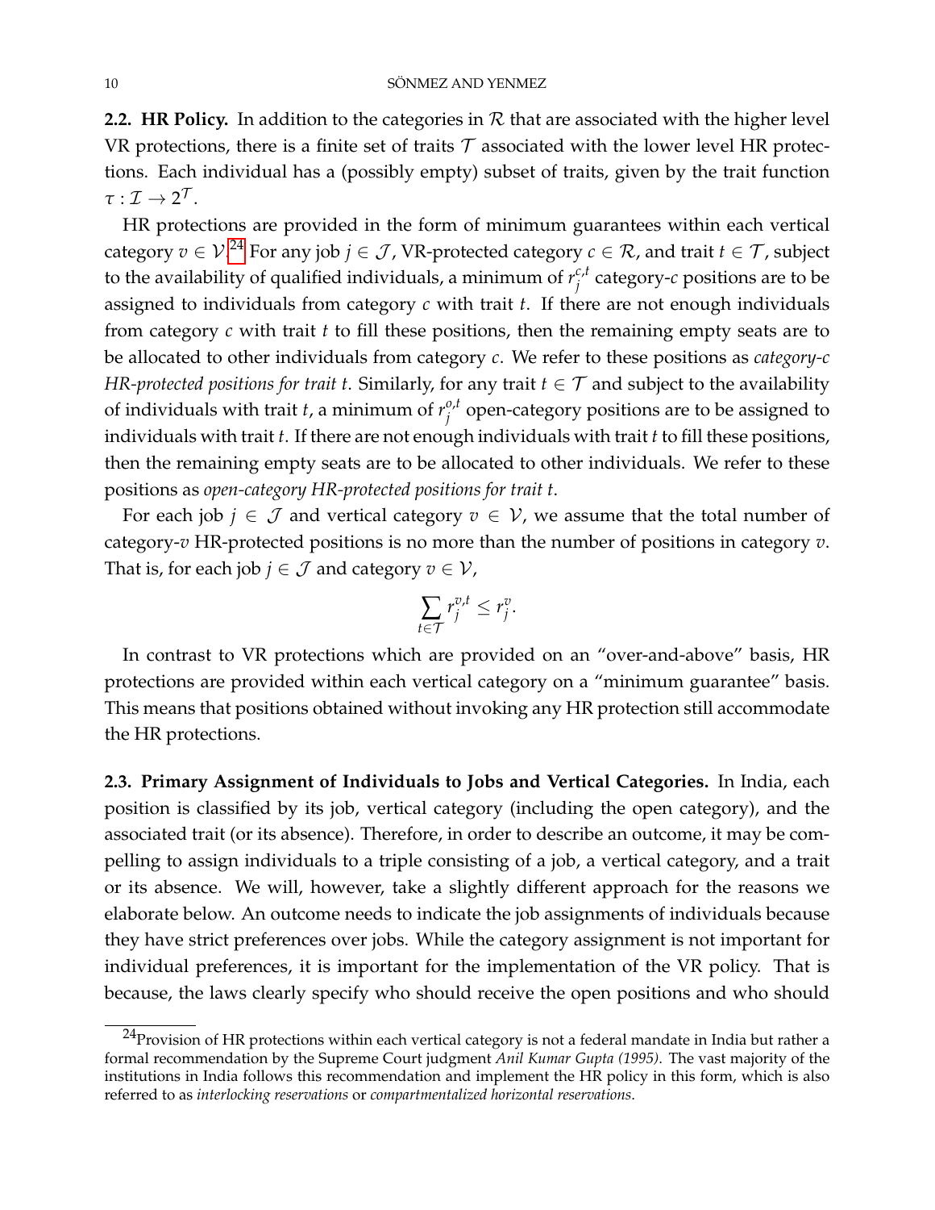**2.2. HR Policy.** In addition to the categories in $\mathcal{R}$ that are associated with the higher level VR protections, there is a finite set of traits $\mathcal{T}$ associated with the lower level HR protections. Each individual has a (possibly empty) subset of traits, given by the trait function $\tau : \mathcal{I} \to 2^{\mathcal{T}}$.

HR protections are provided in the form of minimum guarantees within each vertical category $v \in \mathcal{V}$.[24] For any job $j \in \mathcal{J}$, VR-protected category $c \in \mathcal{R}$, and trait $t \in \mathcal{T}$, subject to the availability of qualified individuals, a minimum of $r_j^{c,t}$ category-$c$ positions are to be assigned to individuals from category $c$ with trait $t$. If there are not enough individuals from category $c$ with trait $t$ to fill these positions, then the remaining empty seats are to be allocated to other individuals from category $c$. We refer to these positions as *category-$c$ HR-protected positions for trait $t$*. Similarly, for any trait $t \in \mathcal{T}$ and subject to the availability of individuals with trait $t$, a minimum of $r_j^{o,t}$ open-category positions are to be assigned to individuals with trait $t$. If there are not enough individuals with trait $t$ to fill these positions, then the remaining empty seats are to be allocated to other individuals. We refer to these positions as *open-category HR-protected positions for trait $t$*.

For each job $j \in \mathcal{J}$ and vertical category $v \in \mathcal{V}$, we assume that the total number of category-$v$ HR-protected positions is no more than the number of positions in category $v$. That is, for each job $j \in \mathcal{J}$ and category $v \in \mathcal{V}$,

$$\sum_{t \in \mathcal{T}} r_j^{v,t} \leq r_j^v.$$

In contrast to VR protections which are provided on an "over-and-above" basis, HR protections are provided within each vertical category on a "minimum guarantee" basis. This means that positions obtained without invoking any HR protection still accommodate the HR protections.

**2.3. Primary Assignment of Individuals to Jobs and Vertical Categories.** In India, each position is classified by its job, vertical category (including the open category), and the associated trait (or its absence). Therefore, in order to describe an outcome, it may be compelling to assign individuals to a triple consisting of a job, a vertical category, and a trait or its absence. We will, however, take a slightly different approach for the reasons we elaborate below. An outcome needs to indicate the job assignments of individuals because they have strict preferences over jobs. While the category assignment is not important for individual preferences, it is important for the implementation of the VR policy. That is because, the laws clearly specify who should receive the open positions and who should

[24]Provision of HR protections within each vertical category is not a federal mandate in India but rather a formal recommendation by the Supreme Court judgment *Anil Kumar Gupta (1995)*. The vast majority of the institutions in India follows this recommendation and implement the HR policy in this form, which is also referred to as *interlocking reservations* or *compartmentalized horizontal reservations*.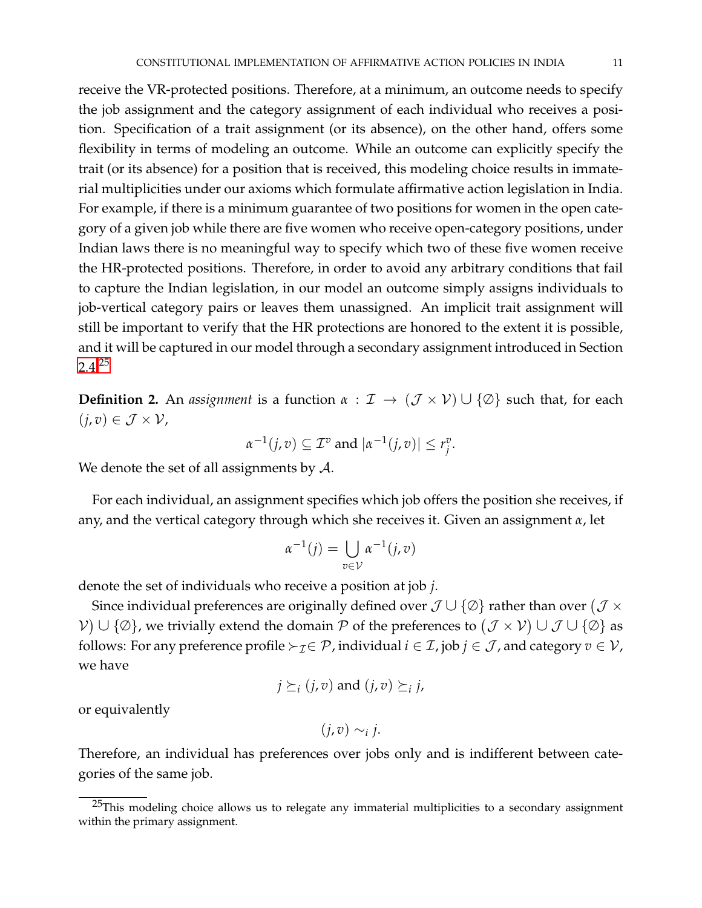receive the VR-protected positions. Therefore, at a minimum, an outcome needs to specify the job assignment and the category assignment of each individual who receives a position. Specification of a trait assignment (or its absence), on the other hand, offers some flexibility in terms of modeling an outcome. While an outcome can explicitly specify the trait (or its absence) for a position that is received, this modeling choice results in immaterial multiplicities under our axioms which formulate affirmative action legislation in India. For example, if there is a minimum guarantee of two positions for women in the open category of a given job while there are five women who receive open-category positions, under Indian laws there is no meaningful way to specify which two of these five women receive the HR-protected positions. Therefore, in order to avoid any arbitrary conditions that fail to capture the Indian legislation, in our model an outcome simply assigns individuals to job-vertical category pairs or leaves them unassigned. An implicit trait assignment will still be important to verify that the HR protections are honored to the extent it is possible, and it will be captured in our model through a secondary assignment introduced in Section 2.4.[25]

**Definition 2.** An *assignment* is a function $\alpha : \mathcal{I} \to (\mathcal{J} \times \mathcal{V}) \cup \{\emptyset\}$ such that, for each $(j,v) \in \mathcal{J} \times \mathcal{V}$,

$$\alpha^{-1}(j,v) \subseteq \mathcal{I}^v \text{ and } |\alpha^{-1}(j,v)| \leq r_j^v.$$

We denote the set of all assignments by $\mathcal{A}$.

For each individual, an assignment specifies which job offers the position she receives, if any, and the vertical category through which she receives it. Given an assignment $\alpha$, let

$$\alpha^{-1}(j) = \bigcup_{v \in \mathcal{V}} \alpha^{-1}(j,v)$$

denote the set of individuals who receive a position at job $j$.

Since individual preferences are originally defined over $\mathcal{J} \cup \{\emptyset\}$ rather than over $\big(\mathcal{J} \times \mathcal{V}\big) \cup \{\emptyset\}$, we trivially extend the domain $\mathcal{P}$ of the preferences to $\big(\mathcal{J} \times \mathcal{V}\big) \cup \mathcal{J} \cup \{\emptyset\}$ as follows: For any preference profile $\succ_{\mathcal{I}} \in \mathcal{P}$, individual $i \in \mathcal{I}$, job $j \in \mathcal{J}$, and category $v \in \mathcal{V}$, we have

$$j \succeq_i (j,v) \text{ and } (j,v) \succeq_i j,$$

or equivalently

$$(j,v) \sim_i j.$$

Therefore, an individual has preferences over jobs only and is indifferent between categories of the same job.

[25] This modeling choice allows us to relegate any immaterial multiplicities to a secondary assignment within the primary assignment.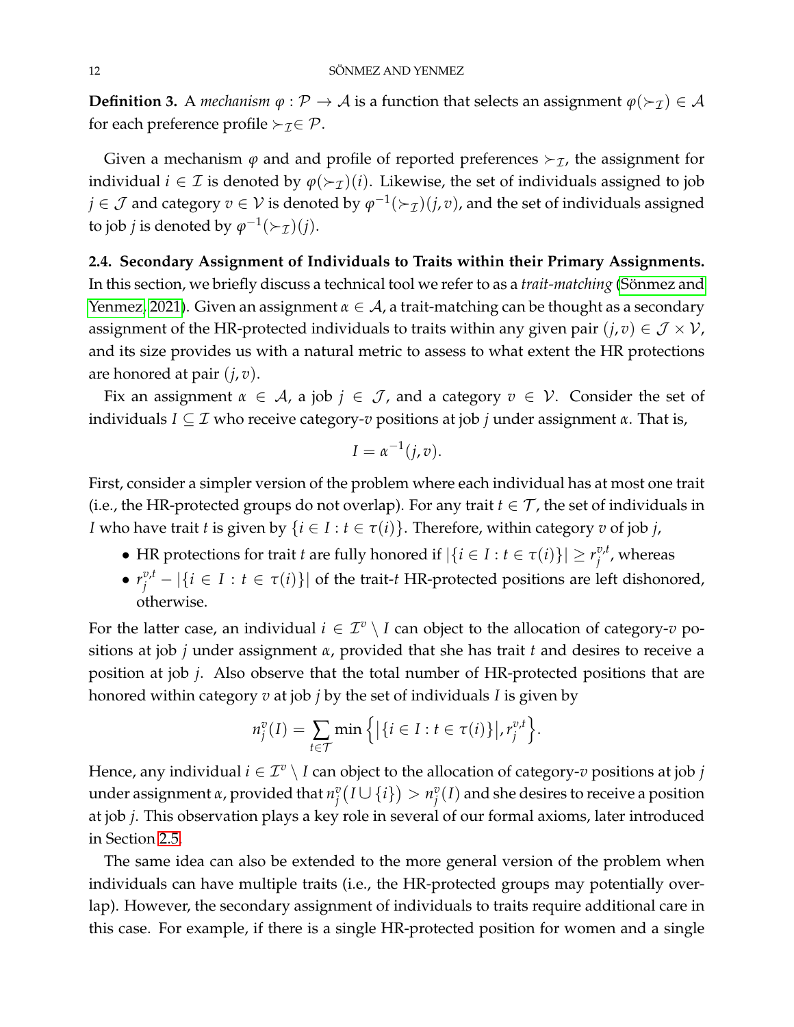**Definition 3.** A *mechanism* $\varphi : \mathcal{P} \to \mathcal{A}$ is a function that selects an assignment $\varphi(\succ_{\mathcal{I}}) \in \mathcal{A}$ for each preference profile $\succ_{\mathcal{I}} \in \mathcal{P}$.

Given a mechanism $\varphi$ and and profile of reported preferences $\succ_{\mathcal{I}}$, the assignment for individual $i \in \mathcal{I}$ is denoted by $\varphi(\succ_{\mathcal{I}})(i)$. Likewise, the set of individuals assigned to job $j \in \mathcal{J}$ and category $v \in \mathcal{V}$ is denoted by $\varphi^{-1}(\succ_{\mathcal{I}})(j,v)$, and the set of individuals assigned to job $j$ is denoted by $\varphi^{-1}(\succ_{\mathcal{I}})(j)$.

**2.4. Secondary Assignment of Individuals to Traits within their Primary Assignments.** In this section, we briefly discuss a technical tool we refer to as a *trait-matching* (Sönmez and Yenmez, 2021). Given an assignment $\alpha \in \mathcal{A}$, a trait-matching can be thought as a secondary assignment of the HR-protected individuals to traits within any given pair $(j,v) \in \mathcal{J} \times \mathcal{V}$, and its size provides us with a natural metric to assess to what extent the HR protections are honored at pair $(j,v)$.

Fix an assignment $\alpha \in \mathcal{A}$, a job $j \in \mathcal{J}$, and a category $v \in \mathcal{V}$. Consider the set of individuals $I \subseteq \mathcal{I}$ who receive category-$v$ positions at job $j$ under assignment $\alpha$. That is,

$$I = \alpha^{-1}(j,v).$$

First, consider a simpler version of the problem where each individual has at most one trait (i.e., the HR-protected groups do not overlap). For any trait $t \in \mathcal{T}$, the set of individuals in $I$ who have trait $t$ is given by $\{i \in I : t \in \tau(i)\}$. Therefore, within category $v$ of job $j$,

- HR protections for trait $t$ are fully honored if $|\{i \in I : t \in \tau(i)\}| \geq r_j^{v,t}$, whereas
- $r_j^{v,t} - |\{i \in I : t \in \tau(i)\}|$ of the trait-$t$ HR-protected positions are left dishonored, otherwise.

For the latter case, an individual $i \in \mathcal{I}^v \setminus I$ can object to the allocation of category-$v$ positions at job $j$ under assignment $\alpha$, provided that she has trait $t$ and desires to receive a position at job $j$. Also observe that the total number of HR-protected positions that are honored within category $v$ at job $j$ by the set of individuals $I$ is given by

$$n_j^v(I) = \sum_{t \in \mathcal{T}} \min\Big\{\big|\{i \in I : t \in \tau(i)\}\big|, r_j^{v,t}\Big\}.$$

Hence, any individual $i \in \mathcal{I}^v \setminus I$ can object to the allocation of category-$v$ positions at job $j$ under assignment $\alpha$, provided that $n_j^v\big(I \cup \{i\}\big) > n_j^v(I)$ and she desires to receive a position at job $j$. This observation plays a key role in several of our formal axioms, later introduced in Section 2.5.

The same idea can also be extended to the more general version of the problem when individuals can have multiple traits (i.e., the HR-protected groups may potentially overlap). However, the secondary assignment of individuals to traits require additional care in this case. For example, if there is a single HR-protected position for women and a single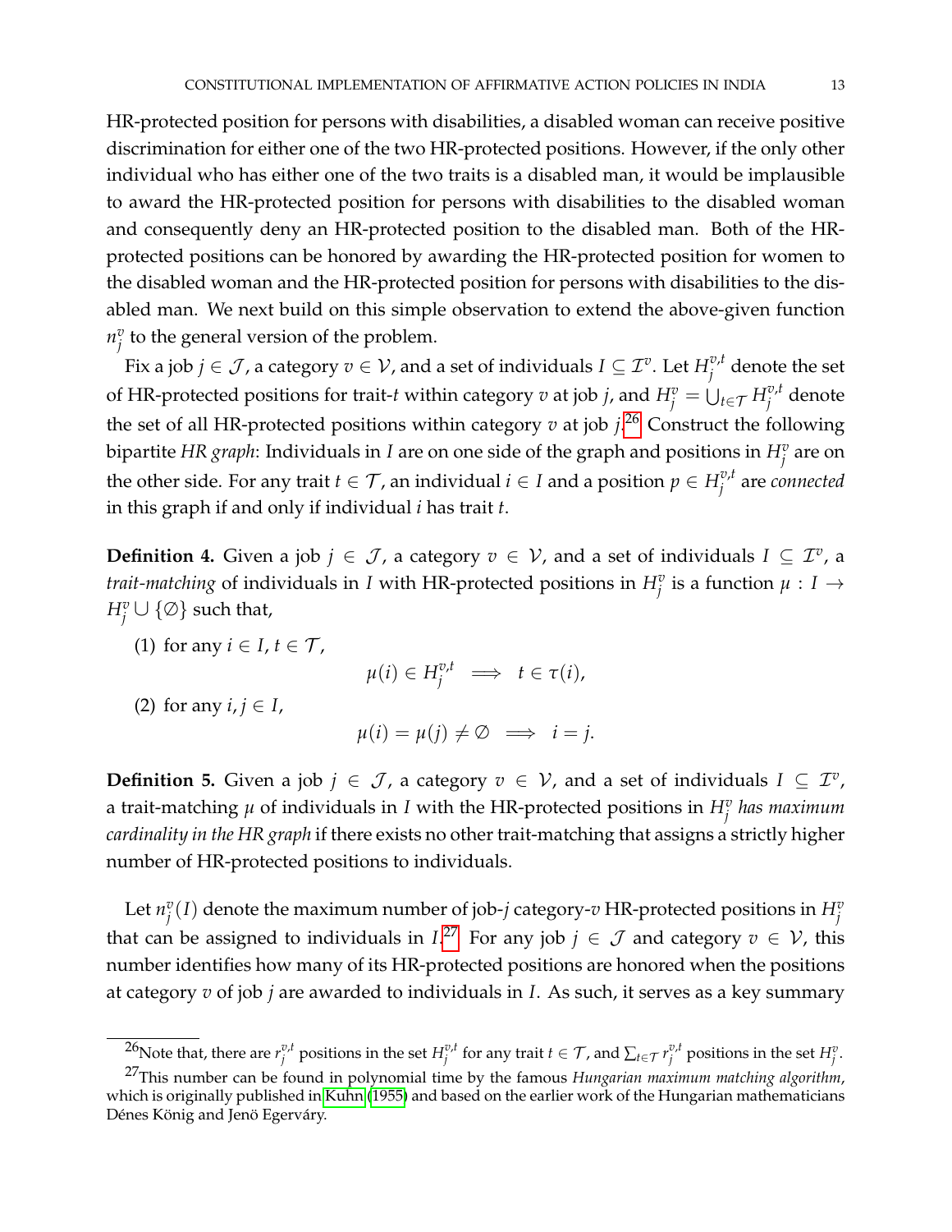HR-protected position for persons with disabilities, a disabled woman can receive positive discrimination for either one of the two HR-protected positions. However, if the only other individual who has either one of the two traits is a disabled man, it would be implausible to award the HR-protected position for persons with disabilities to the disabled woman and consequently deny an HR-protected position to the disabled man. Both of the HR-protected positions can be honored by awarding the HR-protected position for women to the disabled woman and the HR-protected position for persons with disabilities to the disabled man. We next build on this simple observation to extend the above-given function $n_j^v$ to the general version of the problem.

Fix a job $j \in \mathcal{J}$, a category $v \in \mathcal{V}$, and a set of individuals $I \subseteq \mathcal{I}^v$. Let $H_j^{v,t}$ denote the set of HR-protected positions for trait-$t$ within category $v$ at job $j$, and $H_j^v = \bigcup_{t \in \mathcal{T}} H_j^{v,t}$ denote the set of all HR-protected positions within category $v$ at job $j$.[26] Construct the following bipartite *HR graph*: Individuals in $I$ are on one side of the graph and positions in $H_j^v$ are on the other side. For any trait $t \in \mathcal{T}$, an individual $i \in I$ and a position $p \in H_j^{v,t}$ are *connected* in this graph if and only if individual $i$ has trait $t$.

**Definition 4.** Given a job $j \in \mathcal{J}$, a category $v \in \mathcal{V}$, and a set of individuals $I \subseteq \mathcal{I}^v$, a *trait-matching* of individuals in $I$ with HR-protected positions in $H_j^v$ is a function $\mu : I \to H_j^v \cup \{\emptyset\}$ such that,

(1) for any $i \in I, t \in \mathcal{T}$,
$$\mu(i) \in H_j^{v,t} \implies t \in \tau(i),$$

(2) for any $i, j \in I$,
$$\mu(i) = \mu(j) \neq \emptyset \implies i = j.$$

**Definition 5.** Given a job $j \in \mathcal{J}$, a category $v \in \mathcal{V}$, and a set of individuals $I \subseteq \mathcal{I}^v$, a trait-matching $\mu$ of individuals in $I$ with the HR-protected positions in $H_j^v$ *has maximum cardinality in the HR graph* if there exists no other trait-matching that assigns a strictly higher number of HR-protected positions to individuals.

Let $n_j^v(I)$ denote the maximum number of job-$j$ category-$v$ HR-protected positions in $H_j^v$ that can be assigned to individuals in $I$.[27] For any job $j \in \mathcal{J}$ and category $v \in \mathcal{V}$, this number identifies how many of its HR-protected positions are honored when the positions at category $v$ of job $j$ are awarded to individuals in $I$. As such, it serves as a key summary

---

[26] Note that, there are $r_j^{v,t}$ positions in the set $H_j^{v,t}$ for any trait $t \in \mathcal{T}$, and $\sum_{t \in \mathcal{T}} r_j^{v,t}$ positions in the set $H_j^v$.

[27] This number can be found in polynomial time by the famous *Hungarian maximum matching algorithm*, which is originally published in Kuhn (1955) and based on the earlier work of the Hungarian mathematicians Dénes König and Jenö Egerváry.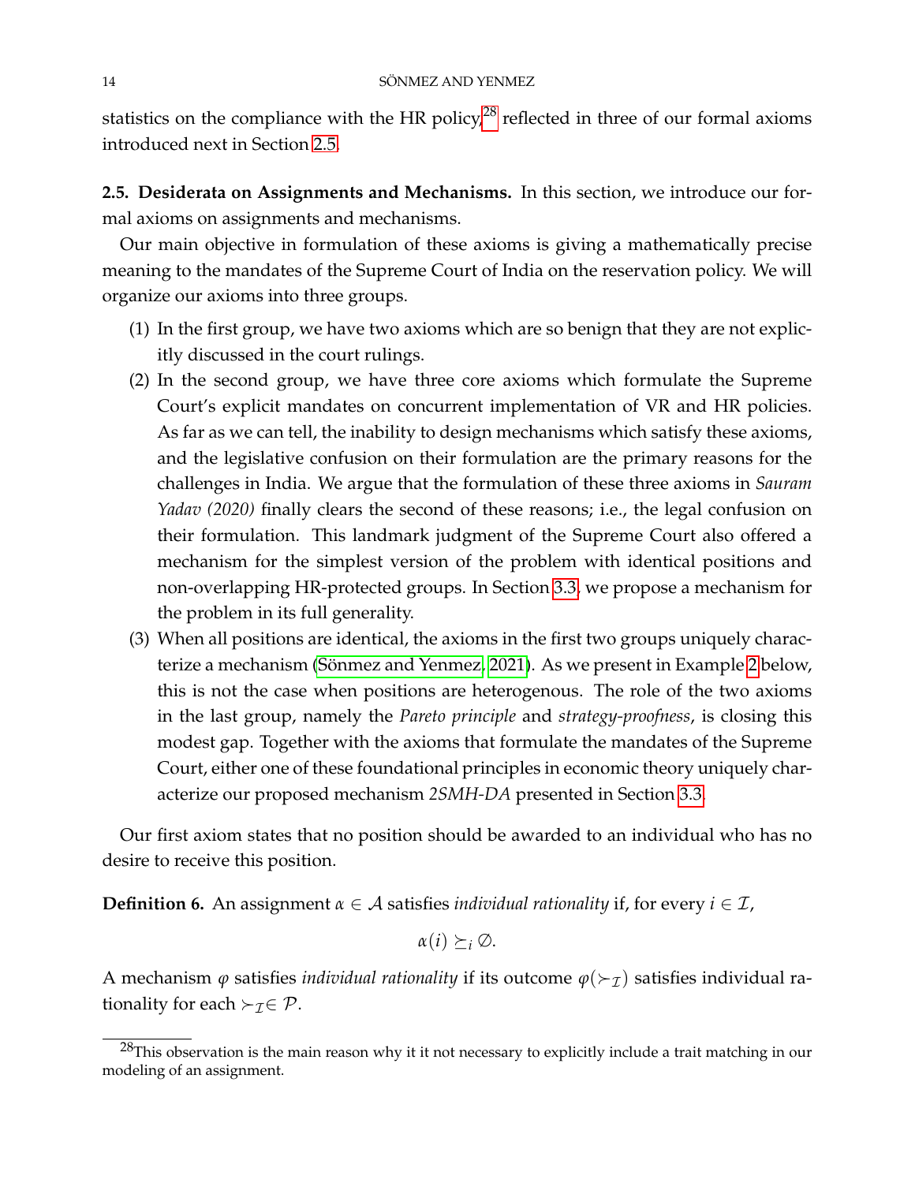statistics on the compliance with the HR policy,[28] reflected in three of our formal axioms introduced next in Section 2.5.

**2.5. Desiderata on Assignments and Mechanisms.** In this section, we introduce our formal axioms on assignments and mechanisms.

Our main objective in formulation of these axioms is giving a mathematically precise meaning to the mandates of the Supreme Court of India on the reservation policy. We will organize our axioms into three groups.

1. In the first group, we have two axioms which are so benign that they are not explicitly discussed in the court rulings.
2. In the second group, we have three core axioms which formulate the Supreme Court's explicit mandates on concurrent implementation of VR and HR policies. As far as we can tell, the inability to design mechanisms which satisfy these axioms, and the legislative confusion on their formulation are the primary reasons for the challenges in India. We argue that the formulation of these three axioms in *Sauram Yadav (2020)* finally clears the second of these reasons; i.e., the legal confusion on their formulation. This landmark judgment of the Supreme Court also offered a mechanism for the simplest version of the problem with identical positions and non-overlapping HR-protected groups. In Section 3.3, we propose a mechanism for the problem in its full generality.
3. When all positions are identical, the axioms in the first two groups uniquely characterize a mechanism (Sönmez and Yenmez, 2021). As we present in Example 2 below, this is not the case when positions are heterogenous. The role of the two axioms in the last group, namely the *Pareto principle* and *strategy-proofness*, is closing this modest gap. Together with the axioms that formulate the mandates of the Supreme Court, either one of these foundational principles in economic theory uniquely characterize our proposed mechanism *2SMH-DA* presented in Section 3.3.

Our first axiom states that no position should be awarded to an individual who has no desire to receive this position.

**Definition 6.** An assignment $\alpha \in \mathcal{A}$ satisfies *individual rationality* if, for every $i \in \mathcal{I}$,

$$\alpha(i) \succeq_i \emptyset.$$

A mechanism $\varphi$ satisfies *individual rationality* if its outcome $\varphi(\succ_{\mathcal{I}})$ satisfies individual rationality for each $\succ_{\mathcal{I}} \in \mathcal{P}$.

[28] This observation is the main reason why it it not necessary to explicitly include a trait matching in our modeling of an assignment.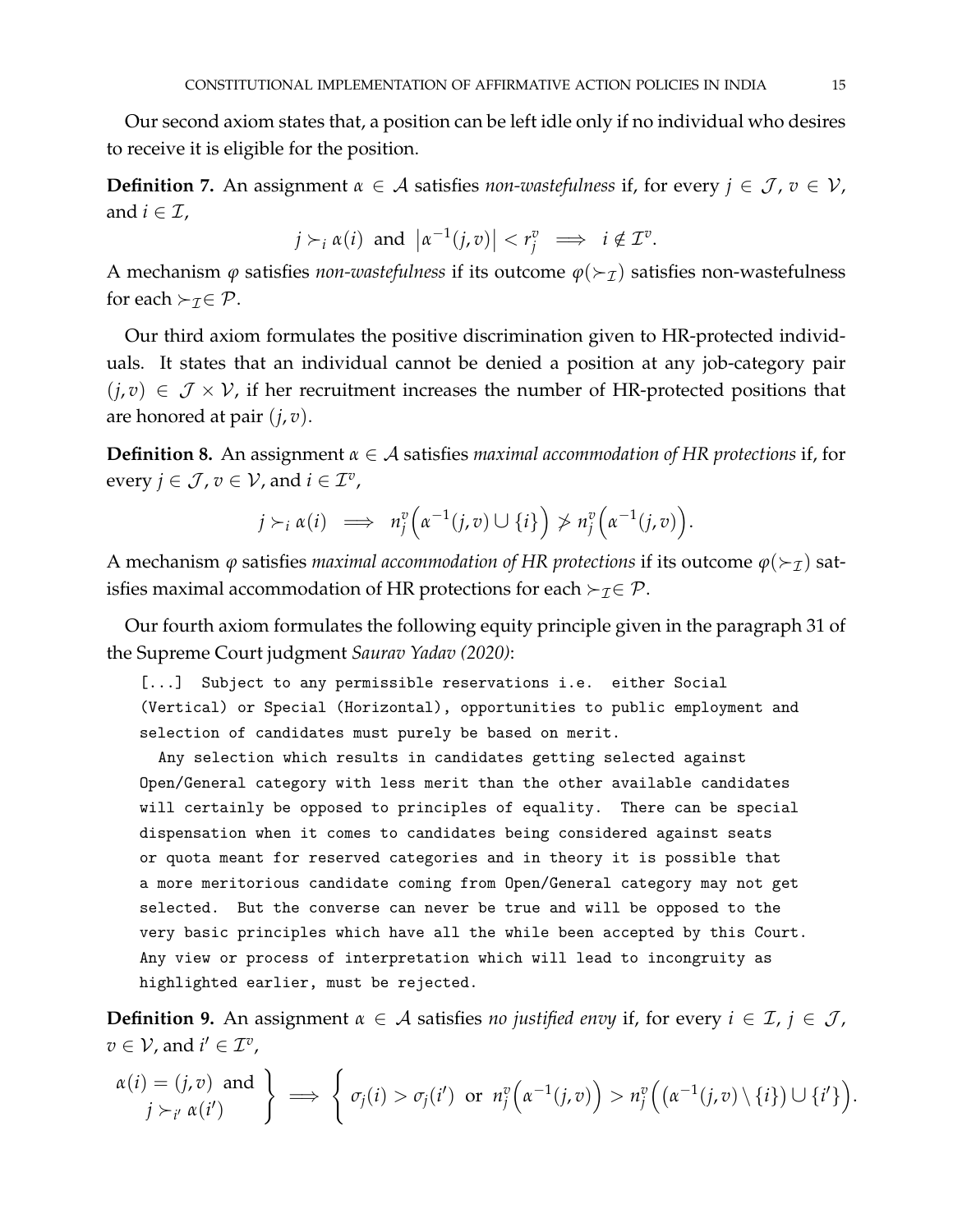Our second axiom states that, a position can be left idle only if no individual who desires to receive it is eligible for the position.

**Definition 7.** An assignment $\alpha \in \mathcal{A}$ satisfies *non-wastefulness* if, for every $j \in \mathcal{J}$, $v \in \mathcal{V}$, and $i \in \mathcal{I}$,

$$j \succ_i \alpha(i) \text{ and } \left|\alpha^{-1}(j,v)\right| < r_j^v \implies i \notin \mathcal{I}^v.$$

A mechanism $\varphi$ satisfies *non-wastefulness* if its outcome $\varphi(\succ_{\mathcal{I}})$ satisfies non-wastefulness for each $\succ_{\mathcal{I}} \in \mathcal{P}$.

Our third axiom formulates the positive discrimination given to HR-protected individuals. It states that an individual cannot be denied a position at any job-category pair $(j,v) \in \mathcal{J} \times \mathcal{V}$, if her recruitment increases the number of HR-protected positions that are honored at pair $(j,v)$.

**Definition 8.** An assignment $\alpha \in \mathcal{A}$ satisfies *maximal accommodation of HR protections* if, for every $j \in \mathcal{J}$, $v \in \mathcal{V}$, and $i \in \mathcal{I}^v$,

$$j \succ_i \alpha(i) \implies n_j^v\Big(\alpha^{-1}(j,v) \cup \{i\}\Big) \not> n_j^v\Big(\alpha^{-1}(j,v)\Big).$$

A mechanism $\varphi$ satisfies *maximal accommodation of HR protections* if its outcome $\varphi(\succ_{\mathcal{I}})$ satisfies maximal accommodation of HR protections for each $\succ_{\mathcal{I}} \in \mathcal{P}$.

Our fourth axiom formulates the following equity principle given in the paragraph 31 of the Supreme Court judgment *Saurav Yadav (2020)*:

> [...] Subject to any permissible reservations i.e. either Social (Vertical) or Special (Horizontal), opportunities to public employment and selection of candidates must purely be based on merit.
>
> Any selection which results in candidates getting selected against Open/General category with less merit than the other available candidates will certainly be opposed to principles of equality. There can be special dispensation when it comes to candidates being considered against seats or quota meant for reserved categories and in theory it is possible that a more meritorious candidate coming from Open/General category may not get selected. But the converse can never be true and will be opposed to the very basic principles which have all the while been accepted by this Court. Any view or process of interpretation which will lead to incongruity as highlighted earlier, must be rejected.

**Definition 9.** An assignment $\alpha \in \mathcal{A}$ satisfies *no justified envy* if, for every $i \in \mathcal{I}$, $j \in \mathcal{J}$, $v \in \mathcal{V}$, and $i' \in \mathcal{I}^v$,

$$\left.\begin{array}{c}\alpha(i) = (j,v) \text{ and} \\ j \succ_{i'} \alpha(i')\end{array}\right\} \implies \Big\{\, \sigma_j(i) > \sigma_j(i') \text{ or } n_j^v\Big(\alpha^{-1}(j,v)\Big) > n_j^v\Big(\big(\alpha^{-1}(j,v) \setminus \{i\}\big) \cup \{i'\}\Big).$$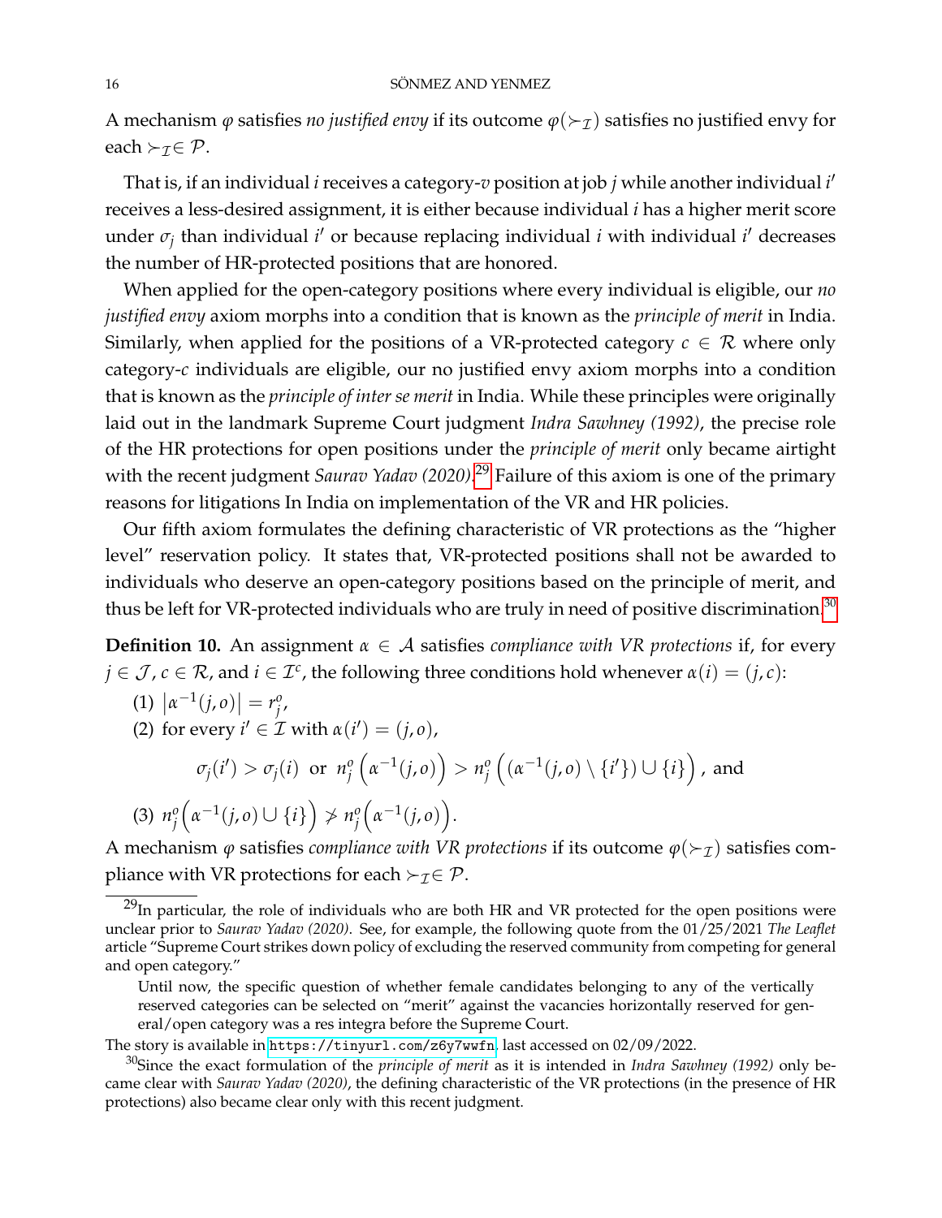A mechanism $\varphi$ satisfies *no justified envy* if its outcome $\varphi(\succ_{\mathcal{I}})$ satisfies no justified envy for each $\succ_{\mathcal{I}} \in \mathcal{P}$.

That is, if an individual $i$ receives a category-$v$ position at job $j$ while another individual $i'$ receives a less-desired assignment, it is either because individual $i$ has a higher merit score under $\sigma_j$ than individual $i'$ or because replacing individual $i$ with individual $i'$ decreases the number of HR-protected positions that are honored.

When applied for the open-category positions where every individual is eligible, our *no justified envy* axiom morphs into a condition that is known as the *principle of merit* in India. Similarly, when applied for the positions of a VR-protected category $c \in \mathcal{R}$ where only category-$c$ individuals are eligible, our no justified envy axiom morphs into a condition that is known as the *principle of inter se merit* in India. While these principles were originally laid out in the landmark Supreme Court judgment *Indra Sawhney (1992)*, the precise role of the HR protections for open positions under the *principle of merit* only became airtight with the recent judgment *Saurav Yadav (2020)*.[29] Failure of this axiom is one of the primary reasons for litigations In India on implementation of the VR and HR policies.

Our fifth axiom formulates the defining characteristic of VR protections as the "higher level" reservation policy. It states that, VR-protected positions shall not be awarded to individuals who deserve an open-category positions based on the principle of merit, and thus be left for VR-protected individuals who are truly in need of positive discrimination.[30]

**Definition 10.** An assignment $\alpha \in \mathcal{A}$ satisfies *compliance with VR protections* if, for every $j \in \mathcal{J}$, $c \in \mathcal{R}$, and $i \in \mathcal{I}^c$, the following three conditions hold whenever $\alpha(i) = (j, c)$:

(1) $\left|\alpha^{-1}(j,o)\right| = r^o_j$,

(2) for every $i' \in \mathcal{I}$ with $\alpha(i') = (j, o)$,

$$\sigma_j(i') > \sigma_j(i) \;\text{ or }\; n^o_j\left(\alpha^{-1}(j,o)\right) > n^o_j\left((\alpha^{-1}(j,o) \setminus \{i'\}) \cup \{i\}\right), \text{ and}$$

(3) $n^o_j\left(\alpha^{-1}(j,o) \cup \{i\}\right) \not> n^o_j\left(\alpha^{-1}(j,o)\right)$.

A mechanism $\varphi$ satisfies *compliance with VR protections* if its outcome $\varphi(\succ_{\mathcal{I}})$ satisfies compliance with VR protections for each $\succ_{\mathcal{I}} \in \mathcal{P}$.

---

[29] In particular, the role of individuals who are both HR and VR protected for the open positions were unclear prior to *Saurav Yadav (2020)*. See, for example, the following quote from the 01/25/2021 *The Leaflet* article "Supreme Court strikes down policy of excluding the reserved community from competing for general and open category."

> Until now, the specific question of whether female candidates belonging to any of the vertically reserved categories can be selected on "merit" against the vacancies horizontally reserved for general/open category was a res integra before the Supreme Court.

The story is available in https://tinyurl.com/z6y7wwfn, last accessed on 02/09/2022.

[30] Since the exact formulation of the *principle of merit* as it is intended in *Indra Sawhney (1992)* only became clear with *Saurav Yadav (2020)*, the defining characteristic of the VR protections (in the presence of HR protections) also became clear only with this recent judgment.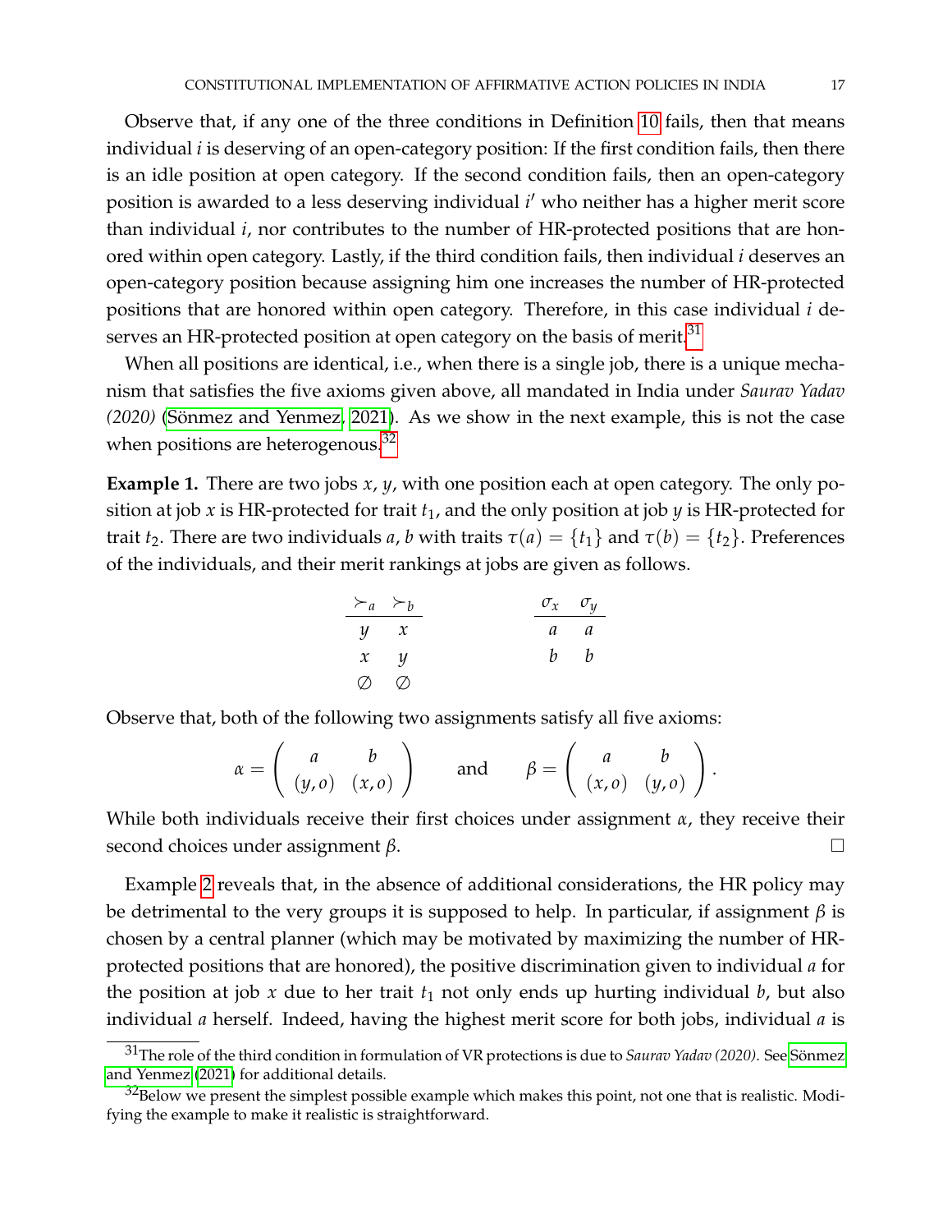Observe that, if any one of the three conditions in Definition 10 fails, then that means individual $i$ is deserving of an open-category position: If the first condition fails, then there is an idle position at open category. If the second condition fails, then an open-category position is awarded to a less deserving individual $i'$ who neither has a higher merit score than individual $i$, nor contributes to the number of HR-protected positions that are honored within open category. Lastly, if the third condition fails, then individual $i$ deserves an open-category position because assigning him one increases the number of HR-protected positions that are honored within open category. Therefore, in this case individual $i$ deserves an HR-protected position at open category on the basis of merit.[31]

When all positions are identical, i.e., when there is a single job, there is a unique mechanism that satisfies the five axioms given above, all mandated in India under *Saurav Yadav (2020)* (Sönmez and Yenmez, 2021). As we show in the next example, this is not the case when positions are heterogenous.[32]

**Example 1.** There are two jobs $x$, $y$, with one position each at open category. The only position at job $x$ is HR-protected for trait $t_1$, and the only position at job $y$ is HR-protected for trait $t_2$. There are two individuals $a$, $b$ with traits $\tau(a) = \{t_1\}$ and $\tau(b) = \{t_2\}$. Preferences of the individuals, and their merit rankings at jobs are given as follows.

| $\succ_a$ | $\succ_b$ |
|---|---|
| $y$ | $x$ |
| $x$ | $y$ |
| $\emptyset$ | $\emptyset$ |

| $\sigma_x$ | $\sigma_y$ |
|---|---|
| $a$ | $a$ |
| $b$ | $b$ |

Observe that, both of the following two assignments satisfy all five axioms:

$$\alpha = \begin{pmatrix} a & b \\ (y,o) & (x,o) \end{pmatrix} \qquad \text{and} \qquad \beta = \begin{pmatrix} a & b \\ (x,o) & (y,o) \end{pmatrix}.$$

While both individuals receive their first choices under assignment $\alpha$, they receive their second choices under assignment $\beta$. □

Example 2 reveals that, in the absence of additional considerations, the HR policy may be detrimental to the very groups it is supposed to help. In particular, if assignment $\beta$ is chosen by a central planner (which may be motivated by maximizing the number of HR-protected positions that are honored), the positive discrimination given to individual $a$ for the position at job $x$ due to her trait $t_1$ not only ends up hurting individual $b$, but also individual $a$ herself. Indeed, having the highest merit score for both jobs, individual $a$ is

[31] The role of the third condition in formulation of VR protections is due to *Saurav Yadav (2020)*. See Sönmez and Yenmez (2021) for additional details.

[32] Below we present the simplest possible example which makes this point, not one that is realistic. Modifying the example to make it realistic is straightforward.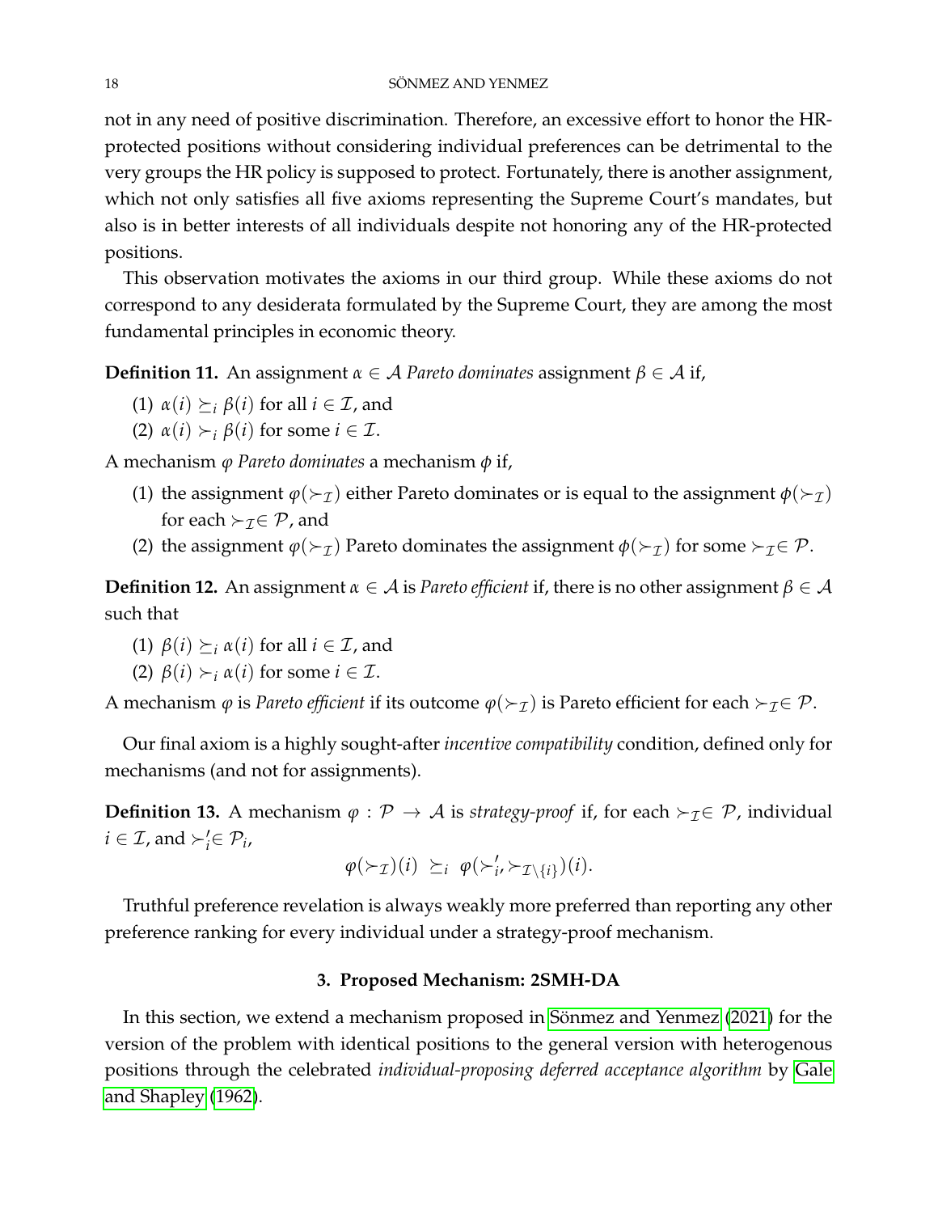not in any need of positive discrimination. Therefore, an excessive effort to honor the HR-protected positions without considering individual preferences can be detrimental to the very groups the HR policy is supposed to protect. Fortunately, there is another assignment, which not only satisfies all five axioms representing the Supreme Court's mandates, but also is in better interests of all individuals despite not honoring any of the HR-protected positions.

This observation motivates the axioms in our third group. While these axioms do not correspond to any desiderata formulated by the Supreme Court, they are among the most fundamental principles in economic theory.

**Definition 11.** An assignment $\alpha \in \mathcal{A}$ *Pareto dominates* assignment $\beta \in \mathcal{A}$ if,

(1) $\alpha(i) \succeq_i \beta(i)$ for all $i \in \mathcal{I}$, and
(2) $\alpha(i) \succ_i \beta(i)$ for some $i \in \mathcal{I}$.

A mechanism $\varphi$ *Pareto dominates* a mechanism $\phi$ if,

(1) the assignment $\varphi(\succ_{\mathcal{I}})$ either Pareto dominates or is equal to the assignment $\phi(\succ_{\mathcal{I}})$ for each $\succ_{\mathcal{I}} \in \mathcal{P}$, and
(2) the assignment $\varphi(\succ_{\mathcal{I}})$ Pareto dominates the assignment $\phi(\succ_{\mathcal{I}})$ for some $\succ_{\mathcal{I}} \in \mathcal{P}$.

**Definition 12.** An assignment $\alpha \in \mathcal{A}$ is *Pareto efficient* if, there is no other assignment $\beta \in \mathcal{A}$ such that

(1) $\beta(i) \succeq_i \alpha(i)$ for all $i \in \mathcal{I}$, and
(2) $\beta(i) \succ_i \alpha(i)$ for some $i \in \mathcal{I}$.

A mechanism $\varphi$ is *Pareto efficient* if its outcome $\varphi(\succ_{\mathcal{I}})$ is Pareto efficient for each $\succ_{\mathcal{I}} \in \mathcal{P}$.

Our final axiom is a highly sought-after *incentive compatibility* condition, defined only for mechanisms (and not for assignments).

**Definition 13.** A mechanism $\varphi : \mathcal{P} \to \mathcal{A}$ is *strategy-proof* if, for each $\succ_{\mathcal{I}} \in \mathcal{P}$, individual $i \in \mathcal{I}$, and $\succ'_i \in \mathcal{P}_i$,

$$\varphi(\succ_{\mathcal{I}})(i) \ \succeq_i \ \varphi(\succ'_i, \succ_{\mathcal{I}\setminus\{i\}})(i).$$

Truthful preference revelation is always weakly more preferred than reporting any other preference ranking for every individual under a strategy-proof mechanism.

## 3. Proposed Mechanism: 2SMH-DA

In this section, we extend a mechanism proposed in Sönmez and Yenmez (2021) for the version of the problem with identical positions to the general version with heterogenous positions through the celebrated *individual-proposing deferred acceptance algorithm* by Gale and Shapley (1962).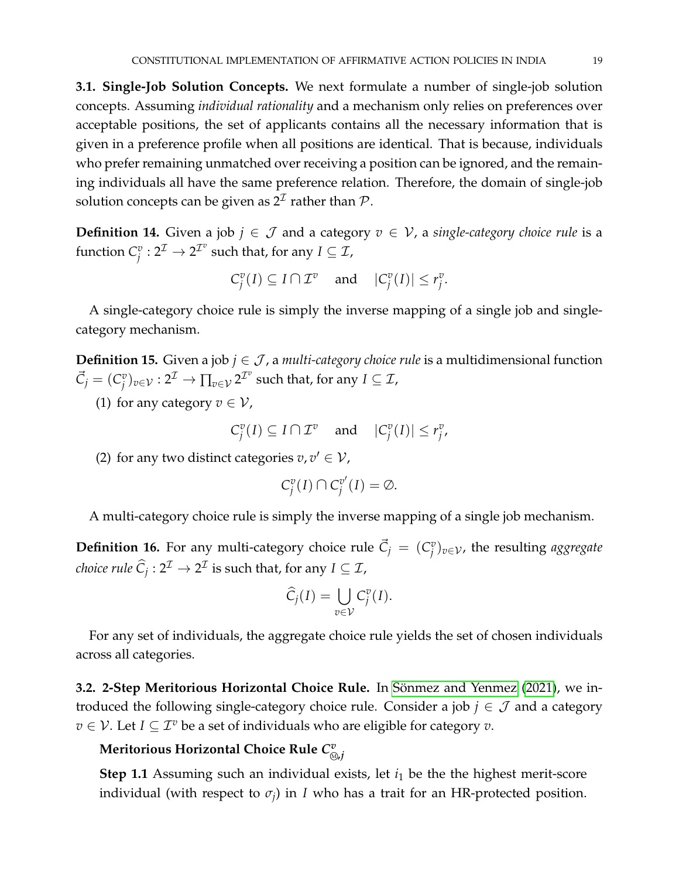**3.1. Single-Job Solution Concepts.** We next formulate a number of single-job solution concepts. Assuming *individual rationality* and a mechanism only relies on preferences over acceptable positions, the set of applicants contains all the necessary information that is given in a preference profile when all positions are identical. That is because, individuals who prefer remaining unmatched over receiving a position can be ignored, and the remaining individuals all have the same preference relation. Therefore, the domain of single-job solution concepts can be given as $2^{\mathcal{I}}$ rather than $\mathcal{P}$.

**Definition 14.** Given a job $j \in \mathcal{J}$ and a category $v \in \mathcal{V}$, a *single-category choice rule* is a function $C_j^v : 2^{\mathcal{I}} \to 2^{\mathcal{I}^v}$ such that, for any $I \subseteq \mathcal{I}$,

$$C_j^v(I) \subseteq I \cap \mathcal{I}^v \quad \text{and} \quad |C_j^v(I)| \leq r_j^v.$$

A single-category choice rule is simply the inverse mapping of a single job and single-category mechanism.

**Definition 15.** Given a job $j \in \mathcal{J}$, a *multi-category choice rule* is a multidimensional function $\vec{C}_j = (C_j^v)_{v \in \mathcal{V}} : 2^{\mathcal{I}} \to \prod_{v \in \mathcal{V}} 2^{\mathcal{I}^v}$ such that, for any $I \subseteq \mathcal{I}$,

(1) for any category $v \in \mathcal{V}$,

$$C_j^v(I) \subseteq I \cap \mathcal{I}^v \quad \text{and} \quad |C_j^v(I)| \leq r_j^v,$$

(2) for any two distinct categories $v, v' \in \mathcal{V}$,

$$C_j^v(I) \cap C_j^{v'}(I) = \emptyset.$$

A multi-category choice rule is simply the inverse mapping of a single job mechanism.

**Definition 16.** For any multi-category choice rule $\vec{C}_j = (C_j^v)_{v \in \mathcal{V}}$, the resulting *aggregate choice rule* $\widehat{C}_j : 2^{\mathcal{I}} \to 2^{\mathcal{I}}$ is such that, for any $I \subseteq \mathcal{I}$,

$$\widehat{C}_j(I) = \bigcup_{v \in \mathcal{V}} C_j^v(I).$$

For any set of individuals, the aggregate choice rule yields the set of chosen individuals across all categories.

**3.2. 2-Step Meritorious Horizontal Choice Rule.** In Sönmez and Yenmez (2021), we introduced the following single-category choice rule. Consider a job $j \in \mathcal{J}$ and a category $v \in \mathcal{V}$. Let $I \subseteq \mathcal{I}^v$ be a set of individuals who are eligible for category $v$.

**Meritorious Horizontal Choice Rule $C^v_{Ⓜ,j}$**

**Step 1.1** Assuming such an individual exists, let $i_1$ be the the highest merit-score individual (with respect to $\sigma_j$) in $I$ who has a trait for an HR-protected position.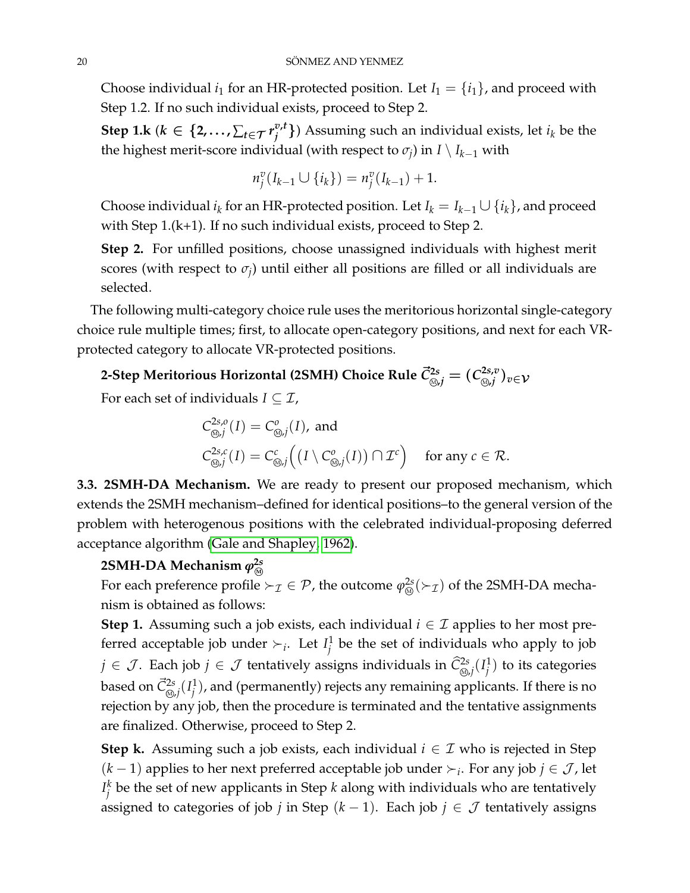Choose individual $i_1$ for an HR-protected position. Let $I_1 = \{i_1\}$, and proceed with Step 1.2. If no such individual exists, proceed to Step 2.

**Step 1.k** ($k \in \{2, \ldots, \sum_{t \in \mathcal{T}} r_j^{v,t}\}$) Assuming such an individual exists, let $i_k$ be the the highest merit-score individual (with respect to $\sigma_j$) in $I \setminus I_{k-1}$ with

$$n_j^v(I_{k-1} \cup \{i_k\}) = n_j^v(I_{k-1}) + 1.$$

Choose individual $i_k$ for an HR-protected position. Let $I_k = I_{k-1} \cup \{i_k\}$, and proceed with Step 1.(k+1). If no such individual exists, proceed to Step 2.

**Step 2.** For unfilled positions, choose unassigned individuals with highest merit scores (with respect to $\sigma_j$) until either all positions are filled or all individuals are selected.

The following multi-category choice rule uses the meritorious horizontal single-category choice rule multiple times; first, to allocate open-category positions, and next for each VR-protected category to allocate VR-protected positions.

**2-Step Meritorious Horizontal (2SMH) Choice Rule** $\vec{C}^{2s}_{Ⓜ,j} = (C^{2s,v}_{Ⓜ,j})_{v \in \mathcal{V}}$

For each set of individuals $I \subseteq \mathcal{I}$,

$$C^{2s,o}_{Ⓜ,j}(I) = C^{o}_{Ⓜ,j}(I), \text{ and}$$
$$C^{2s,c}_{Ⓜ,j}(I) = C^{c}_{Ⓜ,j}\Big(\big(I \setminus C^{o}_{Ⓜ,j}(I)\big) \cap \mathcal{I}^c\Big) \quad \text{for any } c \in \mathcal{R}.$$

**3.3. 2SMH-DA Mechanism.** We are ready to present our proposed mechanism, which extends the 2SMH mechanism–defined for identical positions–to the general version of the problem with heterogenous positions with the celebrated individual-proposing deferred acceptance algorithm (Gale and Shapley, 1962).

**2SMH-DA Mechanism** $\varphi^{2s}_{Ⓜ}$

For each preference profile $\succ_{\mathcal{I}} \in \mathcal{P}$, the outcome $\varphi^{2s}_{Ⓜ}(\succ_{\mathcal{I}})$ of the 2SMH-DA mechanism is obtained as follows:

**Step 1.** Assuming such a job exists, each individual $i \in \mathcal{I}$ applies to her most preferred acceptable job under $\succ_i$. Let $I_j^1$ be the set of individuals who apply to job $j \in \mathcal{J}$. Each job $j \in \mathcal{J}$ tentatively assigns individuals in $\widehat{C}^{2s}_{Ⓜ,j}(I_j^1)$ to its categories based on $\vec{C}^{2s}_{Ⓜ,j}(I_j^1)$, and (permanently) rejects any remaining applicants. If there is no rejection by any job, then the procedure is terminated and the tentative assignments are finalized. Otherwise, proceed to Step 2.

**Step k.** Assuming such a job exists, each individual $i \in \mathcal{I}$ who is rejected in Step $(k-1)$ applies to her next preferred acceptable job under $\succ_i$. For any job $j \in \mathcal{J}$, let $I_j^k$ be the set of new applicants in Step $k$ along with individuals who are tentatively assigned to categories of job $j$ in Step $(k-1)$. Each job $j \in \mathcal{J}$ tentatively assigns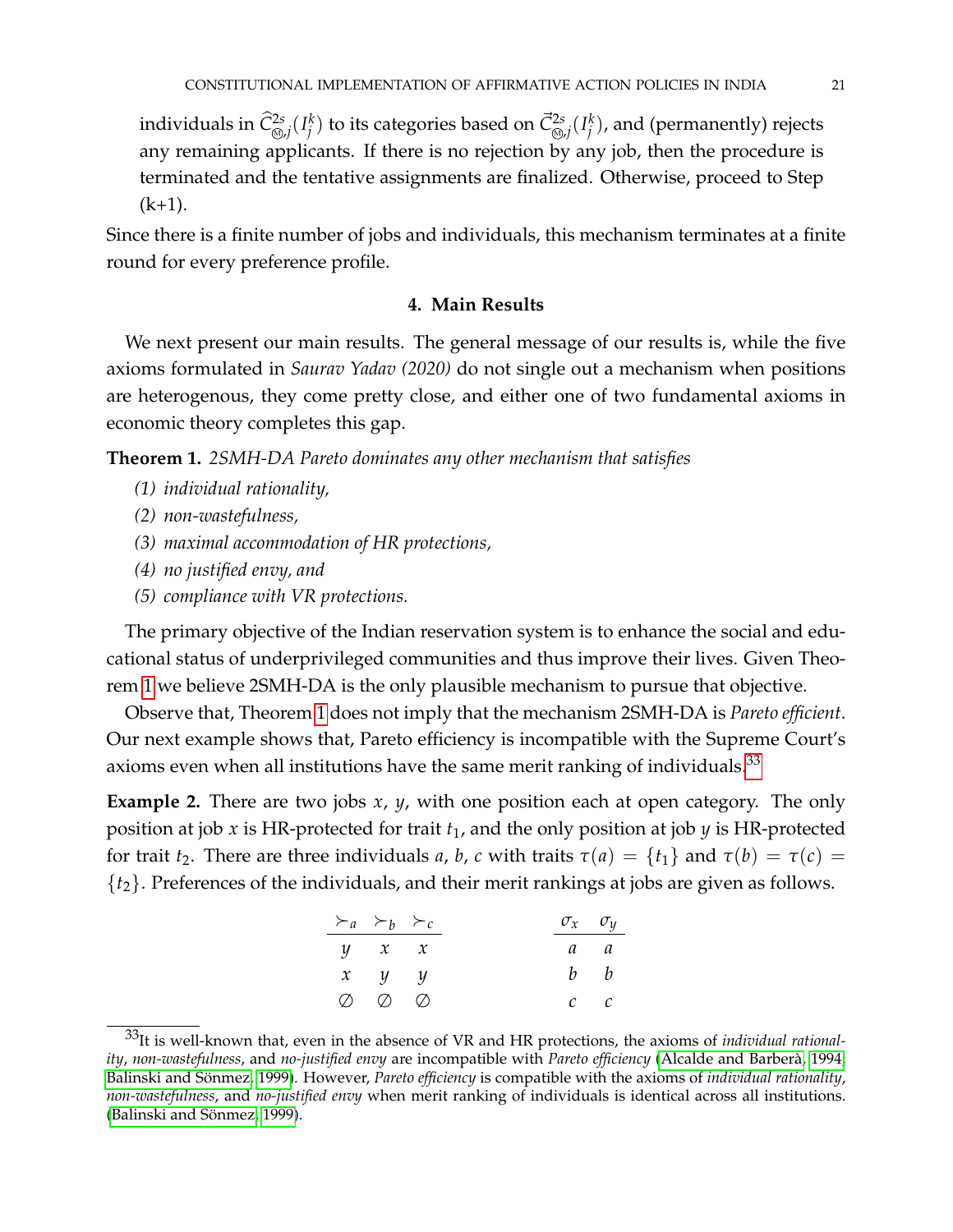individuals in $\widehat{C}^{2s}_{\circledS,j}(I^k_j)$ to its categories based on $\vec{C}^{2s}_{\circledS,j}(I^k_j)$, and (permanently) rejects any remaining applicants. If there is no rejection by any job, then the procedure is terminated and the tentative assignments are finalized. Otherwise, proceed to Step (k+1).

Since there is a finite number of jobs and individuals, this mechanism terminates at a finite round for every preference profile.

## 4. Main Results

We next present our main results. The general message of our results is, while the five axioms formulated in *Saurav Yadav (2020)* do not single out a mechanism when positions are heterogenous, they come pretty close, and either one of two fundamental axioms in economic theory completes this gap.

**Theorem 1.** *2SMH-DA Pareto dominates any other mechanism that satisfies*

*(1) individual rationality,*
*(2) non-wastefulness,*
*(3) maximal accommodation of HR protections,*
*(4) no justified envy, and*
*(5) compliance with VR protections.*

The primary objective of the Indian reservation system is to enhance the social and educational status of underprivileged communities and thus improve their lives. Given Theorem 1 we believe 2SMH-DA is the only plausible mechanism to pursue that objective.

Observe that, Theorem 1 does not imply that the mechanism 2SMH-DA is *Pareto efficient*. Our next example shows that, Pareto efficiency is incompatible with the Supreme Court's axioms even when all institutions have the same merit ranking of individuals.[33]

**Example 2.** There are two jobs $x$, $y$, with one position each at open category. The only position at job $x$ is HR-protected for trait $t_1$, and the only position at job $y$ is HR-protected for trait $t_2$. There are three individuals $a$, $b$, $c$ with traits $\tau(a) = \{t_1\}$ and $\tau(b) = \tau(c) = \{t_2\}$. Preferences of the individuals, and their merit rankings at jobs are given as follows.

| $\succ_a$ | $\succ_b$ | $\succ_c$ |
|---|---|---|
| $y$ | $x$ | $x$ |
| $x$ | $y$ | $y$ |
| $\emptyset$ | $\emptyset$ | $\emptyset$ |

| $\sigma_x$ | $\sigma_y$ |
|---|---|
| $a$ | $a$ |
| $b$ | $b$ |
| $c$ | $c$ |

[33] It is well-known that, even in the absence of VR and HR protections, the axioms of *individual rationality*, *non-wastefulness*, and *no-justified envy* are incompatible with *Pareto efficiency* (Alcalde and Barberà, 1994; Balinski and Sönmez, 1999). However, *Pareto efficiency* is compatible with the axioms of *individual rationality*, *non-wastefulness*, and *no-justified envy* when merit ranking of individuals is identical across all institutions. (Balinski and Sönmez, 1999).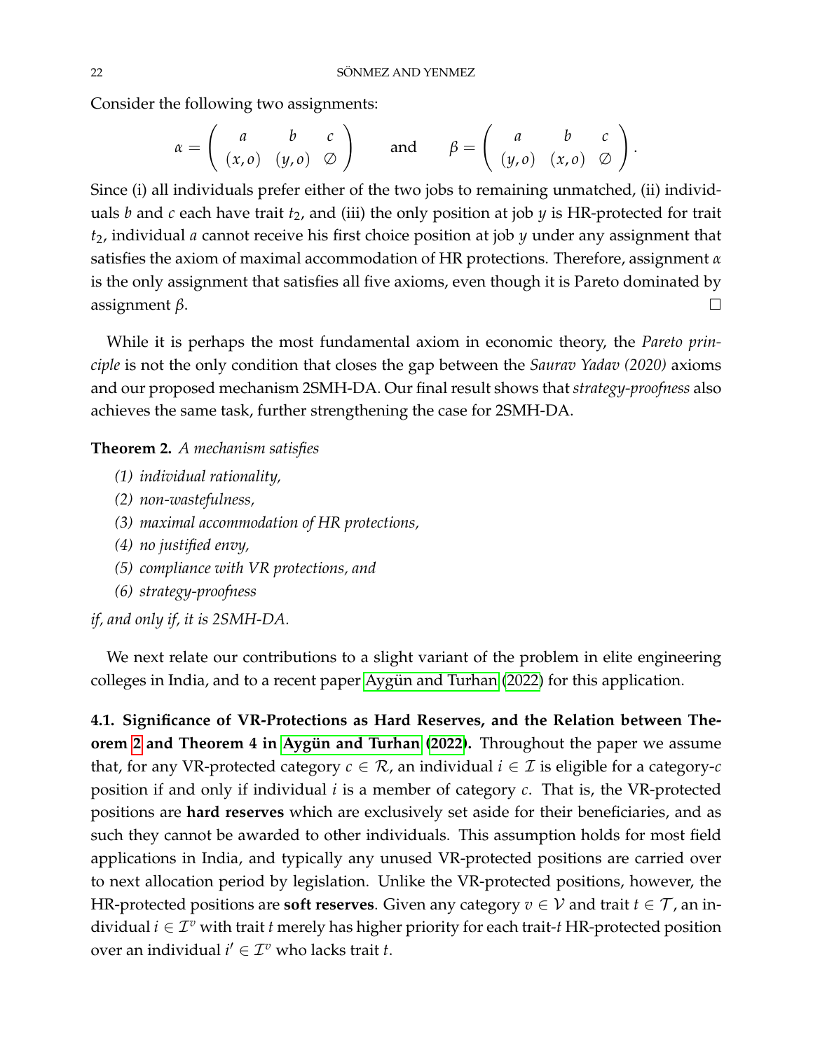Consider the following two assignments:

$$\alpha = \begin{pmatrix} a & b & c \\ (x, o) & (y, o) & \emptyset \end{pmatrix} \qquad \text{and} \qquad \beta = \begin{pmatrix} a & b & c \\ (y, o) & (x, o) & \emptyset \end{pmatrix}.$$

Since (i) all individuals prefer either of the two jobs to remaining unmatched, (ii) individuals $b$ and $c$ each have trait $t_2$, and (iii) the only position at job $y$ is HR-protected for trait $t_2$, individual $a$ cannot receive his first choice position at job $y$ under any assignment that satisfies the axiom of maximal accommodation of HR protections. Therefore, assignment $\alpha$ is the only assignment that satisfies all five axioms, even though it is Pareto dominated by assignment $\beta$. □

While it is perhaps the most fundamental axiom in economic theory, the *Pareto principle* is not the only condition that closes the gap between the *Saurav Yadav (2020)* axioms and our proposed mechanism 2SMH-DA. Our final result shows that *strategy-proofness* also achieves the same task, further strengthening the case for 2SMH-DA.

**Theorem 2.** *A mechanism satisfies*

*(1) individual rationality,*
*(2) non-wastefulness,*
*(3) maximal accommodation of HR protections,*
*(4) no justified envy,*
*(5) compliance with VR protections, and*
*(6) strategy-proofness*

*if, and only if, it is 2SMH-DA.*

We next relate our contributions to a slight variant of the problem in elite engineering colleges in India, and to a recent paper Aygün and Turhan (2022) for this application.

**4.1. Significance of VR-Protections as Hard Reserves, and the Relation between Theorem 2 and Theorem 4 in Aygün and Turhan (2022).** Throughout the paper we assume that, for any VR-protected category $c \in \mathcal{R}$, an individual $i \in \mathcal{I}$ is eligible for a category-$c$ position if and only if individual $i$ is a member of category $c$. That is, the VR-protected positions are **hard reserves** which are exclusively set aside for their beneficiaries, and as such they cannot be awarded to other individuals. This assumption holds for most field applications in India, and typically any unused VR-protected positions are carried over to next allocation period by legislation. Unlike the VR-protected positions, however, the HR-protected positions are **soft reserves**. Given any category $v \in \mathcal{V}$ and trait $t \in \mathcal{T}$, an individual $i \in \mathcal{I}^v$ with trait $t$ merely has higher priority for each trait-$t$ HR-protected position over an individual $i' \in \mathcal{I}^v$ who lacks trait $t$.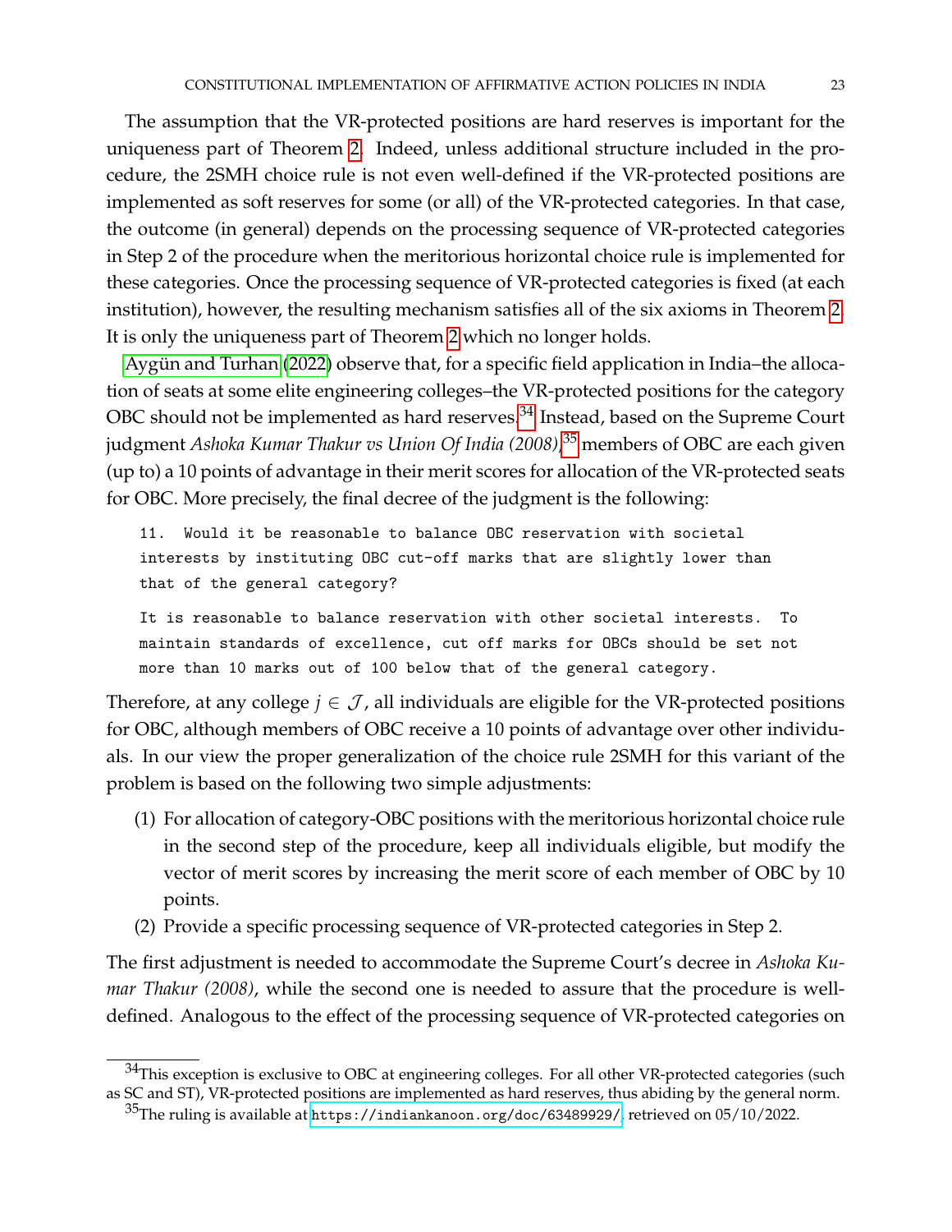The assumption that the VR-protected positions are hard reserves is important for the uniqueness part of Theorem 2. Indeed, unless additional structure included in the procedure, the 2SMH choice rule is not even well-defined if the VR-protected positions are implemented as soft reserves for some (or all) of the VR-protected categories. In that case, the outcome (in general) depends on the processing sequence of VR-protected categories in Step 2 of the procedure when the meritorious horizontal choice rule is implemented for these categories. Once the processing sequence of VR-protected categories is fixed (at each institution), however, the resulting mechanism satisfies all of the six axioms in Theorem 2. It is only the uniqueness part of Theorem 2 which no longer holds.

Aygün and Turhan (2022) observe that, for a specific field application in India–the allocation of seats at some elite engineering colleges–the VR-protected positions for the category OBC should not be implemented as hard reserves.[34] Instead, based on the Supreme Court judgment *Ashoka Kumar Thakur vs Union Of India (2008)*,[35] members of OBC are each given (up to) a 10 points of advantage in their merit scores for allocation of the VR-protected seats for OBC. More precisely, the final decree of the judgment is the following:

```
11.  Would it be reasonable to balance OBC reservation with societal
interests by instituting OBC cut-off marks that are slightly lower than
that of the general category?

It is reasonable to balance reservation with other societal interests.  To
maintain standards of excellence, cut off marks for OBCs should be set not
more than 10 marks out of 100 below that of the general category.
```

Therefore, at any college $j \in \mathcal{J}$, all individuals are eligible for the VR-protected positions for OBC, although members of OBC receive a 10 points of advantage over other individuals. In our view the proper generalization of the choice rule 2SMH for this variant of the problem is based on the following two simple adjustments:

(1) For allocation of category-OBC positions with the meritorious horizontal choice rule in the second step of the procedure, keep all individuals eligible, but modify the vector of merit scores by increasing the merit score of each member of OBC by 10 points.
(2) Provide a specific processing sequence of VR-protected categories in Step 2.

The first adjustment is needed to accommodate the Supreme Court's decree in *Ashoka Kumar Thakur (2008)*, while the second one is needed to assure that the procedure is well-defined. Analogous to the effect of the processing sequence of VR-protected categories on

[34] This exception is exclusive to OBC at engineering colleges. For all other VR-protected categories (such as SC and ST), VR-protected positions are implemented as hard reserves, thus abiding by the general norm.

[35] The ruling is available at https://indiankanoon.org/doc/63489929/, retrieved on 05/10/2022.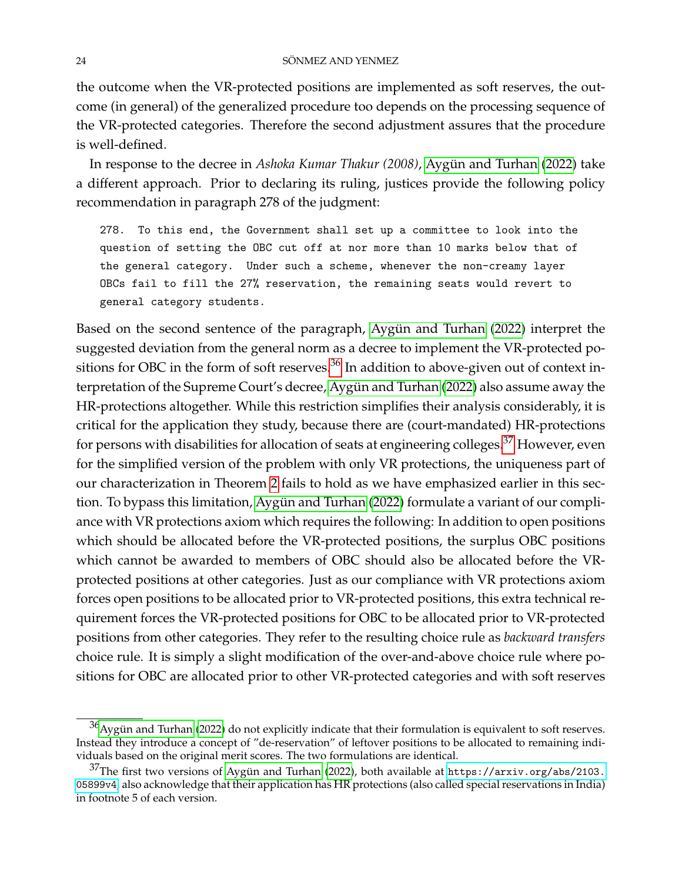the outcome when the VR-protected positions are implemented as soft reserves, the outcome (in general) of the generalized procedure too depends on the processing sequence of the VR-protected categories. Therefore the second adjustment assures that the procedure is well-defined.

In response to the decree in *Ashoka Kumar Thakur (2008)*, Aygün and Turhan (2022) take a different approach. Prior to declaring its ruling, justices provide the following policy recommendation in paragraph 278 of the judgment:

> 278. To this end, the Government shall set up a committee to look into the question of setting the OBC cut off at nor more than 10 marks below that of the general category. Under such a scheme, whenever the non-creamy layer OBCs fail to fill the 27% reservation, the remaining seats would revert to general category students.

Based on the second sentence of the paragraph, Aygün and Turhan (2022) interpret the suggested deviation from the general norm as a decree to implement the VR-protected positions for OBC in the form of soft reserves.[36] In addition to above-given out of context interpretation of the Supreme Court's decree, Aygün and Turhan (2022) also assume away the HR-protections altogether. While this restriction simplifies their analysis considerably, it is critical for the application they study, because there are (court-mandated) HR-protections for persons with disabilities for allocation of seats at engineering colleges.[37] However, even for the simplified version of the problem with only VR protections, the uniqueness part of our characterization in Theorem 2 fails to hold as we have emphasized earlier in this section. To bypass this limitation, Aygün and Turhan (2022) formulate a variant of our compliance with VR protections axiom which requires the following: In addition to open positions which should be allocated before the VR-protected positions, the surplus OBC positions which cannot be awarded to members of OBC should also be allocated before the VR-protected positions at other categories. Just as our compliance with VR protections axiom forces open positions to be allocated prior to VR-protected positions, this extra technical requirement forces the VR-protected positions for OBC to be allocated prior to VR-protected positions from other categories. They refer to the resulting choice rule as *backward transfers* choice rule. It is simply a slight modification of the over-and-above choice rule where positions for OBC are allocated prior to other VR-protected categories and with soft reserves

[36] Aygün and Turhan (2022) do not explicitly indicate that their formulation is equivalent to soft reserves. Instead they introduce a concept of "de-reservation" of leftover positions to be allocated to remaining individuals based on the original merit scores. The two formulations are identical.

[37] The first two versions of Aygün and Turhan (2022), both available at https://arxiv.org/abs/2103.05899v4, also acknowledge that their application has HR protections (also called special reservations in India) in footnote 5 of each version.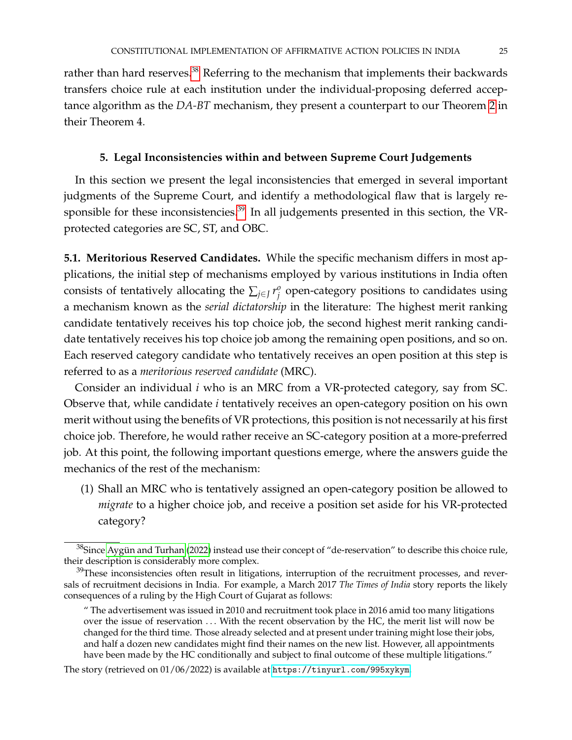rather than hard reserves.[38] Referring to the mechanism that implements their backwards transfers choice rule at each institution under the individual-proposing deferred acceptance algorithm as the *DA-BT* mechanism, they present a counterpart to our Theorem 2 in their Theorem 4.

## 5. Legal Inconsistencies within and between Supreme Court Judgements

In this section we present the legal inconsistencies that emerged in several important judgments of the Supreme Court, and identify a methodological flaw that is largely responsible for these inconsistencies.[39] In all judgements presented in this section, the VR-protected categories are SC, ST, and OBC.

**5.1. Meritorious Reserved Candidates.** While the specific mechanism differs in most applications, the initial step of mechanisms employed by various institutions in India often consists of tentatively allocating the $\sum_{j \in J} r_j^o$ open-category positions to candidates using a mechanism known as the *serial dictatorship* in the literature: The highest merit ranking candidate tentatively receives his top choice job, the second highest merit ranking candidate tentatively receives his top choice job among the remaining open positions, and so on. Each reserved category candidate who tentatively receives an open position at this step is referred to as a *meritorious reserved candidate* (MRC).

Consider an individual $i$ who is an MRC from a VR-protected category, say from SC. Observe that, while candidate $i$ tentatively receives an open-category position on his own merit without using the benefits of VR protections, this position is not necessarily at his first choice job. Therefore, he would rather receive an SC-category position at a more-preferred job. At this point, the following important questions emerge, where the answers guide the mechanics of the rest of the mechanism:

(1) Shall an MRC who is tentatively assigned an open-category position be allowed to *migrate* to a higher choice job, and receive a position set aside for his VR-protected category?

---

[38] Since Aygün and Turhan (2022) instead use their concept of "de-reservation" to describe this choice rule, their description is considerably more complex.

[39] These inconsistencies often result in litigations, interruption of the recruitment processes, and reversals of recruitment decisions in India. For example, a March 2017 *The Times of India* story reports the likely consequences of a ruling by the High Court of Gujarat as follows:

> " The advertisement was issued in 2010 and recruitment took place in 2016 amid too many litigations over the issue of reservation . . . With the recent observation by the HC, the merit list will now be changed for the third time. Those already selected and at present under training might lose their jobs, and half a dozen new candidates might find their names on the new list. However, all appointments have been made by the HC conditionally and subject to final outcome of these multiple litigations."

The story (retrieved on 01/06/2022) is available at https://tinyurl.com/995xykym.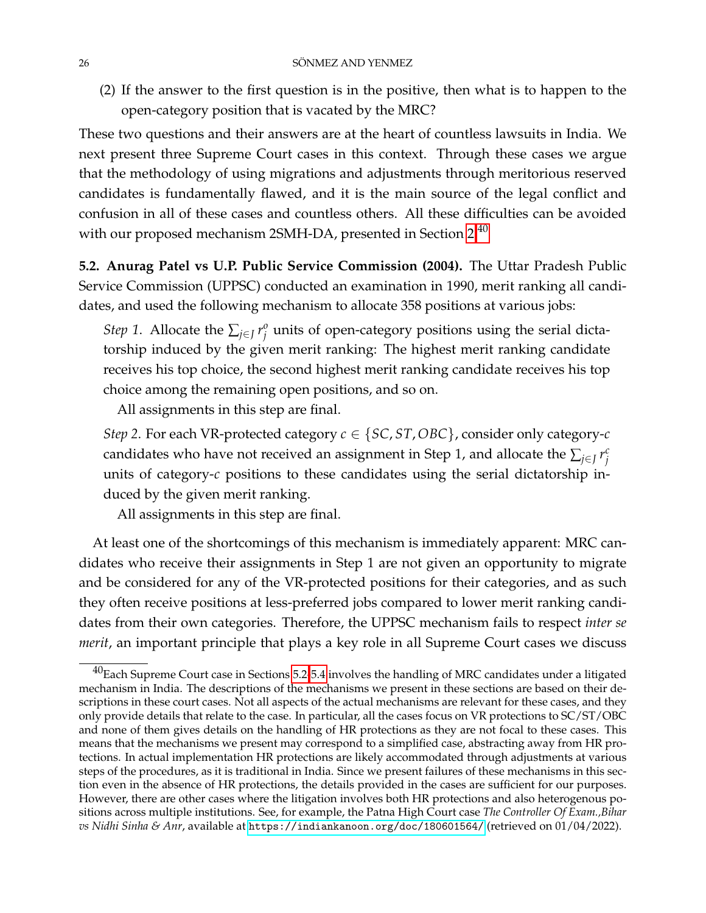(2) If the answer to the first question is in the positive, then what is to happen to the open-category position that is vacated by the MRC?

These two questions and their answers are at the heart of countless lawsuits in India. We next present three Supreme Court cases in this context. Through these cases we argue that the methodology of using migrations and adjustments through meritorious reserved candidates is fundamentally flawed, and it is the main source of the legal conflict and confusion in all of these cases and countless others. All these difficulties can be avoided with our proposed mechanism 2SMH-DA, presented in Section 2.[40]

**5.2. Anurag Patel vs U.P. Public Service Commission (2004).** The Uttar Pradesh Public Service Commission (UPPSC) conducted an examination in 1990, merit ranking all candidates, and used the following mechanism to allocate 358 positions at various jobs:

> *Step 1.* Allocate the $\sum_{j \in J} r_j^o$ units of open-category positions using the serial dictatorship induced by the given merit ranking: The highest merit ranking candidate receives his top choice, the second highest merit ranking candidate receives his top choice among the remaining open positions, and so on.
>
> All assignments in this step are final.
>
> *Step 2.* For each VR-protected category $c \in \{SC, ST, OBC\}$, consider only category-$c$ candidates who have not received an assignment in Step 1, and allocate the $\sum_{j \in J} r_j^c$ units of category-$c$ positions to these candidates using the serial dictatorship induced by the given merit ranking.
>
> All assignments in this step are final.

At least one of the shortcomings of this mechanism is immediately apparent: MRC candidates who receive their assignments in Step 1 are not given an opportunity to migrate and be considered for any of the VR-protected positions for their categories, and as such they often receive positions at less-preferred jobs compared to lower merit ranking candidates from their own categories. Therefore, the UPPSC mechanism fails to respect *inter se merit*, an important principle that plays a key role in all Supreme Court cases we discuss

[40] Each Supreme Court case in Sections 5.2-5.4 involves the handling of MRC candidates under a litigated mechanism in India. The descriptions of the mechanisms we present in these sections are based on their descriptions in these court cases. Not all aspects of the actual mechanisms are relevant for these cases, and they only provide details that relate to the case. In particular, all the cases focus on VR protections to SC/ST/OBC and none of them gives details on the handling of HR protections as they are not focal to these cases. This means that the mechanisms we present may correspond to a simplified case, abstracting away from HR protections. In actual implementation HR protections are likely accommodated through adjustments at various steps of the procedures, as it is traditional in India. Since we present failures of these mechanisms in this section even in the absence of HR protections, the details provided in the cases are sufficient for our purposes. However, there are other cases where the litigation involves both HR protections and also heterogenous positions across multiple institutions. See, for example, the Patna High Court case *The Controller Of Exam.,Bihar vs Nidhi Sinha & Anr*, available at https://indiankanoon.org/doc/180601564/ (retrieved on 01/04/2022).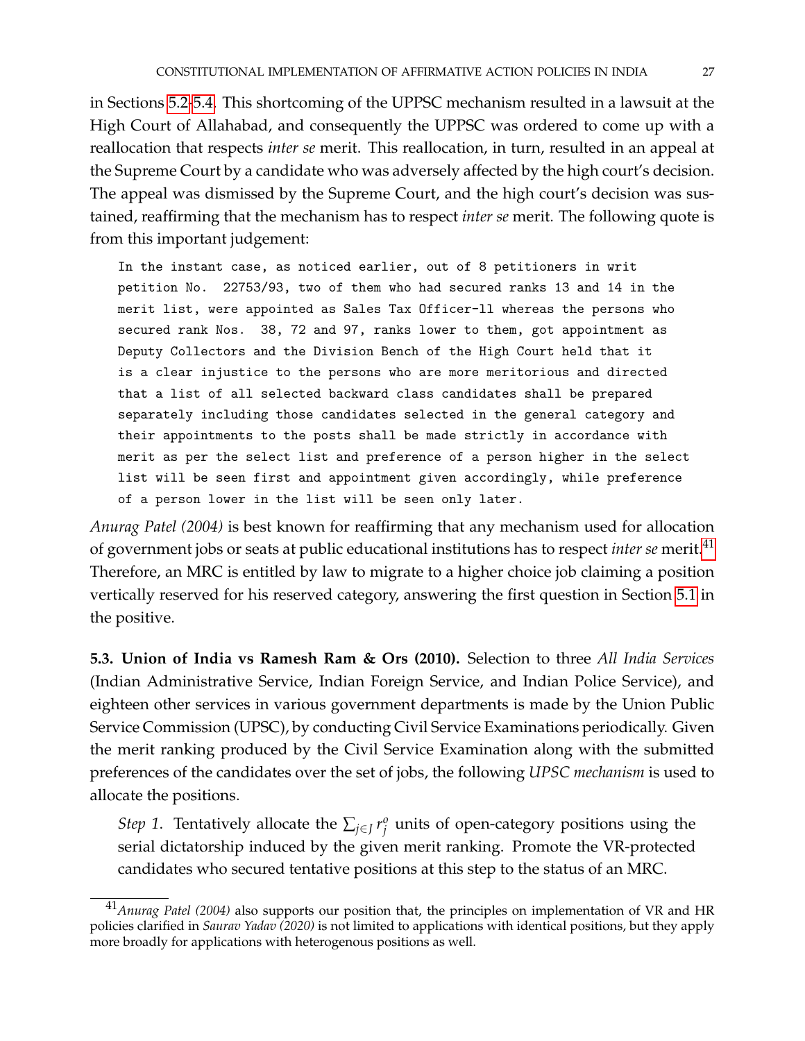in Sections 5.2-5.4. This shortcoming of the UPPSC mechanism resulted in a lawsuit at the High Court of Allahabad, and consequently the UPPSC was ordered to come up with a reallocation that respects *inter se* merit. This reallocation, in turn, resulted in an appeal at the Supreme Court by a candidate who was adversely affected by the high court's decision. The appeal was dismissed by the Supreme Court, and the high court's decision was sustained, reaffirming that the mechanism has to respect *inter se* merit. The following quote is from this important judgement:

```
In the instant case, as noticed earlier, out of 8 petitioners in writ
petition No.  22753/93, two of them who had secured ranks 13 and 14 in the
merit list, were appointed as Sales Tax Officer-ll whereas the persons who
secured rank Nos.  38, 72 and 97, ranks lower to them, got appointment as
Deputy Collectors and the Division Bench of the High Court held that it
is a clear injustice to the persons who are more meritorious and directed
that a list of all selected backward class candidates shall be prepared
separately including those candidates selected in the general category and
their appointments to the posts shall be made strictly in accordance with
merit as per the select list and preference of a person higher in the select
list will be seen first and appointment given accordingly, while preference
of a person lower in the list will be seen only later.
```

*Anurag Patel (2004)* is best known for reaffirming that any mechanism used for allocation of government jobs or seats at public educational institutions has to respect *inter se* merit.[41] Therefore, an MRC is entitled by law to migrate to a higher choice job claiming a position vertically reserved for his reserved category, answering the first question in Section 5.1 in the positive.

**5.3. Union of India vs Ramesh Ram & Ors (2010).** Selection to three *All India Services* (Indian Administrative Service, Indian Foreign Service, and Indian Police Service), and eighteen other services in various government departments is made by the Union Public Service Commission (UPSC), by conducting Civil Service Examinations periodically. Given the merit ranking produced by the Civil Service Examination along with the submitted preferences of the candidates over the set of jobs, the following *UPSC mechanism* is used to allocate the positions.

*Step 1.* Tentatively allocate the $\sum_{j \in J} r_j^o$ units of open-category positions using the serial dictatorship induced by the given merit ranking. Promote the VR-protected candidates who secured tentative positions at this step to the status of an MRC.

[41] *Anurag Patel (2004)* also supports our position that, the principles on implementation of VR and HR policies clarified in *Saurav Yadav (2020)* is not limited to applications with identical positions, but they apply more broadly for applications with heterogenous positions as well.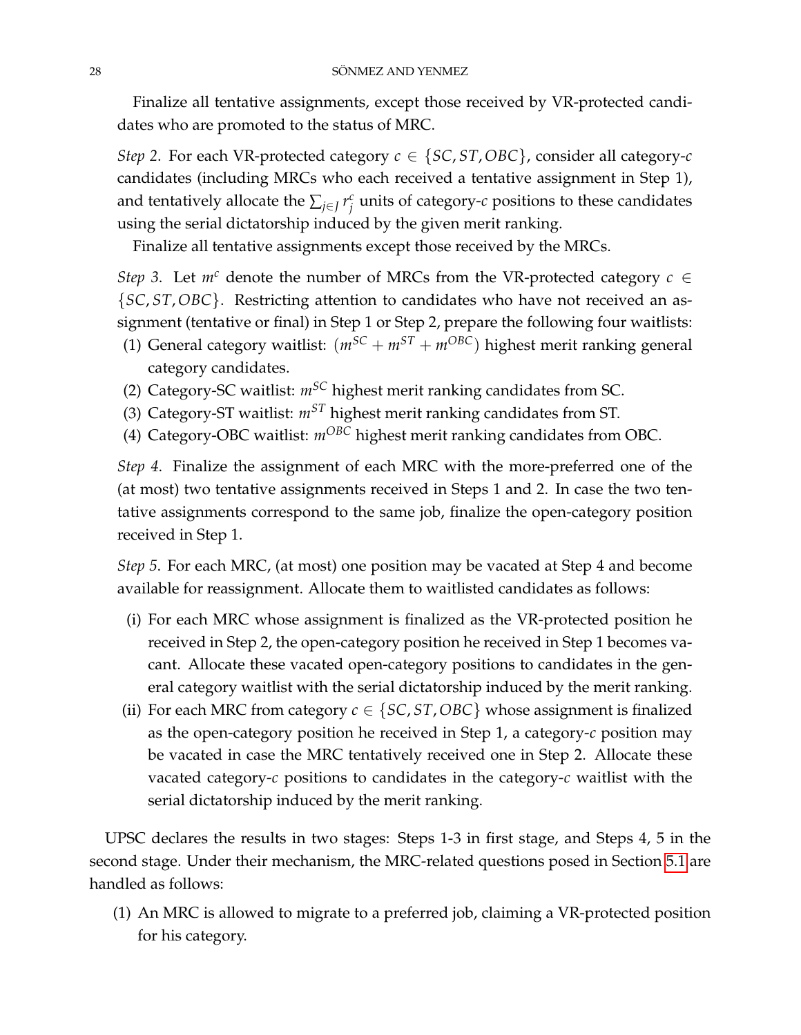Finalize all tentative assignments, except those received by VR-protected candidates who are promoted to the status of MRC.

*Step 2*. For each VR-protected category $c \in \{SC, ST, OBC\}$, consider all category-$c$ candidates (including MRCs who each received a tentative assignment in Step 1), and tentatively allocate the $\sum_{j \in J} r_j^c$ units of category-$c$ positions to these candidates using the serial dictatorship induced by the given merit ranking.

Finalize all tentative assignments except those received by the MRCs.

*Step 3*. Let $m^c$ denote the number of MRCs from the VR-protected category $c \in \{SC, ST, OBC\}$. Restricting attention to candidates who have not received an assignment (tentative or final) in Step 1 or Step 2, prepare the following four waitlists:

(1) General category waitlist: $(m^{SC} + m^{ST} + m^{OBC})$ highest merit ranking general category candidates.
(2) Category-SC waitlist: $m^{SC}$ highest merit ranking candidates from SC.
(3) Category-ST waitlist: $m^{ST}$ highest merit ranking candidates from ST.
(4) Category-OBC waitlist: $m^{OBC}$ highest merit ranking candidates from OBC.

*Step 4*. Finalize the assignment of each MRC with the more-preferred one of the (at most) two tentative assignments received in Steps 1 and 2. In case the two tentative assignments correspond to the same job, finalize the open-category position received in Step 1.

*Step 5*. For each MRC, (at most) one position may be vacated at Step 4 and become available for reassignment. Allocate them to waitlisted candidates as follows:

(i) For each MRC whose assignment is finalized as the VR-protected position he received in Step 2, the open-category position he received in Step 1 becomes vacant. Allocate these vacated open-category positions to candidates in the general category waitlist with the serial dictatorship induced by the merit ranking.
(ii) For each MRC from category $c \in \{SC, ST, OBC\}$ whose assignment is finalized as the open-category position he received in Step 1, a category-$c$ position may be vacated in case the MRC tentatively received one in Step 2. Allocate these vacated category-$c$ positions to candidates in the category-$c$ waitlist with the serial dictatorship induced by the merit ranking.

UPSC declares the results in two stages: Steps 1-3 in first stage, and Steps 4, 5 in the second stage. Under their mechanism, the MRC-related questions posed in Section 5.1 are handled as follows:

(1) An MRC is allowed to migrate to a preferred job, claiming a VR-protected position for his category.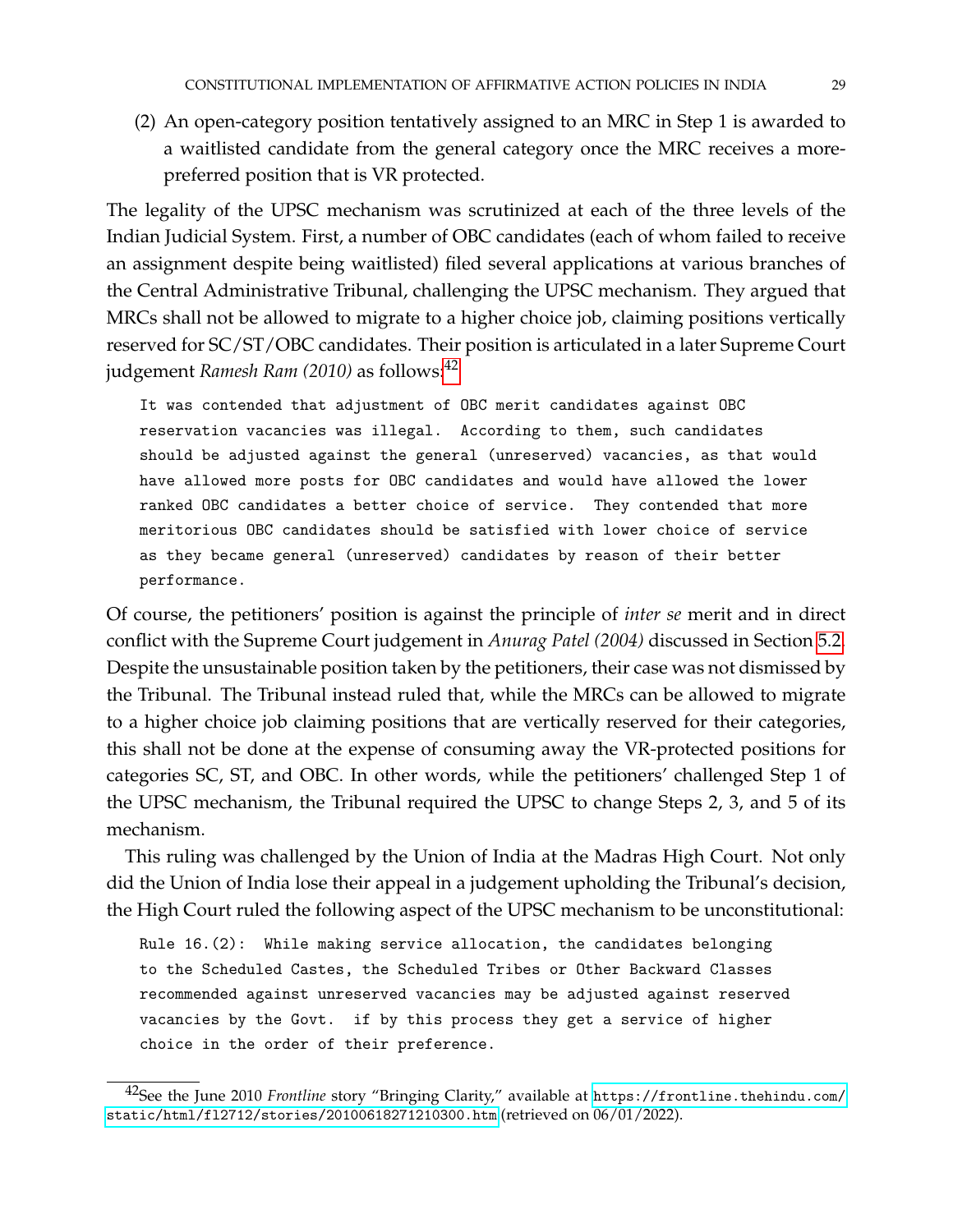(2) An open-category position tentatively assigned to an MRC in Step 1 is awarded to a waitlisted candidate from the general category once the MRC receives a more-preferred position that is VR protected.

The legality of the UPSC mechanism was scrutinized at each of the three levels of the Indian Judicial System. First, a number of OBC candidates (each of whom failed to receive an assignment despite being waitlisted) filed several applications at various branches of the Central Administrative Tribunal, challenging the UPSC mechanism. They argued that MRCs shall not be allowed to migrate to a higher choice job, claiming positions vertically reserved for SC/ST/OBC candidates. Their position is articulated in a later Supreme Court judgement *Ramesh Ram (2010)* as follows:[42]

```
It was contended that adjustment of OBC merit candidates against OBC
reservation vacancies was illegal. According to them, such candidates
should be adjusted against the general (unreserved) vacancies, as that would
have allowed more posts for OBC candidates and would have allowed the lower
ranked OBC candidates a better choice of service. They contended that more
meritorious OBC candidates should be satisfied with lower choice of service
as they became general (unreserved) candidates by reason of their better
performance.
```

Of course, the petitioners' position is against the principle of *inter se* merit and in direct conflict with the Supreme Court judgement in *Anurag Patel (2004)* discussed in Section 5.2. Despite the unsustainable position taken by the petitioners, their case was not dismissed by the Tribunal. The Tribunal instead ruled that, while the MRCs can be allowed to migrate to a higher choice job claiming positions that are vertically reserved for their categories, this shall not be done at the expense of consuming away the VR-protected positions for categories SC, ST, and OBC. In other words, while the petitioners' challenged Step 1 of the UPSC mechanism, the Tribunal required the UPSC to change Steps 2, 3, and 5 of its mechanism.

This ruling was challenged by the Union of India at the Madras High Court. Not only did the Union of India lose their appeal in a judgement upholding the Tribunal's decision, the High Court ruled the following aspect of the UPSC mechanism to be unconstitutional:

```
Rule 16.(2): While making service allocation, the candidates belonging
to the Scheduled Castes, the Scheduled Tribes or Other Backward Classes
recommended against unreserved vacancies may be adjusted against reserved
vacancies by the Govt. if by this process they get a service of higher
choice in the order of their preference.
```

[42] See the June 2010 *Frontline* story "Bringing Clarity," available at https://frontline.thehindu.com/static/html/fl2712/stories/20100618271210300.htm (retrieved on 06/01/2022).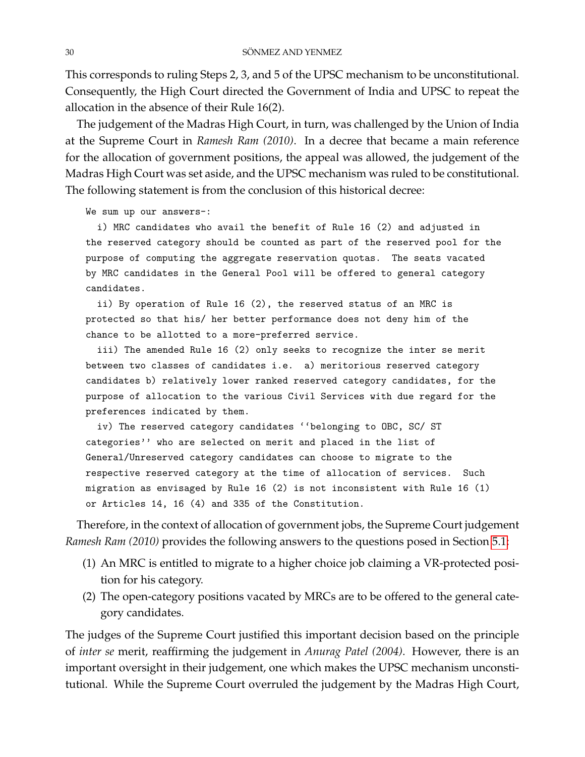This corresponds to ruling Steps 2, 3, and 5 of the UPSC mechanism to be unconstitutional. Consequently, the High Court directed the Government of India and UPSC to repeat the allocation in the absence of their Rule 16(2).

The judgement of the Madras High Court, in turn, was challenged by the Union of India at the Supreme Court in *Ramesh Ram (2010)*. In a decree that became a main reference for the allocation of government positions, the appeal was allowed, the judgement of the Madras High Court was set aside, and the UPSC mechanism was ruled to be constitutional. The following statement is from the conclusion of this historical decree:

```
We sum up our answers-:
  i) MRC candidates who avail the benefit of Rule 16 (2) and adjusted in
the reserved category should be counted as part of the reserved pool for the
purpose of computing the aggregate reservation quotas.  The seats vacated
by MRC candidates in the General Pool will be offered to general category
candidates.
  ii) By operation of Rule 16 (2), the reserved status of an MRC is
protected so that his/ her better performance does not deny him of the
chance to be allotted to a more-preferred service.
  iii) The amended Rule 16 (2) only seeks to recognize the inter se merit
between two classes of candidates i.e.  a) meritorious reserved category
candidates b) relatively lower ranked reserved category candidates, for the
purpose of allocation to the various Civil Services with due regard for the
preferences indicated by them.
  iv) The reserved category candidates ``belonging to OBC, SC/ ST
categories'' who are selected on merit and placed in the list of
General/Unreserved category candidates can choose to migrate to the
respective reserved category at the time of allocation of services.  Such
migration as envisaged by Rule 16 (2) is not inconsistent with Rule 16 (1)
or Articles 14, 16 (4) and 335 of the Constitution.
```

Therefore, in the context of allocation of government jobs, the Supreme Court judgement *Ramesh Ram (2010)* provides the following answers to the questions posed in Section 5.1:

(1) An MRC is entitled to migrate to a higher choice job claiming a VR-protected position for his category.
(2) The open-category positions vacated by MRCs are to be offered to the general category candidates.

The judges of the Supreme Court justified this important decision based on the principle of *inter se* merit, reaffirming the judgement in *Anurag Patel (2004)*. However, there is an important oversight in their judgement, one which makes the UPSC mechanism unconstitutional. While the Supreme Court overruled the judgement by the Madras High Court,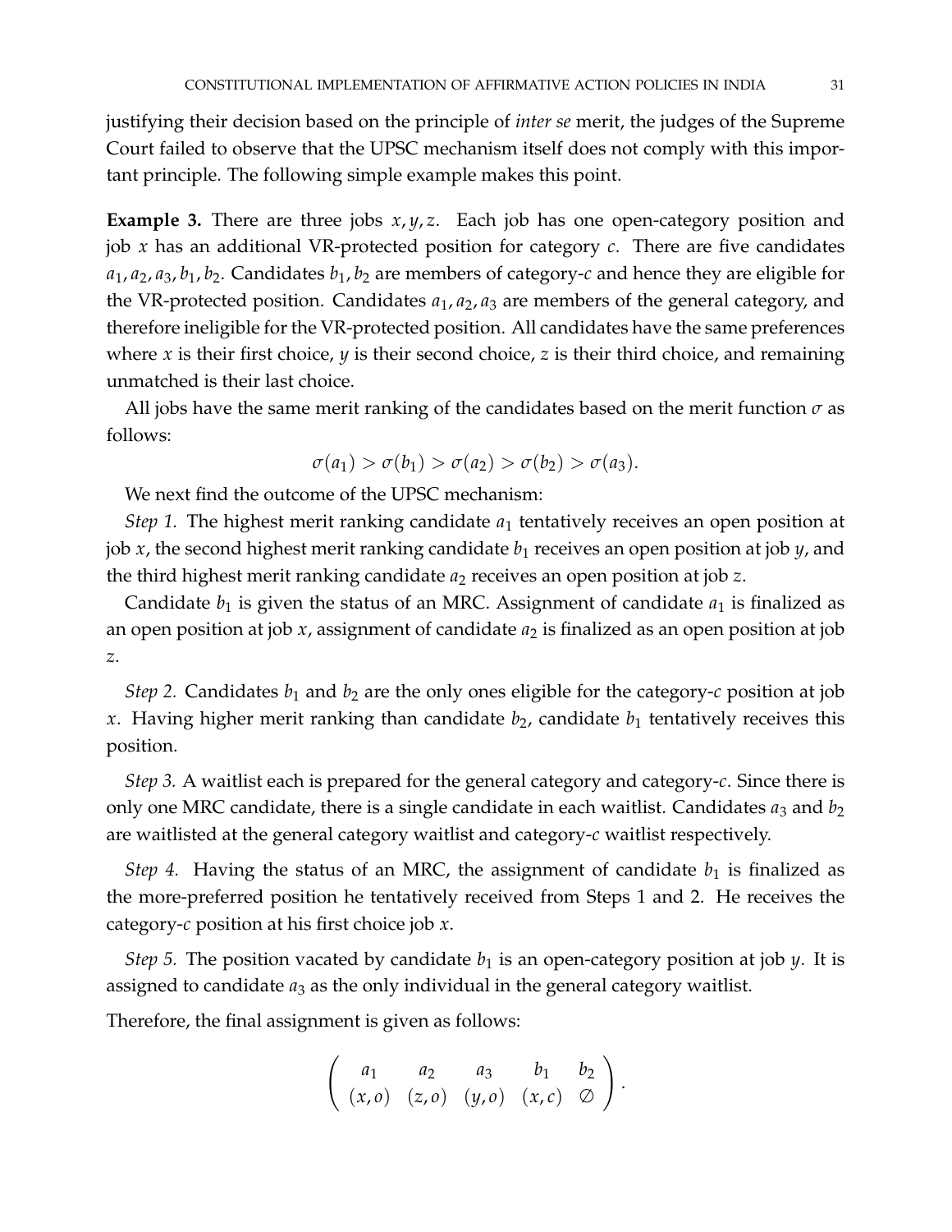justifying their decision based on the principle of *inter se* merit, the judges of the Supreme Court failed to observe that the UPSC mechanism itself does not comply with this important principle. The following simple example makes this point.

**Example 3.** There are three jobs $x, y, z$. Each job has one open-category position and job $x$ has an additional VR-protected position for category $c$. There are five candidates $a_1, a_2, a_3, b_1, b_2$. Candidates $b_1, b_2$ are members of category-$c$ and hence they are eligible for the VR-protected position. Candidates $a_1, a_2, a_3$ are members of the general category, and therefore ineligible for the VR-protected position. All candidates have the same preferences where $x$ is their first choice, $y$ is their second choice, $z$ is their third choice, and remaining unmatched is their last choice.

All jobs have the same merit ranking of the candidates based on the merit function $\sigma$ as follows:

$$\sigma(a_1) > \sigma(b_1) > \sigma(a_2) > \sigma(b_2) > \sigma(a_3).$$

We next find the outcome of the UPSC mechanism:

*Step 1.* The highest merit ranking candidate $a_1$ tentatively receives an open position at job $x$, the second highest merit ranking candidate $b_1$ receives an open position at job $y$, and the third highest merit ranking candidate $a_2$ receives an open position at job $z$.

Candidate $b_1$ is given the status of an MRC. Assignment of candidate $a_1$ is finalized as an open position at job $x$, assignment of candidate $a_2$ is finalized as an open position at job $z$.

*Step 2.* Candidates $b_1$ and $b_2$ are the only ones eligible for the category-$c$ position at job $x$. Having higher merit ranking than candidate $b_2$, candidate $b_1$ tentatively receives this position.

*Step 3.* A waitlist each is prepared for the general category and category-$c$. Since there is only one MRC candidate, there is a single candidate in each waitlist. Candidates $a_3$ and $b_2$ are waitlisted at the general category waitlist and category-$c$ waitlist respectively.

*Step 4.* Having the status of an MRC, the assignment of candidate $b_1$ is finalized as the more-preferred position he tentatively received from Steps 1 and 2. He receives the category-$c$ position at his first choice job $x$.

*Step 5.* The position vacated by candidate $b_1$ is an open-category position at job $y$. It is assigned to candidate $a_3$ as the only individual in the general category waitlist.

Therefore, the final assignment is given as follows:

$$\begin{pmatrix} a_1 & a_2 & a_3 & b_1 & b_2 \\ (x,o) & (z,o) & (y,o) & (x,c) & \emptyset \end{pmatrix}.$$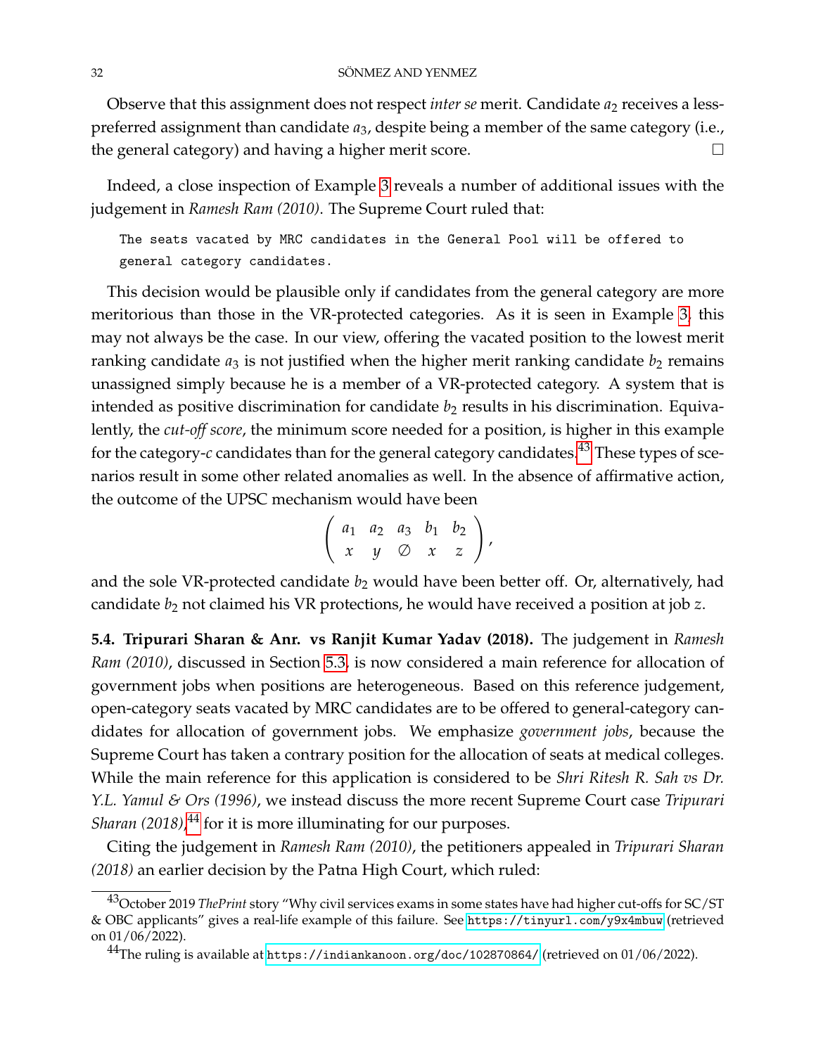Observe that this assignment does not respect *inter se* merit. Candidate $a_2$ receives a less-preferred assignment than candidate $a_3$, despite being a member of the same category (i.e., the general category) and having a higher merit score. □

Indeed, a close inspection of Example 3 reveals a number of additional issues with the judgement in *Ramesh Ram (2010)*. The Supreme Court ruled that:

```
The seats vacated by MRC candidates in the General Pool will be offered to
general category candidates.
```

This decision would be plausible only if candidates from the general category are more meritorious than those in the VR-protected categories. As it is seen in Example 3, this may not always be the case. In our view, offering the vacated position to the lowest merit ranking candidate $a_3$ is not justified when the higher merit ranking candidate $b_2$ remains unassigned simply because he is a member of a VR-protected category. A system that is intended as positive discrimination for candidate $b_2$ results in his discrimination. Equivalently, the *cut-off score*, the minimum score needed for a position, is higher in this example for the category-$c$ candidates than for the general category candidates.[43] These types of scenarios result in some other related anomalies as well. In the absence of affirmative action, the outcome of the UPSC mechanism would have been

$$\begin{pmatrix} a_1 & a_2 & a_3 & b_1 & b_2 \\ x & y & \emptyset & x & z \end{pmatrix},$$

and the sole VR-protected candidate $b_2$ would have been better off. Or, alternatively, had candidate $b_2$ not claimed his VR protections, he would have received a position at job $z$.

**5.4. Tripurari Sharan & Anr. vs Ranjit Kumar Yadav (2018).** The judgement in *Ramesh Ram (2010)*, discussed in Section 5.3, is now considered a main reference for allocation of government jobs when positions are heterogeneous. Based on this reference judgement, open-category seats vacated by MRC candidates are to be offered to general-category candidates for allocation of government jobs. We emphasize *government jobs*, because the Supreme Court has taken a contrary position for the allocation of seats at medical colleges. While the main reference for this application is considered to be *Shri Ritesh R. Sah vs Dr. Y.L. Yamul & Ors (1996)*, we instead discuss the more recent Supreme Court case *Tripurari Sharan (2018)*,[44] for it is more illuminating for our purposes.

Citing the judgement in *Ramesh Ram (2010)*, the petitioners appealed in *Tripurari Sharan (2018)* an earlier decision by the Patna High Court, which ruled:

---

[43] October 2019 *ThePrint* story "Why civil services exams in some states have had higher cut-offs for SC/ST & OBC applicants" gives a real-life example of this failure. See https://tinyurl.com/y9x4mbuw (retrieved on 01/06/2022).

[44] The ruling is available at https://indiankanoon.org/doc/102870864/ (retrieved on 01/06/2022).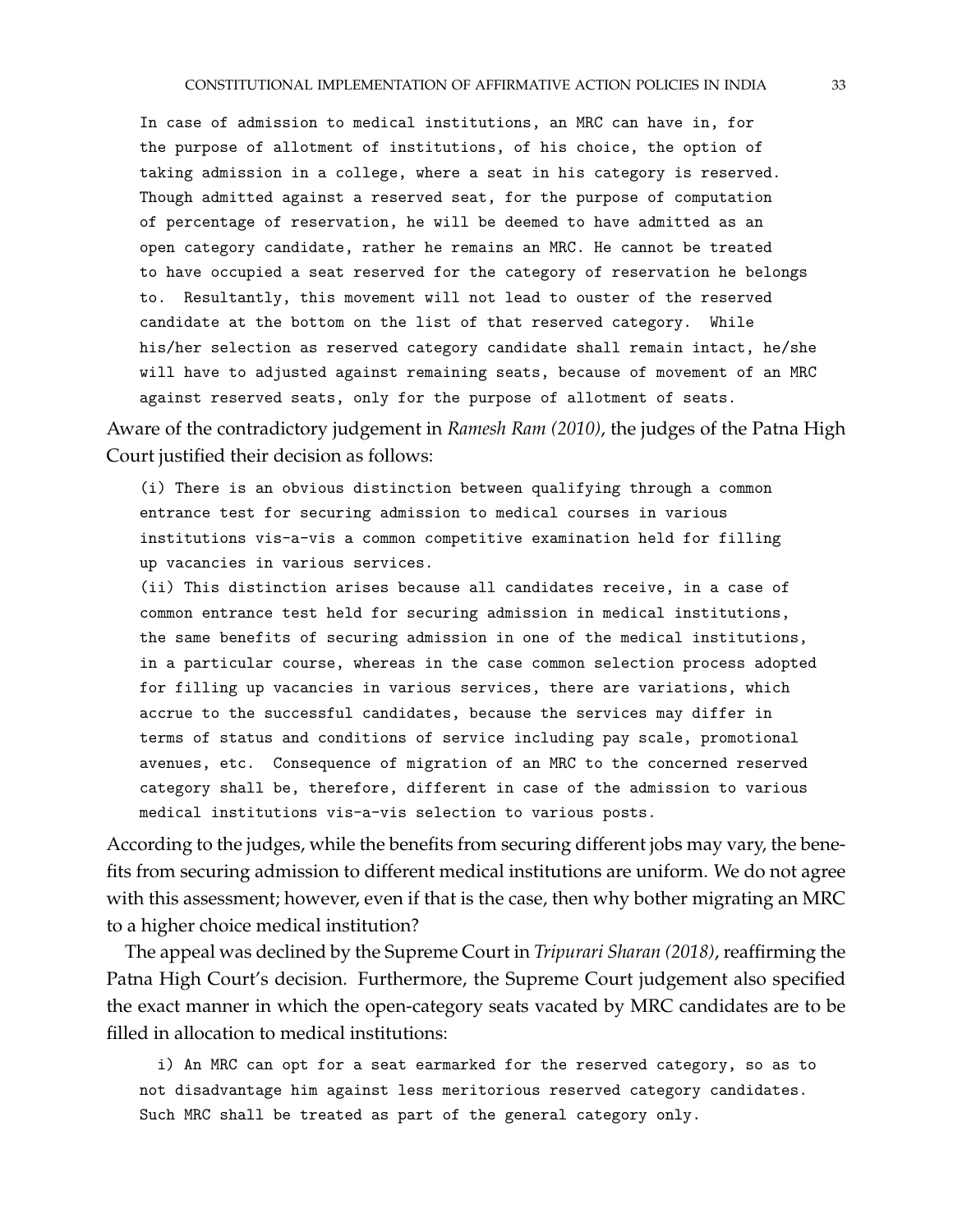In case of admission to medical institutions, an MRC can have in, for the purpose of allotment of institutions, of his choice, the option of taking admission in a college, where a seat in his category is reserved. Though admitted against a reserved seat, for the purpose of computation of percentage of reservation, he will be deemed to have admitted as an open category candidate, rather he remains an MRC. He cannot be treated to have occupied a seat reserved for the category of reservation he belongs to. Resultantly, this movement will not lead to ouster of the reserved candidate at the bottom on the list of that reserved category. While his/her selection as reserved category candidate shall remain intact, he/she will have to adjusted against remaining seats, because of movement of an MRC against reserved seats, only for the purpose of allotment of seats.

Aware of the contradictory judgement in *Ramesh Ram (2010)*, the judges of the Patna High Court justified their decision as follows:

> (i) There is an obvious distinction between qualifying through a common entrance test for securing admission to medical courses in various institutions vis-a-vis a common competitive examination held for filling up vacancies in various services.
>
> (ii) This distinction arises because all candidates receive, in a case of common entrance test held for securing admission in medical institutions, the same benefits of securing admission in one of the medical institutions, in a particular course, whereas in the case common selection process adopted for filling up vacancies in various services, there are variations, which accrue to the successful candidates, because the services may differ in terms of status and conditions of service including pay scale, promotional avenues, etc. Consequence of migration of an MRC to the concerned reserved category shall be, therefore, different in case of the admission to various medical institutions vis-a-vis selection to various posts.

According to the judges, while the benefits from securing different jobs may vary, the benefits from securing admission to different medical institutions are uniform. We do not agree with this assessment; however, even if that is the case, then why bother migrating an MRC to a higher choice medical institution?

The appeal was declined by the Supreme Court in *Tripurari Sharan (2018)*, reaffirming the Patna High Court's decision. Furthermore, the Supreme Court judgement also specified the exact manner in which the open-category seats vacated by MRC candidates are to be filled in allocation to medical institutions:

> i) An MRC can opt for a seat earmarked for the reserved category, so as to not disadvantage him against less meritorious reserved category candidates. Such MRC shall be treated as part of the general category only.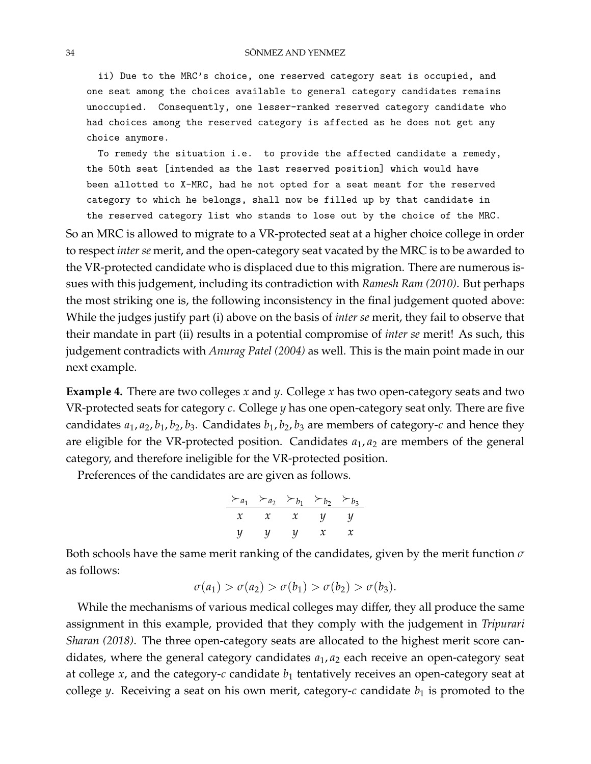ii) Due to the MRC's choice, one reserved category seat is occupied, and one seat among the choices available to general category candidates remains unoccupied. Consequently, one lesser-ranked reserved category candidate who had choices among the reserved category is affected as he does not get any choice anymore.

To remedy the situation i.e. to provide the affected candidate a remedy, the 50th seat [intended as the last reserved position] which would have been allotted to X-MRC, had he not opted for a seat meant for the reserved category to which he belongs, shall now be filled up by that candidate in the reserved category list who stands to lose out by the choice of the MRC.

So an MRC is allowed to migrate to a VR-protected seat at a higher choice college in order to respect *inter se* merit, and the open-category seat vacated by the MRC is to be awarded to the VR-protected candidate who is displaced due to this migration. There are numerous issues with this judgement, including its contradiction with *Ramesh Ram (2010)*. But perhaps the most striking one is, the following inconsistency in the final judgement quoted above: While the judges justify part (i) above on the basis of *inter se* merit, they fail to observe that their mandate in part (ii) results in a potential compromise of *inter se* merit! As such, this judgement contradicts with *Anurag Patel (2004)* as well. This is the main point made in our next example.

**Example 4.** There are two colleges $x$ and $y$. College $x$ has two open-category seats and two VR-protected seats for category $c$. College $y$ has one open-category seat only. There are five candidates $a_1, a_2, b_1, b_2, b_3$. Candidates $b_1, b_2, b_3$ are members of category-$c$ and hence they are eligible for the VR-protected position. Candidates $a_1, a_2$ are members of the general category, and therefore ineligible for the VR-protected position.

Preferences of the candidates are are given as follows.

| $\succ_{a_1}$ | $\succ_{a_2}$ | $\succ_{b_1}$ | $\succ_{b_2}$ | $\succ_{b_3}$ |
|---|---|---|---|---|
| $x$ | $x$ | $x$ | $y$ | $y$ |
| $y$ | $y$ | $y$ | $x$ | $x$ |

Both schools have the same merit ranking of the candidates, given by the merit function $\sigma$ as follows:

$$\sigma(a_1) > \sigma(a_2) > \sigma(b_1) > \sigma(b_2) > \sigma(b_3).$$

While the mechanisms of various medical colleges may differ, they all produce the same assignment in this example, provided that they comply with the judgement in *Tripurari Sharan (2018)*. The three open-category seats are allocated to the highest merit score candidates, where the general category candidates $a_1, a_2$ each receive an open-category seat at college $x$, and the category-$c$ candidate $b_1$ tentatively receives an open-category seat at college $y$. Receiving a seat on his own merit, category-$c$ candidate $b_1$ is promoted to the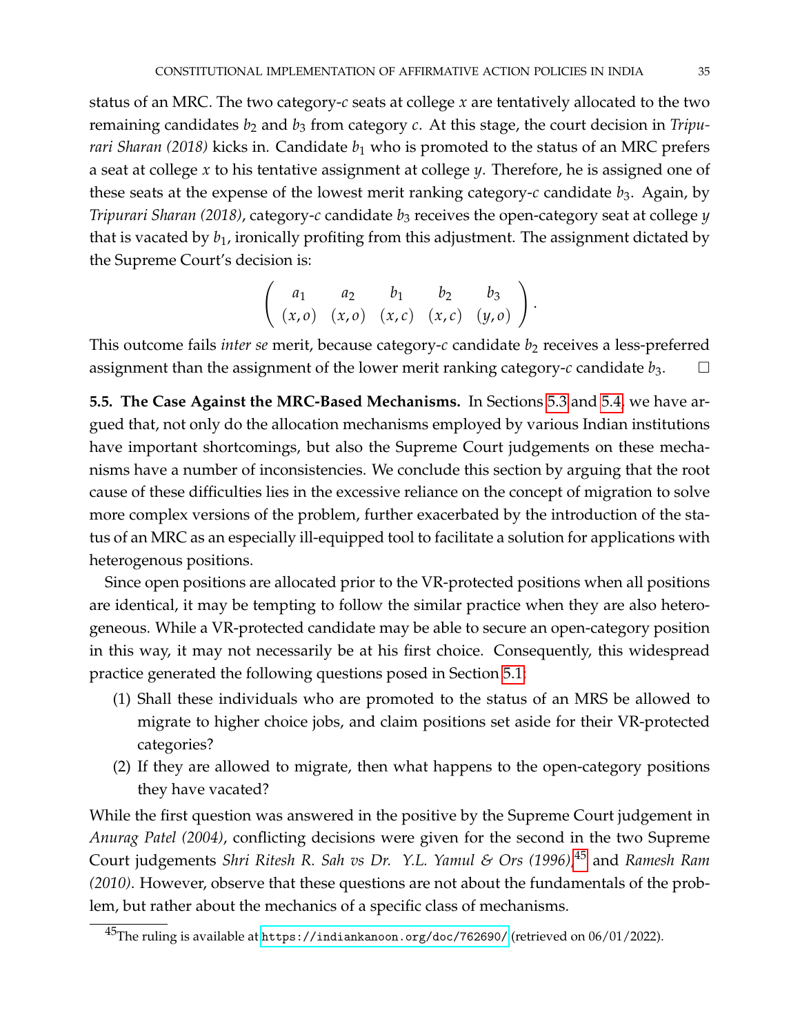status of an MRC. The two category-$c$ seats at college $x$ are tentatively allocated to the two remaining candidates $b_2$ and $b_3$ from category $c$. At this stage, the court decision in *Tripurari Sharan (2018)* kicks in. Candidate $b_1$ who is promoted to the status of an MRC prefers a seat at college $x$ to his tentative assignment at college $y$. Therefore, he is assigned one of these seats at the expense of the lowest merit ranking category-$c$ candidate $b_3$. Again, by *Tripurari Sharan (2018)*, category-$c$ candidate $b_3$ receives the open-category seat at college $y$ that is vacated by $b_1$, ironically profiting from this adjustment. The assignment dictated by the Supreme Court's decision is:

$$\begin{pmatrix} a_1 & a_2 & b_1 & b_2 & b_3 \\ (x,o) & (x,o) & (x,c) & (x,c) & (y,o) \end{pmatrix}.$$

This outcome fails *inter se* merit, because category-$c$ candidate $b_2$ receives a less-preferred assignment than the assignment of the lower merit ranking category-$c$ candidate $b_3$. □

**5.5. The Case Against the MRC-Based Mechanisms.** In Sections 5.3 and 5.4, we have argued that, not only do the allocation mechanisms employed by various Indian institutions have important shortcomings, but also the Supreme Court judgements on these mechanisms have a number of inconsistencies. We conclude this section by arguing that the root cause of these difficulties lies in the excessive reliance on the concept of migration to solve more complex versions of the problem, further exacerbated by the introduction of the status of an MRC as an especially ill-equipped tool to facilitate a solution for applications with heterogenous positions.

Since open positions are allocated prior to the VR-protected positions when all positions are identical, it may be tempting to follow the similar practice when they are also heterogeneous. While a VR-protected candidate may be able to secure an open-category position in this way, it may not necessarily be at his first choice. Consequently, this widespread practice generated the following questions posed in Section 5.1:

(1) Shall these individuals who are promoted to the status of an MRS be allowed to migrate to higher choice jobs, and claim positions set aside for their VR-protected categories?
(2) If they are allowed to migrate, then what happens to the open-category positions they have vacated?

While the first question was answered in the positive by the Supreme Court judgement in *Anurag Patel (2004)*, conflicting decisions were given for the second in the two Supreme Court judgements *Shri Ritesh R. Sah vs Dr. Y.L. Yamul & Ors (1996)*,[45] and *Ramesh Ram (2010)*. However, observe that these questions are not about the fundamentals of the problem, but rather about the mechanics of a specific class of mechanisms.

[45] The ruling is available at https://indiankanoon.org/doc/762690/ (retrieved on 06/01/2022).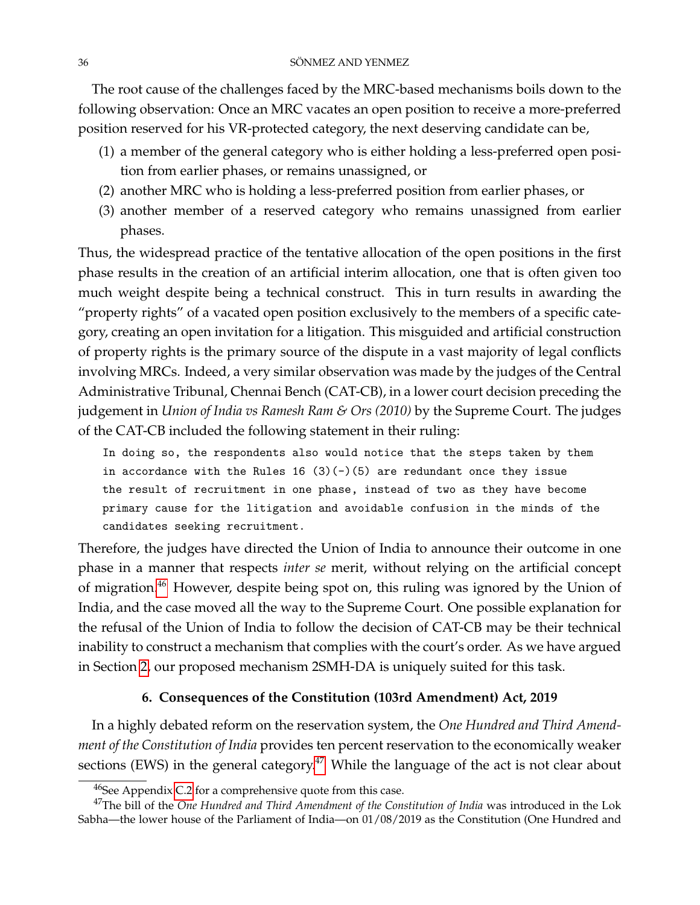The root cause of the challenges faced by the MRC-based mechanisms boils down to the following observation: Once an MRC vacates an open position to receive a more-preferred position reserved for his VR-protected category, the next deserving candidate can be,

1. a member of the general category who is either holding a less-preferred open position from earlier phases, or remains unassigned, or
2. another MRC who is holding a less-preferred position from earlier phases, or
3. another member of a reserved category who remains unassigned from earlier phases.

Thus, the widespread practice of the tentative allocation of the open positions in the first phase results in the creation of an artificial interim allocation, one that is often given too much weight despite being a technical construct. This in turn results in awarding the "property rights" of a vacated open position exclusively to the members of a specific category, creating an open invitation for a litigation. This misguided and artificial construction of property rights is the primary source of the dispute in a vast majority of legal conflicts involving MRCs. Indeed, a very similar observation was made by the judges of the Central Administrative Tribunal, Chennai Bench (CAT-CB), in a lower court decision preceding the judgement in *Union of India vs Ramesh Ram & Ors (2010)* by the Supreme Court. The judges of the CAT-CB included the following statement in their ruling:

```
In doing so, the respondents also would notice that the steps taken by them
in accordance with the Rules 16 (3)(-)(5) are redundant once they issue
the result of recruitment in one phase, instead of two as they have become
primary cause for the litigation and avoidable confusion in the minds of the
candidates seeking recruitment.
```

Therefore, the judges have directed the Union of India to announce their outcome in one phase in a manner that respects *inter se* merit, without relying on the artificial concept of migration.[46] However, despite being spot on, this ruling was ignored by the Union of India, and the case moved all the way to the Supreme Court. One possible explanation for the refusal of the Union of India to follow the decision of CAT-CB may be their technical inability to construct a mechanism that complies with the court's order. As we have argued in Section 2, our proposed mechanism 2SMH-DA is uniquely suited for this task.

## 6. Consequences of the Constitution (103rd Amendment) Act, 2019

In a highly debated reform on the reservation system, the *One Hundred and Third Amendment of the Constitution of India* provides ten percent reservation to the economically weaker sections (EWS) in the general category.[47] While the language of the act is not clear about

[46] See Appendix C.2 for a comprehensive quote from this case.

[47] The bill of the *One Hundred and Third Amendment of the Constitution of India* was introduced in the Lok Sabha—the lower house of the Parliament of India—on 01/08/2019 as the Constitution (One Hundred and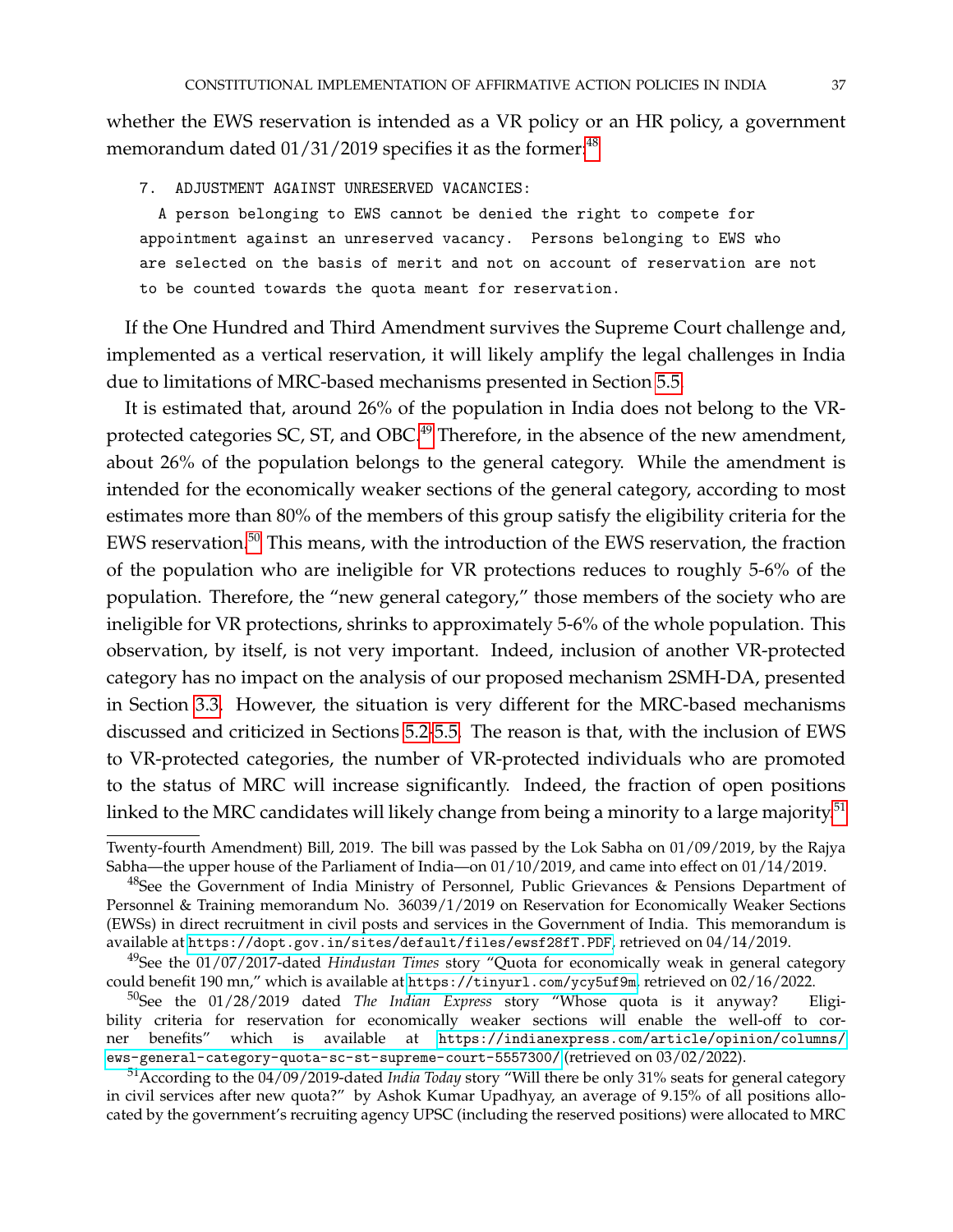whether the EWS reservation is intended as a VR policy or an HR policy, a government memorandum dated 01/31/2019 specifies it as the former:[48]

```
7. ADJUSTMENT AGAINST UNRESERVED VACANCIES:
  A person belonging to EWS cannot be denied the right to compete for
appointment against an unreserved vacancy.  Persons belonging to EWS who
are selected on the basis of merit and not on account of reservation are not
to be counted towards the quota meant for reservation.
```

If the One Hundred and Third Amendment survives the Supreme Court challenge and, implemented as a vertical reservation, it will likely amplify the legal challenges in India due to limitations of MRC-based mechanisms presented in Section 5.5.

It is estimated that, around 26% of the population in India does not belong to the VR-protected categories SC, ST, and OBC.[49] Therefore, in the absence of the new amendment, about 26% of the population belongs to the general category. While the amendment is intended for the economically weaker sections of the general category, according to most estimates more than 80% of the members of this group satisfy the eligibility criteria for the EWS reservation.[50] This means, with the introduction of the EWS reservation, the fraction of the population who are ineligible for VR protections reduces to roughly 5-6% of the population. Therefore, the "new general category," those members of the society who are ineligible for VR protections, shrinks to approximately 5-6% of the whole population. This observation, by itself, is not very important. Indeed, inclusion of another VR-protected category has no impact on the analysis of our proposed mechanism 2SMH-DA, presented in Section 3.3. However, the situation is very different for the MRC-based mechanisms discussed and criticized in Sections 5.2-5.5. The reason is that, with the inclusion of EWS to VR-protected categories, the number of VR-protected individuals who are promoted to the status of MRC will increase significantly. Indeed, the fraction of open positions linked to the MRC candidates will likely change from being a minority to a large majority.[51]

---

Twenty-fourth Amendment) Bill, 2019. The bill was passed by the Lok Sabha on 01/09/2019, by the Rajya Sabha—the upper house of the Parliament of India—on 01/10/2019, and came into effect on 01/14/2019.

[48] See the Government of India Ministry of Personnel, Public Grievances & Pensions Department of Personnel & Training memorandum No. 36039/1/2019 on Reservation for Economically Weaker Sections (EWSs) in direct recruitment in civil posts and services in the Government of India. This memorandum is available at https://dopt.gov.in/sites/default/files/ewsf28fT.PDF, retrieved on 04/14/2019.

[49] See the 01/07/2017-dated *Hindustan Times* story "Quota for economically weak in general category could benefit 190 mn," which is available at https://tinyurl.com/ycy5uf9m, retrieved on 02/16/2022.

[50] See the 01/28/2019 dated *The Indian Express* story "Whose quota is it anyway? Eligibility criteria for reservation for economically weaker sections will enable the well-off to corner benefits" which is available at https://indianexpress.com/article/opinion/columns/ews-general-category-quota-sc-st-supreme-court-5557300/ (retrieved on 03/02/2022).

[51] According to the 04/09/2019-dated *India Today* story "Will there be only 31% seats for general category in civil services after new quota?" by Ashok Kumar Upadhyay, an average of 9.15% of all positions allocated by the government's recruiting agency UPSC (including the reserved positions) were allocated to MRC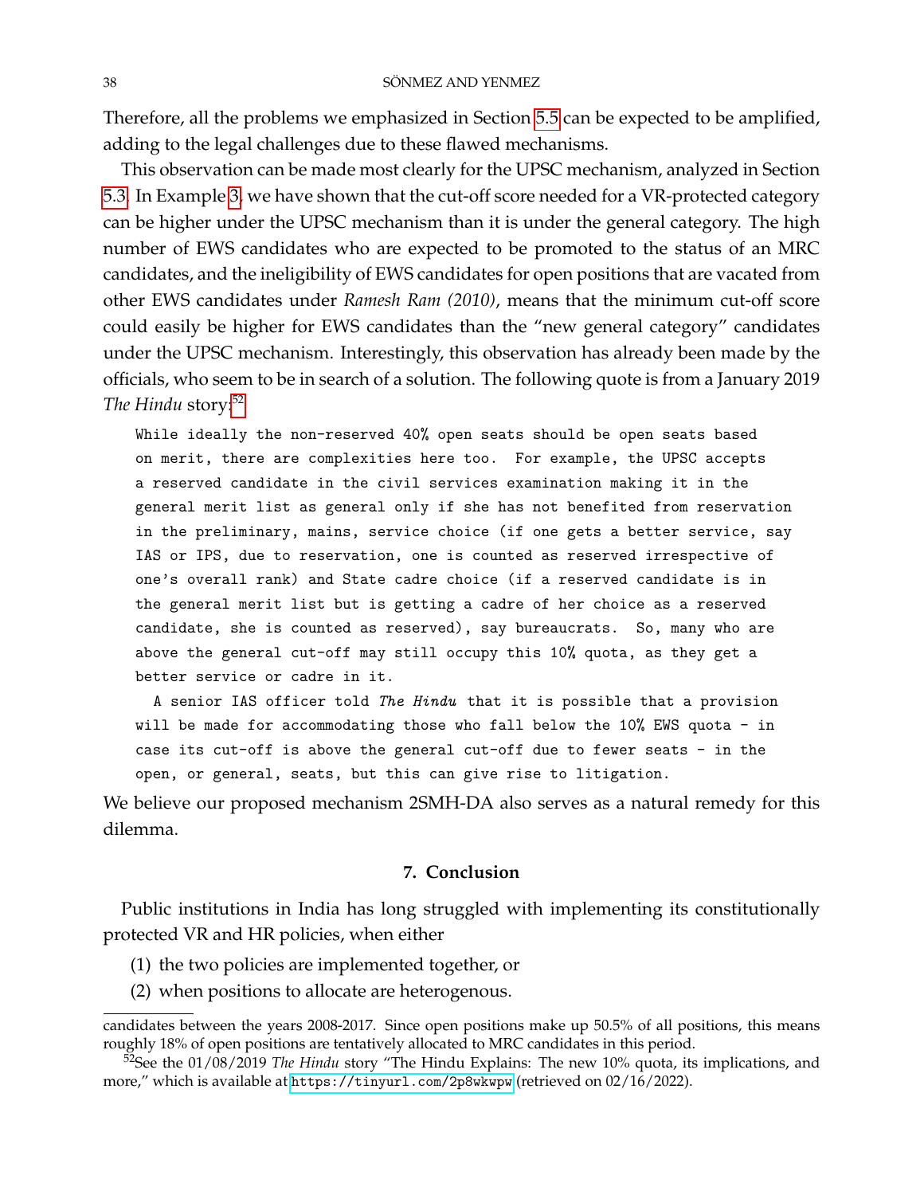Therefore, all the problems we emphasized in Section 5.5 can be expected to be amplified, adding to the legal challenges due to these flawed mechanisms.

This observation can be made most clearly for the UPSC mechanism, analyzed in Section 5.3. In Example 3, we have shown that the cut-off score needed for a VR-protected category can be higher under the UPSC mechanism than it is under the general category. The high number of EWS candidates who are expected to be promoted to the status of an MRC candidates, and the ineligibility of EWS candidates for open positions that are vacated from other EWS candidates under *Ramesh Ram (2010)*, means that the minimum cut-off score could easily be higher for EWS candidates than the "new general category" candidates under the UPSC mechanism. Interestingly, this observation has already been made by the officials, who seem to be in search of a solution. The following quote is from a January 2019 *The Hindu* story:[52]

> While ideally the non-reserved 40% open seats should be open seats based on merit, there are complexities here too. For example, the UPSC accepts a reserved candidate in the civil services examination making it in the general merit list as general only if she has not benefited from reservation in the preliminary, mains, service choice (if one gets a better service, say IAS or IPS, due to reservation, one is counted as reserved irrespective of one's overall rank) and State cadre choice (if a reserved candidate is in the general merit list but is getting a cadre of her choice as a reserved candidate, she is counted as reserved), say bureaucrats. So, many who are above the general cut-off may still occupy this 10% quota, as they get a better service or cadre in it.
>
> A senior IAS officer told *The Hindu* that it is possible that a provision will be made for accommodating those who fall below the 10% EWS quota - in case its cut-off is above the general cut-off due to fewer seats - in the open, or general, seats, but this can give rise to litigation.

We believe our proposed mechanism 2SMH-DA also serves as a natural remedy for this dilemma.

## 7. Conclusion

Public institutions in India has long struggled with implementing its constitutionally protected VR and HR policies, when either

(1) the two policies are implemented together, or
(2) when positions to allocate are heterogenous.

---

candidates between the years 2008-2017. Since open positions make up 50.5% of all positions, this means roughly 18% of open positions are tentatively allocated to MRC candidates in this period.

[52]See the 01/08/2019 *The Hindu* story "The Hindu Explains: The new 10% quota, its implications, and more," which is available at https://tinyurl.com/2p8wkwpw (retrieved on 02/16/2022).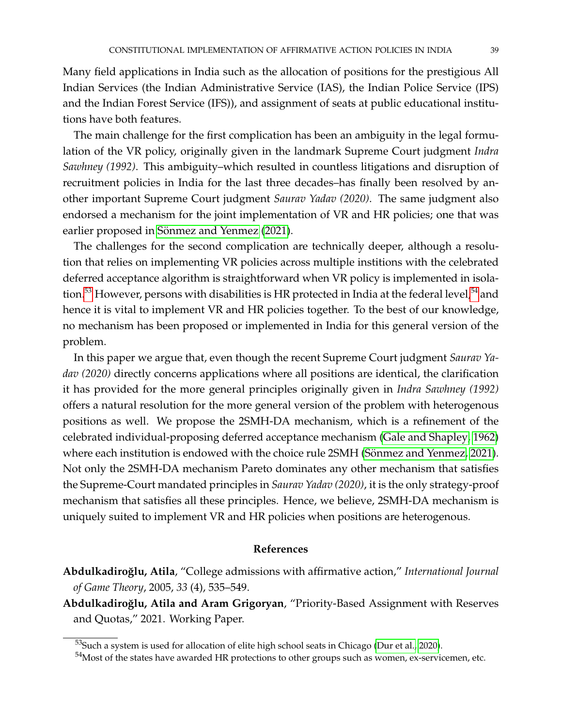Many field applications in India such as the allocation of positions for the prestigious All Indian Services (the Indian Administrative Service (IAS), the Indian Police Service (IPS) and the Indian Forest Service (IFS)), and assignment of seats at public educational institutions have both features.

The main challenge for the first complication has been an ambiguity in the legal formulation of the VR policy, originally given in the landmark Supreme Court judgment *Indra Sawhney (1992)*. This ambiguity–which resulted in countless litigations and disruption of recruitment policies in India for the last three decades–has finally been resolved by another important Supreme Court judgment *Saurav Yadav (2020)*. The same judgment also endorsed a mechanism for the joint implementation of VR and HR policies; one that was earlier proposed in Sönmez and Yenmez (2021).

The challenges for the second complication are technically deeper, although a resolution that relies on implementing VR policies across multiple instititions with the celebrated deferred acceptance algorithm is straightforward when VR policy is implemented in isolation.[53] However, persons with disabilities is HR protected in India at the federal level,[54] and hence it is vital to implement VR and HR policies together. To the best of our knowledge, no mechanism has been proposed or implemented in India for this general version of the problem.

In this paper we argue that, even though the recent Supreme Court judgment *Saurav Yadav (2020)* directly concerns applications where all positions are identical, the clarification it has provided for the more general principles originally given in *Indra Sawhney (1992)* offers a natural resolution for the more general version of the problem with heterogenous positions as well. We propose the 2SMH-DA mechanism, which is a refinement of the celebrated individual-proposing deferred acceptance mechanism (Gale and Shapley, 1962) where each institution is endowed with the choice rule 2SMH (Sönmez and Yenmez, 2021). Not only the 2SMH-DA mechanism Pareto dominates any other mechanism that satisfies the Supreme-Court mandated principles in *Saurav Yadav (2020)*, it is the only strategy-proof mechanism that satisfies all these principles. Hence, we believe, 2SMH-DA mechanism is uniquely suited to implement VR and HR policies when positions are heterogenous.

## References

**Abdulkadiroğlu, Atila**, "College admissions with affirmative action," *International Journal of Game Theory*, 2005, *33* (4), 535–549.

**Abdulkadiroğlu, Atila and Aram Grigoryan**, "Priority-Based Assignment with Reserves and Quotas," 2021. Working Paper.

---

[53] Such a system is used for allocation of elite high school seats in Chicago (Dur et al., 2020).

[54] Most of the states have awarded HR protections to other groups such as women, ex-servicemen, etc.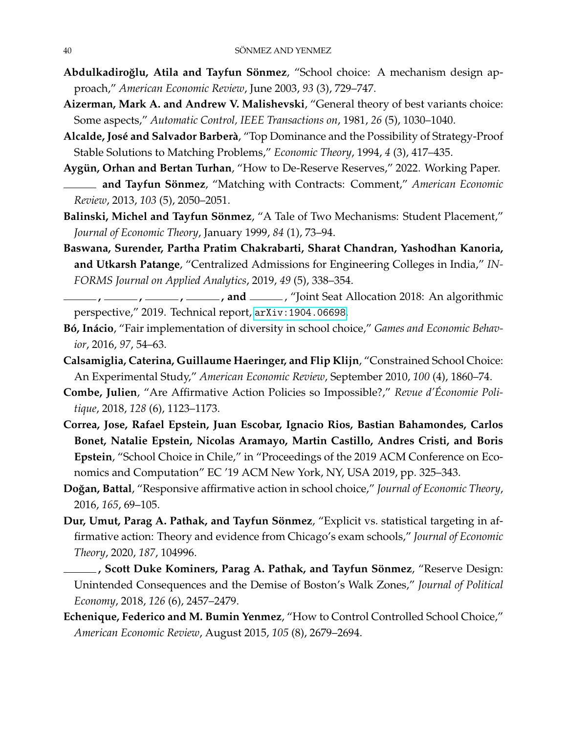**Abdulkadiroğlu, Atila and Tayfun Sönmez**, "School choice: A mechanism design approach," *American Economic Review*, June 2003, *93* (3), 729–747.

**Aizerman, Mark A. and Andrew V. Malishevski**, "General theory of best variants choice: Some aspects," *Automatic Control, IEEE Transactions on*, 1981, *26* (5), 1030–1040.

**Alcalde, José and Salvador Barberà**, "Top Dominance and the Possibility of Strategy-Proof Stable Solutions to Matching Problems," *Economic Theory*, 1994, *4* (3), 417–435.

**Aygün, Orhan and Bertan Turhan**, "How to De-Reserve Reserves," 2022. Working Paper.

**\_\_\_\_\_\_ and Tayfun Sönmez**, "Matching with Contracts: Comment," *American Economic Review*, 2013, *103* (5), 2050–2051.

**Balinski, Michel and Tayfun Sönmez**, "A Tale of Two Mechanisms: Student Placement," *Journal of Economic Theory*, January 1999, *84* (1), 73–94.

**Baswana, Surender, Partha Pratim Chakrabarti, Sharat Chandran, Yashodhan Kanoria, and Utkarsh Patange**, "Centralized Admissions for Engineering Colleges in India," *INFORMS Journal on Applied Analytics*, 2019, *49* (5), 338–354.

**\_\_\_\_\_\_, \_\_\_\_\_\_, \_\_\_\_\_\_, \_\_\_\_\_\_, and \_\_\_\_\_\_**, "Joint Seat Allocation 2018: An algorithmic perspective," 2019. Technical report, arXiv:1904.06698.

**Bó, Inácio**, "Fair implementation of diversity in school choice," *Games and Economic Behavior*, 2016, *97*, 54–63.

**Calsamiglia, Caterina, Guillaume Haeringer, and Flip Klijn**, "Constrained School Choice: An Experimental Study," *American Economic Review*, September 2010, *100* (4), 1860–74.

**Combe, Julien**, "Are Affirmative Action Policies so Impossible?," *Revue d'Économie Politique*, 2018, *128* (6), 1123–1173.

**Correa, Jose, Rafael Epstein, Juan Escobar, Ignacio Rios, Bastian Bahamondes, Carlos Bonet, Natalie Epstein, Nicolas Aramayo, Martin Castillo, Andres Cristi, and Boris Epstein**, "School Choice in Chile," in "Proceedings of the 2019 ACM Conference on Economics and Computation" EC '19 ACM New York, NY, USA 2019, pp. 325–343.

**Doğan, Battal**, "Responsive affirmative action in school choice," *Journal of Economic Theory*, 2016, *165*, 69–105.

**Dur, Umut, Parag A. Pathak, and Tayfun Sönmez**, "Explicit vs. statistical targeting in affirmative action: Theory and evidence from Chicago's exam schools," *Journal of Economic Theory*, 2020, *187*, 104996.

**\_\_\_\_\_\_, Scott Duke Kominers, Parag A. Pathak, and Tayfun Sönmez**, "Reserve Design: Unintended Consequences and the Demise of Boston's Walk Zones," *Journal of Political Economy*, 2018, *126* (6), 2457–2479.

**Echenique, Federico and M. Bumin Yenmez**, "How to Control Controlled School Choice," *American Economic Review*, August 2015, *105* (8), 2679–2694.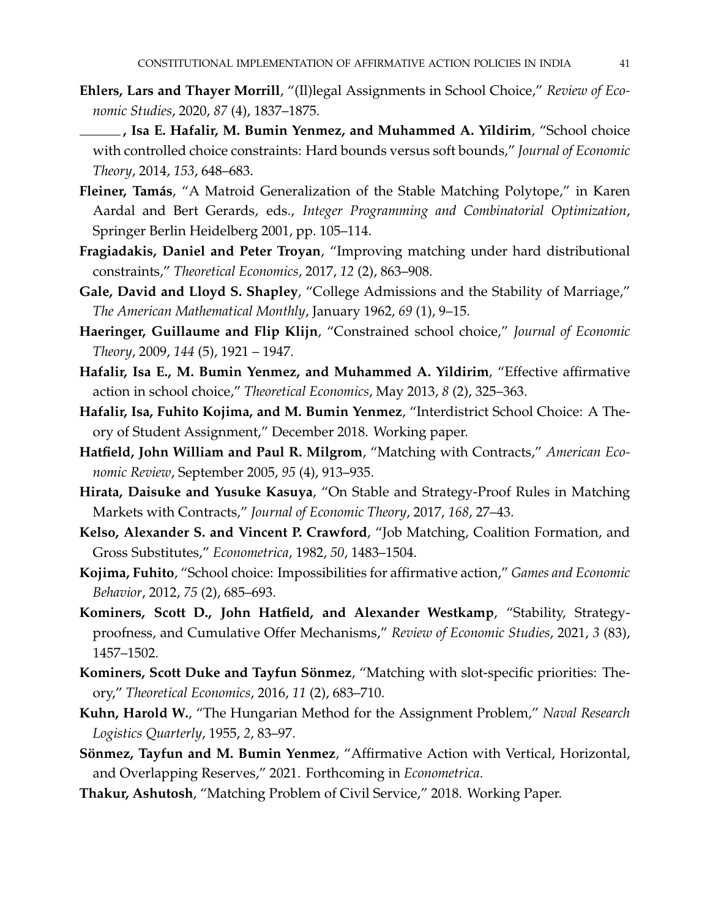**Ehlers, Lars and Thayer Morrill**, "(Il)legal Assignments in School Choice," *Review of Economic Studies*, 2020, *87* (4), 1837–1875.

______ **, Isa E. Hafalir, M. Bumin Yenmez, and Muhammed A. Yildirim**, "School choice with controlled choice constraints: Hard bounds versus soft bounds," *Journal of Economic Theory*, 2014, *153*, 648–683.

**Fleiner, Tamás**, "A Matroid Generalization of the Stable Matching Polytope," in Karen Aardal and Bert Gerards, eds., *Integer Programming and Combinatorial Optimization*, Springer Berlin Heidelberg 2001, pp. 105–114.

**Fragiadakis, Daniel and Peter Troyan**, "Improving matching under hard distributional constraints," *Theoretical Economics*, 2017, *12* (2), 863–908.

**Gale, David and Lloyd S. Shapley**, "College Admissions and the Stability of Marriage," *The American Mathematical Monthly*, January 1962, *69* (1), 9–15.

**Haeringer, Guillaume and Flip Klijn**, "Constrained school choice," *Journal of Economic Theory*, 2009, *144* (5), 1921 – 1947.

**Hafalir, Isa E., M. Bumin Yenmez, and Muhammed A. Yildirim**, "Effective affirmative action in school choice," *Theoretical Economics*, May 2013, *8* (2), 325–363.

**Hafalir, Isa, Fuhito Kojima, and M. Bumin Yenmez**, "Interdistrict School Choice: A Theory of Student Assignment," December 2018. Working paper.

**Hatfield, John William and Paul R. Milgrom**, "Matching with Contracts," *American Economic Review*, September 2005, *95* (4), 913–935.

**Hirata, Daisuke and Yusuke Kasuya**, "On Stable and Strategy-Proof Rules in Matching Markets with Contracts," *Journal of Economic Theory*, 2017, *168*, 27–43.

**Kelso, Alexander S. and Vincent P. Crawford**, "Job Matching, Coalition Formation, and Gross Substitutes," *Econometrica*, 1982, *50*, 1483–1504.

**Kojima, Fuhito**, "School choice: Impossibilities for affirmative action," *Games and Economic Behavior*, 2012, *75* (2), 685–693.

**Kominers, Scott D., John Hatfield, and Alexander Westkamp**, "Stability, Strategy-proofness, and Cumulative Offer Mechanisms," *Review of Economic Studies*, 2021, *3* (83), 1457–1502.

**Kominers, Scott Duke and Tayfun Sönmez**, "Matching with slot-specific priorities: Theory," *Theoretical Economics*, 2016, *11* (2), 683–710.

**Kuhn, Harold W.**, "The Hungarian Method for the Assignment Problem," *Naval Research Logistics Quarterly*, 1955, *2*, 83–97.

**Sönmez, Tayfun and M. Bumin Yenmez**, "Affirmative Action with Vertical, Horizontal, and Overlapping Reserves," 2021. Forthcoming in *Econometrica*.

**Thakur, Ashutosh**, "Matching Problem of Civil Service," 2018. Working Paper.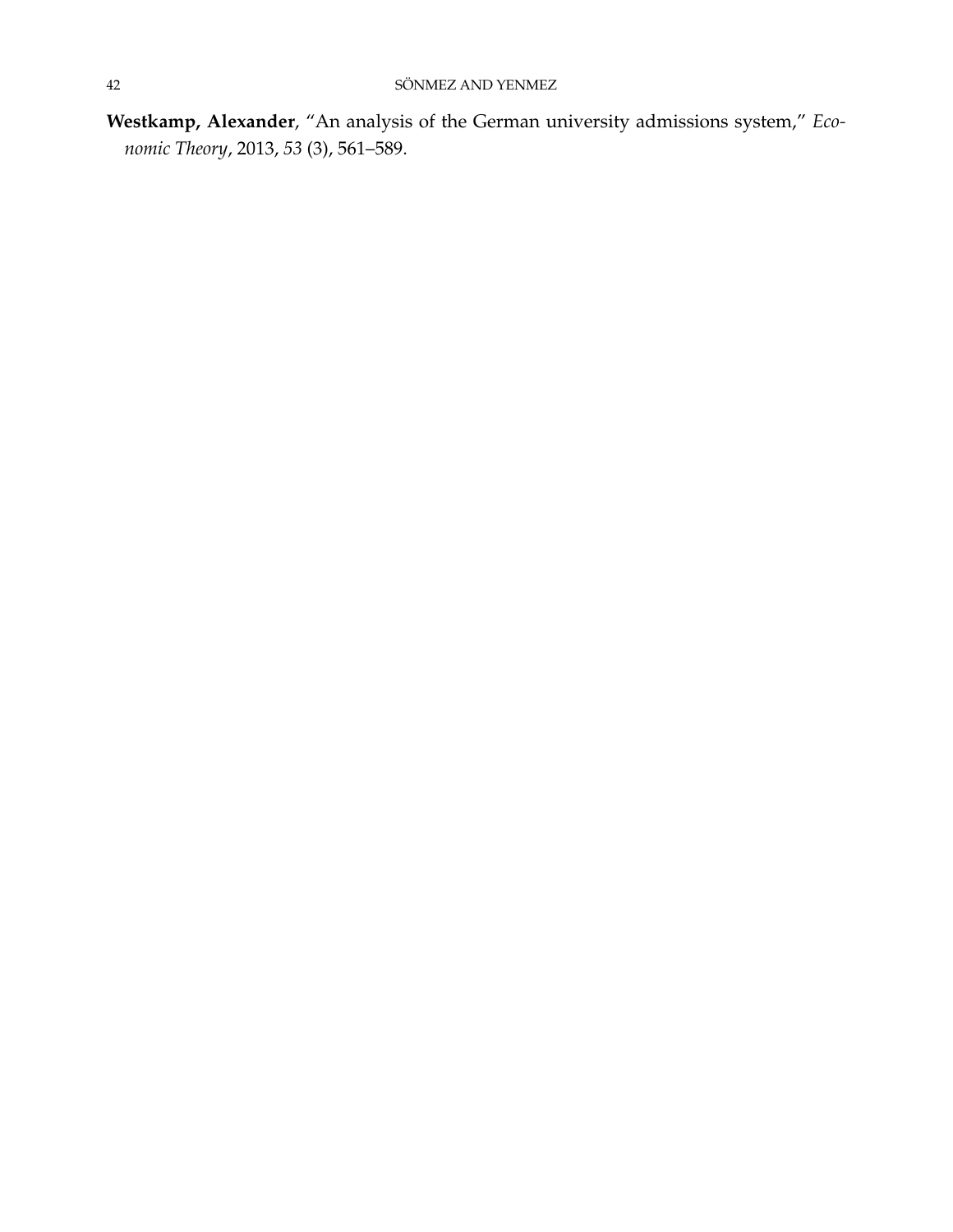**Westkamp, Alexander**, "An analysis of the German university admissions system," *Economic Theory*, 2013, *53* (3), 561–589.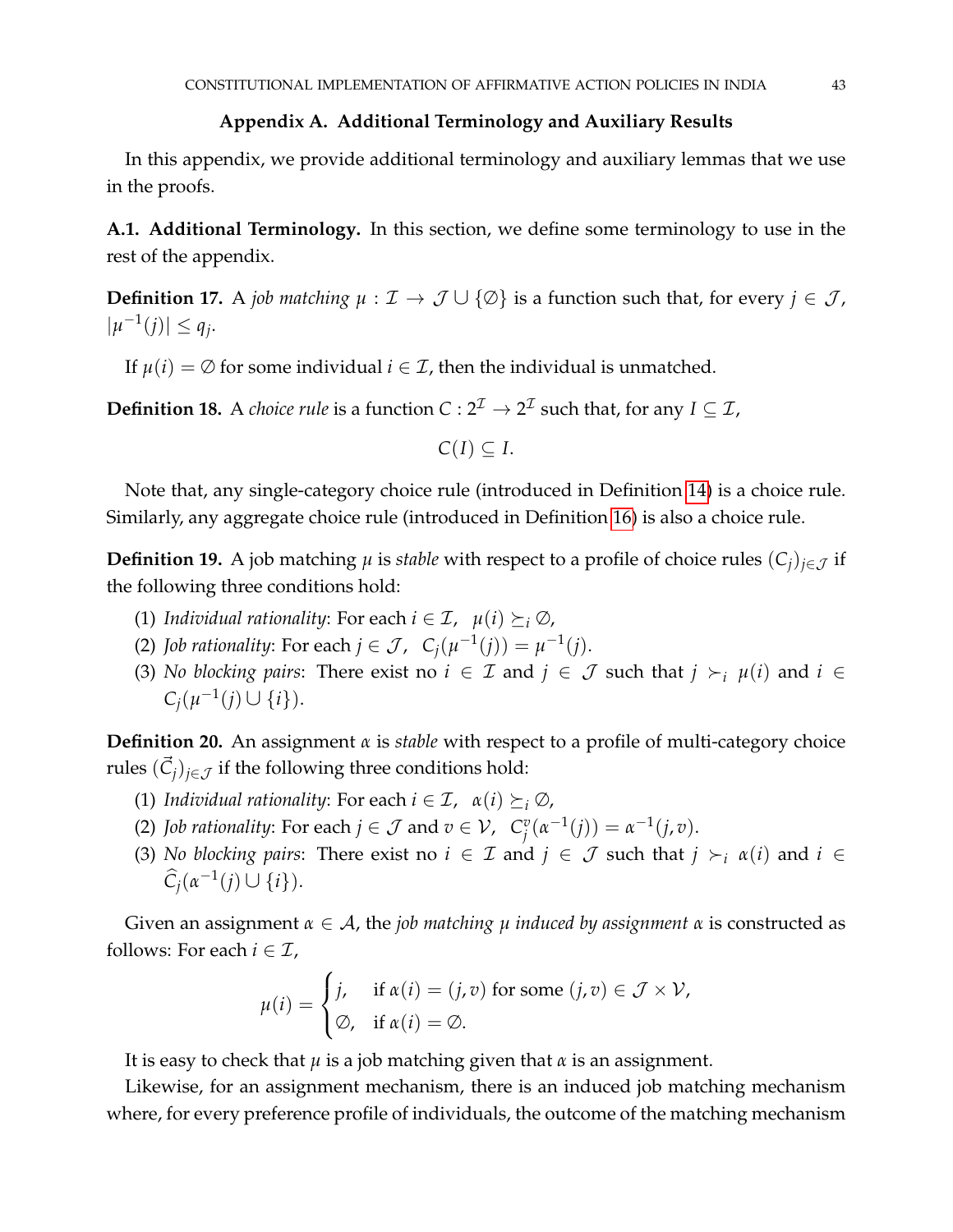## Appendix A. Additional Terminology and Auxiliary Results

In this appendix, we provide additional terminology and auxiliary lemmas that we use in the proofs.

**A.1. Additional Terminology.** In this section, we define some terminology to use in the rest of the appendix.

**Definition 17.** A *job matching* $\mu : \mathcal{I} \to \mathcal{J} \cup \{\emptyset\}$ is a function such that, for every $j \in \mathcal{J}$, $|\mu^{-1}(j)| \leq q_j$.

If $\mu(i) = \emptyset$ for some individual $i \in \mathcal{I}$, then the individual is unmatched.

**Definition 18.** A *choice rule* is a function $C : 2^{\mathcal{I}} \to 2^{\mathcal{I}}$ such that, for any $I \subseteq \mathcal{I}$,

$$C(I) \subseteq I.$$

Note that, any single-category choice rule (introduced in Definition 14) is a choice rule. Similarly, any aggregate choice rule (introduced in Definition 16) is also a choice rule.

**Definition 19.** A job matching $\mu$ is *stable* with respect to a profile of choice rules $(C_j)_{j \in \mathcal{J}}$ if the following three conditions hold:

1. *Individual rationality*: For each $i \in \mathcal{I}$, $\mu(i) \succeq_i \emptyset$,
2. *Job rationality*: For each $j \in \mathcal{J}$, $C_j(\mu^{-1}(j)) = \mu^{-1}(j)$.
3. *No blocking pairs*: There exist no $i \in \mathcal{I}$ and $j \in \mathcal{J}$ such that $j \succ_i \mu(i)$ and $i \in C_j(\mu^{-1}(j) \cup \{i\})$.

**Definition 20.** An assignment $\alpha$ is *stable* with respect to a profile of multi-category choice rules $(\vec{C}_j)_{j \in \mathcal{J}}$ if the following three conditions hold:

1. *Individual rationality*: For each $i \in \mathcal{I}$, $\alpha(i) \succeq_i \emptyset$,
2. *Job rationality*: For each $j \in \mathcal{J}$ and $v \in \mathcal{V}$, $C_j^v(\alpha^{-1}(j)) = \alpha^{-1}(j, v)$.
3. *No blocking pairs*: There exist no $i \in \mathcal{I}$ and $j \in \mathcal{J}$ such that $j \succ_i \alpha(i)$ and $i \in \widehat{C}_j(\alpha^{-1}(j) \cup \{i\})$.

Given an assignment $\alpha \in \mathcal{A}$, the *job matching $\mu$ induced by assignment $\alpha$* is constructed as follows: For each $i \in \mathcal{I}$,

$$\mu(i) = \begin{cases} j, & \text{if } \alpha(i) = (j, v) \text{ for some } (j, v) \in \mathcal{J} \times \mathcal{V}, \\ \emptyset, & \text{if } \alpha(i) = \emptyset. \end{cases}$$

It is easy to check that $\mu$ is a job matching given that $\alpha$ is an assignment.

Likewise, for an assignment mechanism, there is an induced job matching mechanism where, for every preference profile of individuals, the outcome of the matching mechanism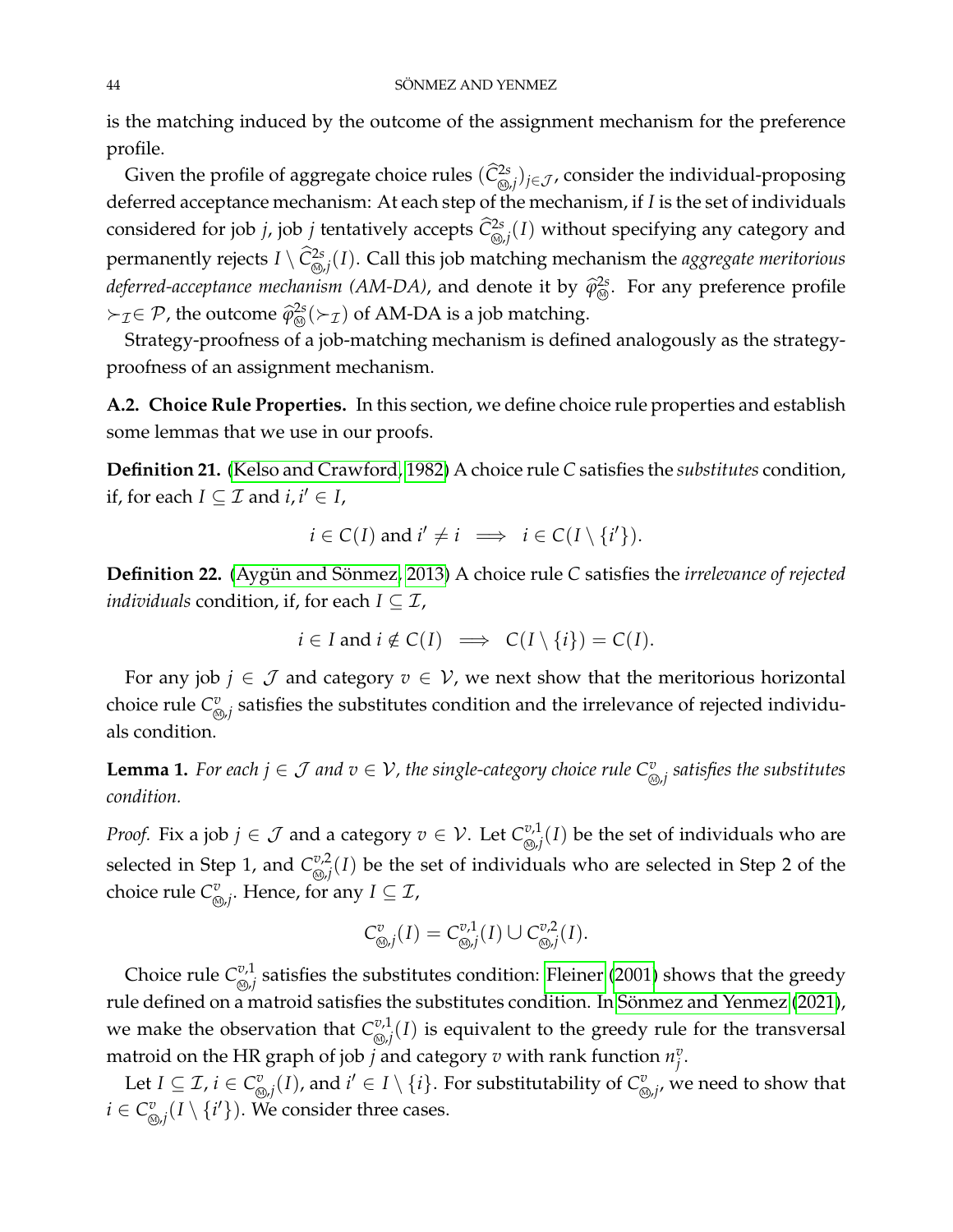is the matching induced by the outcome of the assignment mechanism for the preference profile.

Given the profile of aggregate choice rules $(\widehat{C}^{2s}_{\circledS,j})_{j \in \mathcal{J}}$, consider the individual-proposing deferred acceptance mechanism: At each step of the mechanism, if $I$ is the set of individuals considered for job $j$, job $j$ tentatively accepts $\widehat{C}^{2s}_{\circledS,j}(I)$ without specifying any category and permanently rejects $I \setminus \widehat{C}^{2s}_{\circledS,j}(I)$. Call this job matching mechanism the *aggregate meritorious deferred-acceptance mechanism (AM-DA)*, and denote it by $\widehat{\varphi}^{2s}_{\circledS}$. For any preference profile $\succ_{\mathcal{I}} \in \mathcal{P}$, the outcome $\widehat{\varphi}^{2s}_{\circledS}(\succ_{\mathcal{I}})$ of AM-DA is a job matching.

Strategy-proofness of a job-matching mechanism is defined analogously as the strategy-proofness of an assignment mechanism.

**A.2. Choice Rule Properties.** In this section, we define choice rule properties and establish some lemmas that we use in our proofs.

**Definition 21.** (Kelso and Crawford, 1982) A choice rule $C$ satisfies the *substitutes* condition, if, for each $I \subseteq \mathcal{I}$ and $i, i' \in I$,

$$i \in C(I) \text{ and } i' \neq i \implies i \in C(I \setminus \{i'\}).$$

**Definition 22.** (Aygün and Sönmez, 2013) A choice rule $C$ satisfies the *irrelevance of rejected individuals* condition, if, for each $I \subseteq \mathcal{I}$,

$$i \in I \text{ and } i \notin C(I) \implies C(I \setminus \{i\}) = C(I).$$

For any job $j \in \mathcal{J}$ and category $v \in \mathcal{V}$, we next show that the meritorious horizontal choice rule $C^v_{\circledS,j}$ satisfies the substitutes condition and the irrelevance of rejected individuals condition.

**Lemma 1.** *For each $j \in \mathcal{J}$ and $v \in \mathcal{V}$, the single-category choice rule $C^v_{\circledS,j}$ satisfies the substitutes condition.*

*Proof.* Fix a job $j \in \mathcal{J}$ and a category $v \in \mathcal{V}$. Let $C^{v,1}_{\circledS,j}(I)$ be the set of individuals who are selected in Step 1, and $C^{v,2}_{\circledS,j}(I)$ be the set of individuals who are selected in Step 2 of the choice rule $C^v_{\circledS,j}$. Hence, for any $I \subseteq \mathcal{I}$,

$$C^v_{\circledS,j}(I) = C^{v,1}_{\circledS,j}(I) \cup C^{v,2}_{\circledS,j}(I).$$

Choice rule $C^{v,1}_{\circledS,j}$ satisfies the substitutes condition: Fleiner (2001) shows that the greedy rule defined on a matroid satisfies the substitutes condition. In Sönmez and Yenmez (2021), we make the observation that $C^{v,1}_{\circledS,j}(I)$ is equivalent to the greedy rule for the transversal matroid on the HR graph of job $j$ and category $v$ with rank function $n^v_j$.

Let $I \subseteq \mathcal{I}$, $i \in C^v_{\circledS,j}(I)$, and $i' \in I \setminus \{i\}$. For substitutability of $C^v_{\circledS,j}$, we need to show that $i \in C^v_{\circledS,j}(I \setminus \{i'\})$. We consider three cases.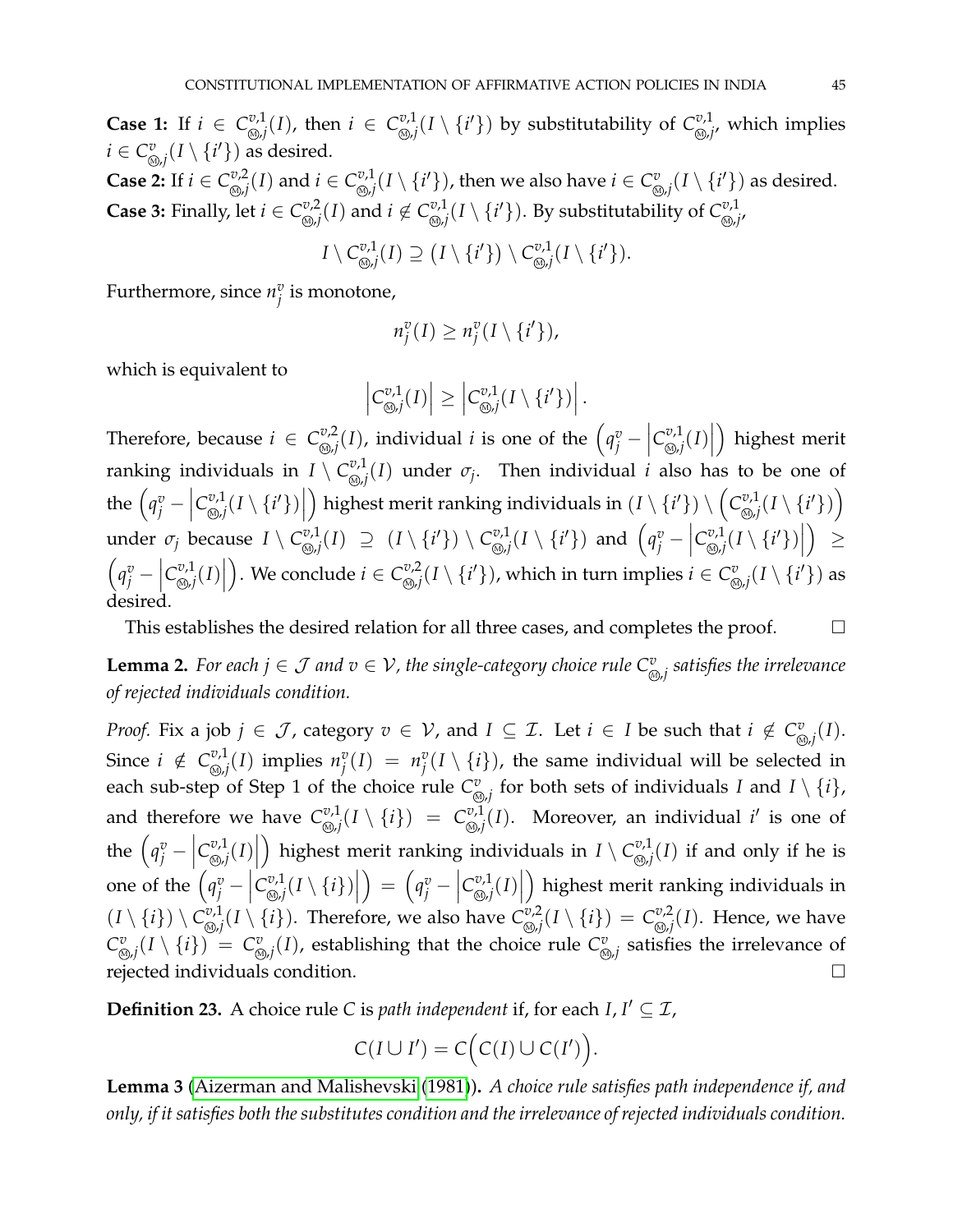**Case 1:** If $i \in C^{v,1}_{Ⓜ,j}(I)$, then $i \in C^{v,1}_{Ⓜ,j}(I \setminus \{i'\})$ by substitutability of $C^{v,1}_{Ⓜ,j}$, which implies $i \in C^{v}_{Ⓜ,j}(I \setminus \{i'\})$ as desired.

**Case 2:** If $i \in C^{v,2}_{Ⓜ,j}(I)$ and $i \in C^{v,1}_{Ⓜ,j}(I \setminus \{i'\})$, then we also have $i \in C^{v}_{Ⓜ,j}(I \setminus \{i'\})$ as desired.

**Case 3:** Finally, let $i \in C^{v,2}_{Ⓜ,j}(I)$ and $i \notin C^{v,1}_{Ⓜ,j}(I \setminus \{i'\})$. By substitutability of $C^{v,1}_{Ⓜ,j}$,

$$I \setminus C^{v,1}_{Ⓜ,j}(I) \supseteq \big(I \setminus \{i'\}\big) \setminus C^{v,1}_{Ⓜ,j}(I \setminus \{i'\}).$$

Furthermore, since $n^v_j$ is monotone,

$$n^v_j(I) \geq n^v_j(I \setminus \{i'\}),$$

which is equivalent to

$$\left|C^{v,1}_{Ⓜ,j}(I)\right| \geq \left|C^{v,1}_{Ⓜ,j}(I \setminus \{i'\})\right|.$$

Therefore, because $i \in C^{v,2}_{Ⓜ,j}(I)$, individual $i$ is one of the $\left(q^v_j - \left|C^{v,1}_{Ⓜ,j}(I)\right|\right)$ highest merit ranking individuals in $I \setminus C^{v,1}_{Ⓜ,j}(I)$ under $\sigma_j$. Then individual $i$ also has to be one of the $\left(q^v_j - \left|C^{v,1}_{Ⓜ,j}(I \setminus \{i'\})\right|\right)$ highest merit ranking individuals in $(I \setminus \{i'\}) \setminus \left(C^{v,1}_{Ⓜ,j}(I \setminus \{i'\})\right)$ under $\sigma_j$ because $I \setminus C^{v,1}_{Ⓜ,j}(I) \supseteq (I \setminus \{i'\}) \setminus C^{v,1}_{Ⓜ,j}(I \setminus \{i'\})$ and $\left(q^v_j - \left|C^{v,1}_{Ⓜ,j}(I \setminus \{i'\})\right|\right) \geq \left(q^v_j - \left|C^{v,1}_{Ⓜ,j}(I)\right|\right)$. We conclude $i \in C^{v,2}_{Ⓜ,j}(I \setminus \{i'\})$, which in turn implies $i \in C^{v}_{Ⓜ,j}(I \setminus \{i'\})$ as desired.

This establishes the desired relation for all three cases, and completes the proof. □

**Lemma 2.** *For each $j \in \mathcal{J}$ and $v \in \mathcal{V}$, the single-category choice rule $C^v_{Ⓜ,j}$ satisfies the irrelevance of rejected individuals condition.*

*Proof.* Fix a job $j \in \mathcal{J}$, category $v \in \mathcal{V}$, and $I \subseteq \mathcal{I}$. Let $i \in I$ be such that $i \notin C^v_{Ⓜ,j}(I)$. Since $i \notin C^{v,1}_{Ⓜ,j}(I)$ implies $n^v_j(I) = n^v_j(I \setminus \{i\})$, the same individual will be selected in each sub-step of Step 1 of the choice rule $C^v_{Ⓜ,j}$ for both sets of individuals $I$ and $I \setminus \{i\}$, and therefore we have $C^{v,1}_{Ⓜ,j}(I \setminus \{i\}) = C^{v,1}_{Ⓜ,j}(I)$. Moreover, an individual $i'$ is one of the $\left(q^v_j - \left|C^{v,1}_{Ⓜ,j}(I)\right|\right)$ highest merit ranking individuals in $I \setminus C^{v,1}_{Ⓜ,j}(I)$ if and only if he is one of the $\left(q^v_j - \left|C^{v,1}_{Ⓜ,j}(I \setminus \{i\})\right|\right) = \left(q^v_j - \left|C^{v,1}_{Ⓜ,j}(I)\right|\right)$ highest merit ranking individuals in $(I \setminus \{i\}) \setminus C^{v,1}_{Ⓜ,j}(I \setminus \{i\})$. Therefore, we also have $C^{v,2}_{Ⓜ,j}(I \setminus \{i\}) = C^{v,2}_{Ⓜ,j}(I)$. Hence, we have $C^v_{Ⓜ,j}(I \setminus \{i\}) = C^v_{Ⓜ,j}(I)$, establishing that the choice rule $C^v_{Ⓜ,j}$ satisfies the irrelevance of rejected individuals condition. □

**Definition 23.** A choice rule $C$ is *path independent* if, for each $I, I' \subseteq \mathcal{I}$,

$$C(I \cup I') = C\Big(C(I) \cup C(I')\Big).$$

**Lemma 3** (Aizerman and Malishevski (1981))**.** *A choice rule satisfies path independence if, and only, if it satisfies both the substitutes condition and the irrelevance of rejected individuals condition.*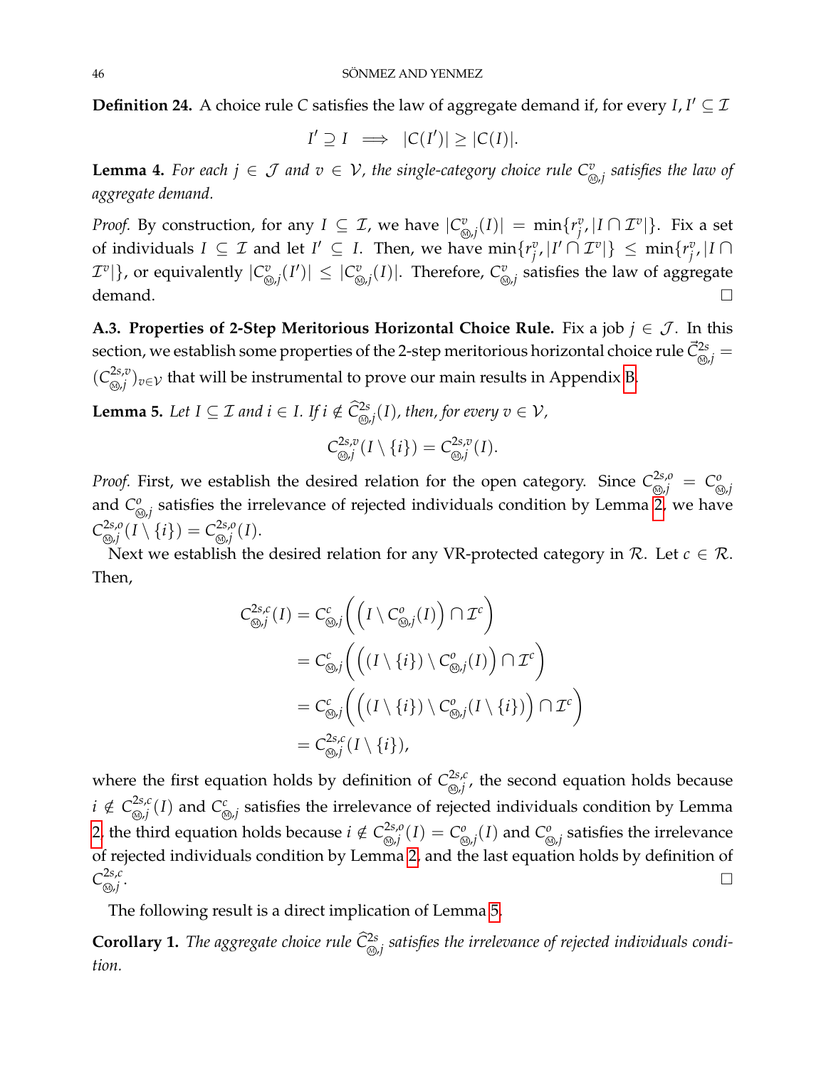**Definition 24.** A choice rule $C$ satisfies the law of aggregate demand if, for every $I, I' \subseteq \mathcal{I}$

$$I' \supseteq I \implies |C(I')| \geq |C(I)|.$$

**Lemma 4.** *For each $j \in \mathcal{J}$ and $v \in \mathcal{V}$, the single-category choice rule $C^{v}_{Ⓜ,j}$ satisfies the law of aggregate demand.*

*Proof.* By construction, for any $I \subseteq \mathcal{I}$, we have $|C^{v}_{Ⓜ,j}(I)| = \min\{r^{v}_{j}, |I \cap \mathcal{I}^{v}|\}$. Fix a set of individuals $I \subseteq \mathcal{I}$ and let $I' \subseteq I$. Then, we have $\min\{r^{v}_{j}, |I' \cap \mathcal{I}^{v}|\} \leq \min\{r^{v}_{j}, |I \cap \mathcal{I}^{v}|\}$, or equivalently $|C^{v}_{Ⓜ,j}(I')| \leq |C^{v}_{Ⓜ,j}(I)|$. Therefore, $C^{v}_{Ⓜ,j}$ satisfies the law of aggregate demand. □

**A.3. Properties of 2-Step Meritorious Horizontal Choice Rule.** Fix a job $j \in \mathcal{J}$. In this section, we establish some properties of the 2-step meritorious horizontal choice rule $\vec{C}^{2s}_{Ⓜ,j} = (C^{2s,v}_{Ⓜ,j})_{v \in \mathcal{V}}$ that will be instrumental to prove our main results in Appendix B.

**Lemma 5.** *Let $I \subseteq \mathcal{I}$ and $i \in I$. If $i \notin \widehat{C}^{2s}_{Ⓜ,j}(I)$, then, for every $v \in \mathcal{V}$,*

$$C^{2s,v}_{Ⓜ,j}(I \setminus \{i\}) = C^{2s,v}_{Ⓜ,j}(I).$$

*Proof.* First, we establish the desired relation for the open category. Since $C^{2s,o}_{Ⓜ,j} = C^{o}_{Ⓜ,j}$ and $C^{o}_{Ⓜ,j}$ satisfies the irrelevance of rejected individuals condition by Lemma 2, we have $C^{2s,o}_{Ⓜ,j}(I \setminus \{i\}) = C^{2s,o}_{Ⓜ,j}(I)$.

Next we establish the desired relation for any VR-protected category in $\mathcal{R}$. Let $c \in \mathcal{R}$. Then,

$$\begin{aligned}
C^{2s,c}_{Ⓜ,j}(I) &= C^{c}_{Ⓜ,j}\Big(\Big(I \setminus C^{o}_{Ⓜ,j}(I)\Big) \cap \mathcal{I}^{c}\Big) \\
&= C^{c}_{Ⓜ,j}\Big(\Big((I \setminus \{i\}) \setminus C^{o}_{Ⓜ,j}(I)\Big) \cap \mathcal{I}^{c}\Big) \\
&= C^{c}_{Ⓜ,j}\Big(\Big((I \setminus \{i\}) \setminus C^{o}_{Ⓜ,j}(I \setminus \{i\})\Big) \cap \mathcal{I}^{c}\Big) \\
&= C^{2s,c}_{Ⓜ,j}(I \setminus \{i\}),
\end{aligned}$$

where the first equation holds by definition of $C^{2s,c}_{Ⓜ,j}$, the second equation holds because $i \notin C^{2s,c}_{Ⓜ,j}(I)$ and $C^{c}_{Ⓜ,j}$ satisfies the irrelevance of rejected individuals condition by Lemma 2, the third equation holds because $i \notin C^{2s,o}_{Ⓜ,j}(I) = C^{o}_{Ⓜ,j}(I)$ and $C^{o}_{Ⓜ,j}$ satisfies the irrelevance of rejected individuals condition by Lemma 2, and the last equation holds by definition of $C^{2s,c}_{Ⓜ,j}$. □

The following result is a direct implication of Lemma 5.

**Corollary 1.** *The aggregate choice rule $\widehat{C}^{2s}_{Ⓜ,j}$ satisfies the irrelevance of rejected individuals condition.*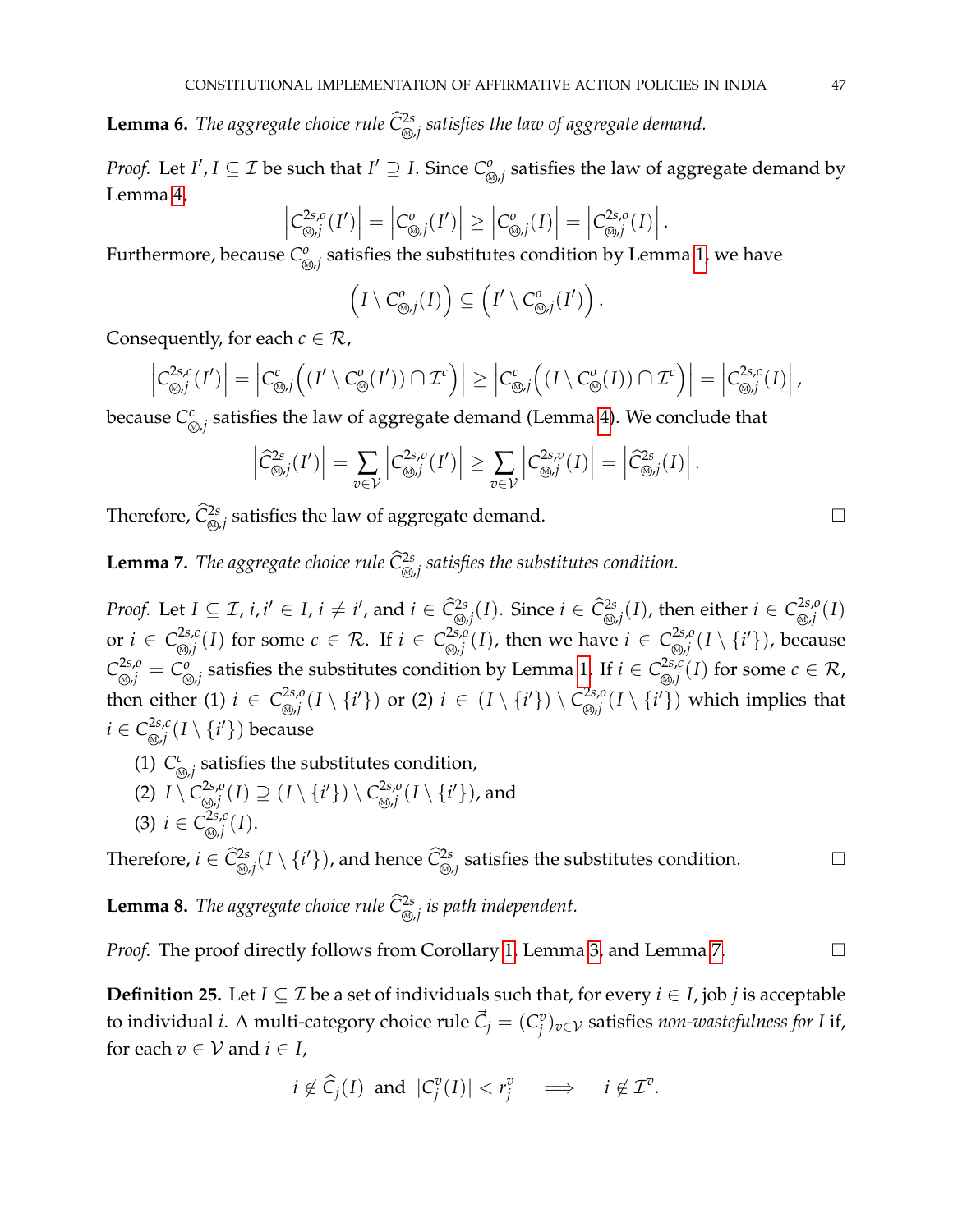**Lemma 6.** *The aggregate choice rule $\widehat{C}^{2s}_{Ⓜ,j}$ satisfies the law of aggregate demand.*

*Proof.* Let $I', I \subseteq \mathcal{I}$ be such that $I' \supseteq I$. Since $C^{o}_{Ⓜ,j}$ satisfies the law of aggregate demand by Lemma 4,

$$\left|C^{2s,o}_{Ⓜ,j}(I')\right| = \left|C^{o}_{Ⓜ,j}(I')\right| \geq \left|C^{o}_{Ⓜ,j}(I)\right| = \left|C^{2s,o}_{Ⓜ,j}(I)\right|.$$

Furthermore, because $C^{o}_{Ⓜ,j}$ satisfies the substitutes condition by Lemma 1, we have

$$\left(I \setminus C^{o}_{Ⓜ,j}(I)\right) \subseteq \left(I' \setminus C^{o}_{Ⓜ,j}(I')\right).$$

Consequently, for each $c \in \mathcal{R}$,

$$\left|C^{2s,c}_{Ⓜ,j}(I')\right| = \left|C^{c}_{Ⓜ,j}\Big((I' \setminus C^{o}_{Ⓜ}(I')) \cap \mathcal{I}^{c}\Big)\right| \geq \left|C^{c}_{Ⓜ,j}\Big((I \setminus C^{o}_{Ⓜ}(I)) \cap \mathcal{I}^{c}\Big)\right| = \left|C^{2s,c}_{Ⓜ,j}(I)\right|,$$

because $C^{c}_{Ⓜ,j}$ satisfies the law of aggregate demand (Lemma 4). We conclude that

$$\left|\widehat{C}^{2s}_{Ⓜ,j}(I')\right| = \sum_{v \in \mathcal{V}} \left|C^{2s,v}_{Ⓜ,j}(I')\right| \geq \sum_{v \in \mathcal{V}} \left|C^{2s,v}_{Ⓜ,j}(I)\right| = \left|\widehat{C}^{2s}_{Ⓜ,j}(I)\right|.$$

Therefore, $\widehat{C}^{2s}_{Ⓜ,j}$ satisfies the law of aggregate demand. □

**Lemma 7.** *The aggregate choice rule $\widehat{C}^{2s}_{Ⓜ,j}$ satisfies the substitutes condition.*

*Proof.* Let $I \subseteq \mathcal{I}$, $i, i' \in I$, $i \neq i'$, and $i \in \widehat{C}^{2s}_{Ⓜ,j}(I)$. Since $i \in \widehat{C}^{2s}_{Ⓜ,j}(I)$, then either $i \in C^{2s,o}_{Ⓜ,j}(I)$ or $i \in C^{2s,c}_{Ⓜ,j}(I)$ for some $c \in \mathcal{R}$. If $i \in C^{2s,o}_{Ⓜ,j}(I)$, then we have $i \in C^{2s,o}_{Ⓜ,j}(I \setminus \{i'\})$, because $C^{2s,o}_{Ⓜ,j} = C^{o}_{Ⓜ,j}$ satisfies the substitutes condition by Lemma 1. If $i \in C^{2s,c}_{Ⓜ,j}(I)$ for some $c \in \mathcal{R}$, then either (1) $i \in C^{2s,o}_{Ⓜ,j}(I \setminus \{i'\})$ or (2) $i \in (I \setminus \{i'\}) \setminus C^{2s,o}_{Ⓜ,j}(I \setminus \{i'\})$ which implies that $i \in C^{2s,c}_{Ⓜ,j}(I \setminus \{i'\})$ because

(1) $C^{c}_{Ⓜ,j}$ satisfies the substitutes condition,
(2) $I \setminus C^{2s,o}_{Ⓜ,j}(I) \supseteq (I \setminus \{i'\}) \setminus C^{2s,o}_{Ⓜ,j}(I \setminus \{i'\})$, and
(3) $i \in C^{2s,c}_{Ⓜ,j}(I)$.

Therefore, $i \in \widehat{C}^{2s}_{Ⓜ,j}(I \setminus \{i'\})$, and hence $\widehat{C}^{2s}_{Ⓜ,j}$ satisfies the substitutes condition. □

**Lemma 8.** *The aggregate choice rule $\widehat{C}^{2s}_{Ⓜ,j}$ is path independent.*

*Proof.* The proof directly follows from Corollary 1, Lemma 3, and Lemma 7. □

**Definition 25.** Let $I \subseteq \mathcal{I}$ be a set of individuals such that, for every $i \in I$, job $j$ is acceptable to individual $i$. A multi-category choice rule $\vec{C}_j = (C^{v}_j)_{v \in \mathcal{V}}$ satisfies *non-wastefulness for $I$* if, for each $v \in \mathcal{V}$ and $i \in I$,

$$i \notin \widehat{C}_j(I) \text{ and } |C^{v}_j(I)| < r^{v}_j \quad \implies \quad i \notin \mathcal{I}^{v}.$$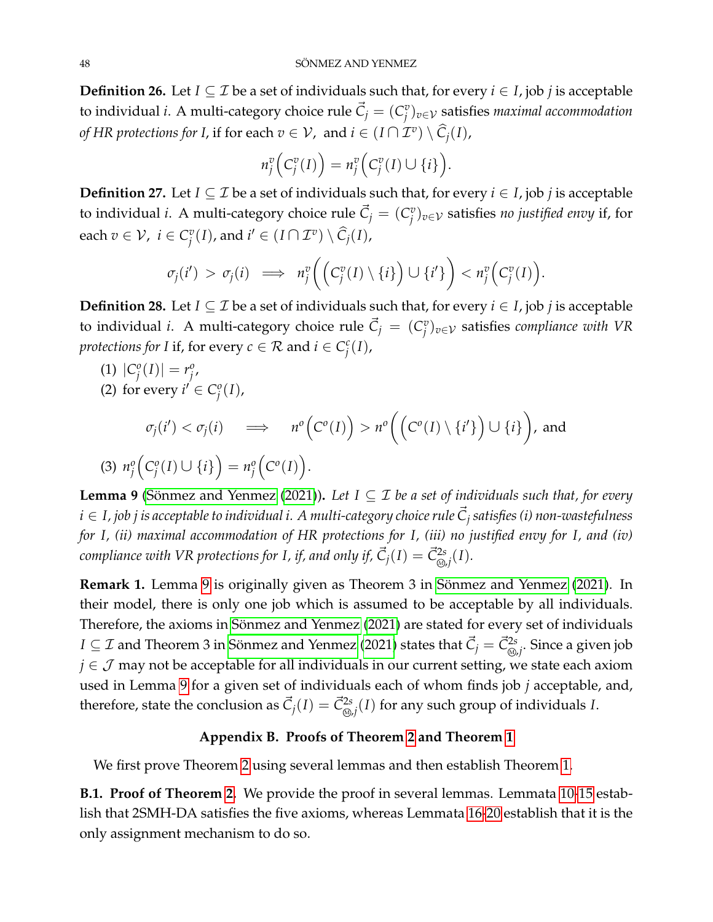**Definition 26.** Let $I \subseteq \mathcal{I}$ be a set of individuals such that, for every $i \in I$, job $j$ is acceptable to individual $i$. A multi-category choice rule $\vec{C}_j = (C^v_j)_{v \in \mathcal{V}}$ satisfies *maximal accommodation of HR protections for* $I$, if for each $v \in \mathcal{V}$, and $i \in (I \cap \mathcal{I}^v) \setminus \widehat{C}_j(I)$,

$$n^v_j\Big(C^v_j(I)\Big) = n^v_j\Big(C^v_j(I) \cup \{i\}\Big).$$

**Definition 27.** Let $I \subseteq \mathcal{I}$ be a set of individuals such that, for every $i \in I$, job $j$ is acceptable to individual $i$. A multi-category choice rule $\vec{C}_j = (C^v_j)_{v \in \mathcal{V}}$ satisfies *no justified envy* if, for each $v \in \mathcal{V}$, $i \in C^v_j(I)$, and $i' \in (I \cap \mathcal{I}^v) \setminus \widehat{C}_j(I)$,

$$\sigma_j(i') > \sigma_j(i) \implies n^v_j\bigg(\Big(C^v_j(I) \setminus \{i\}\Big) \cup \{i'\}\bigg) < n^v_j\Big(C^v_j(I)\Big).$$

**Definition 28.** Let $I \subseteq \mathcal{I}$ be a set of individuals such that, for every $i \in I$, job $j$ is acceptable to individual $i$. A multi-category choice rule $\vec{C}_j = (C^v_j)_{v \in \mathcal{V}}$ satisfies *compliance with VR protections for* $I$ if, for every $c \in \mathcal{R}$ and $i \in C^c_j(I)$,

(1) $|C^o_j(I)| = r^o_j$,

(2) for every $i' \in C^o_j(I)$,

$$\sigma_j(i') < \sigma_j(i) \quad \implies \quad n^o\Big(C^o(I)\Big) > n^o\bigg(\Big(C^o(I) \setminus \{i'\}\Big) \cup \{i\}\bigg), \text{ and}$$

(3) $n^o_j\Big(C^o_j(I) \cup \{i\}\Big) = n^o_j\Big(C^o(I)\Big)$.

**Lemma 9** (Sönmez and Yenmez (2021)). *Let $I \subseteq \mathcal{I}$ be a set of individuals such that, for every $i \in I$, job $j$ is acceptable to individual $i$. A multi-category choice rule $\vec{C}_j$ satisfies (i) non-wastefulness for $I$, (ii) maximal accommodation of HR protections for $I$, (iii) no justified envy for $I$, and (iv) compliance with VR protections for $I$, if, and only if, $\vec{C}_j(I) = \vec{C}^{2s}_{Ⓜ,j}(I)$.*

**Remark 1.** Lemma 9 is originally given as Theorem 3 in Sönmez and Yenmez (2021). In their model, there is only one job which is assumed to be acceptable by all individuals. Therefore, the axioms in Sönmez and Yenmez (2021) are stated for every set of individuals $I \subseteq \mathcal{I}$ and Theorem 3 in Sönmez and Yenmez (2021) states that $\vec{C}_j = \vec{C}^{2s}_{Ⓜ,j}$. Since a given job $j \in \mathcal{J}$ may not be acceptable for all individuals in our current setting, we state each axiom used in Lemma 9 for a given set of individuals each of whom finds job $j$ acceptable, and, therefore, state the conclusion as $\vec{C}_j(I) = \vec{C}^{2s}_{Ⓜ,j}(I)$ for any such group of individuals $I$.

## Appendix B. Proofs of Theorem 2 and Theorem 1

We first prove Theorem 2 using several lemmas and then establish Theorem 1.

**B.1. Proof of Theorem 2.** We provide the proof in several lemmas. Lemmata 10-15 establish that 2SMH-DA satisfies the five axioms, whereas Lemmata 16-20 establish that it is the only assignment mechanism to do so.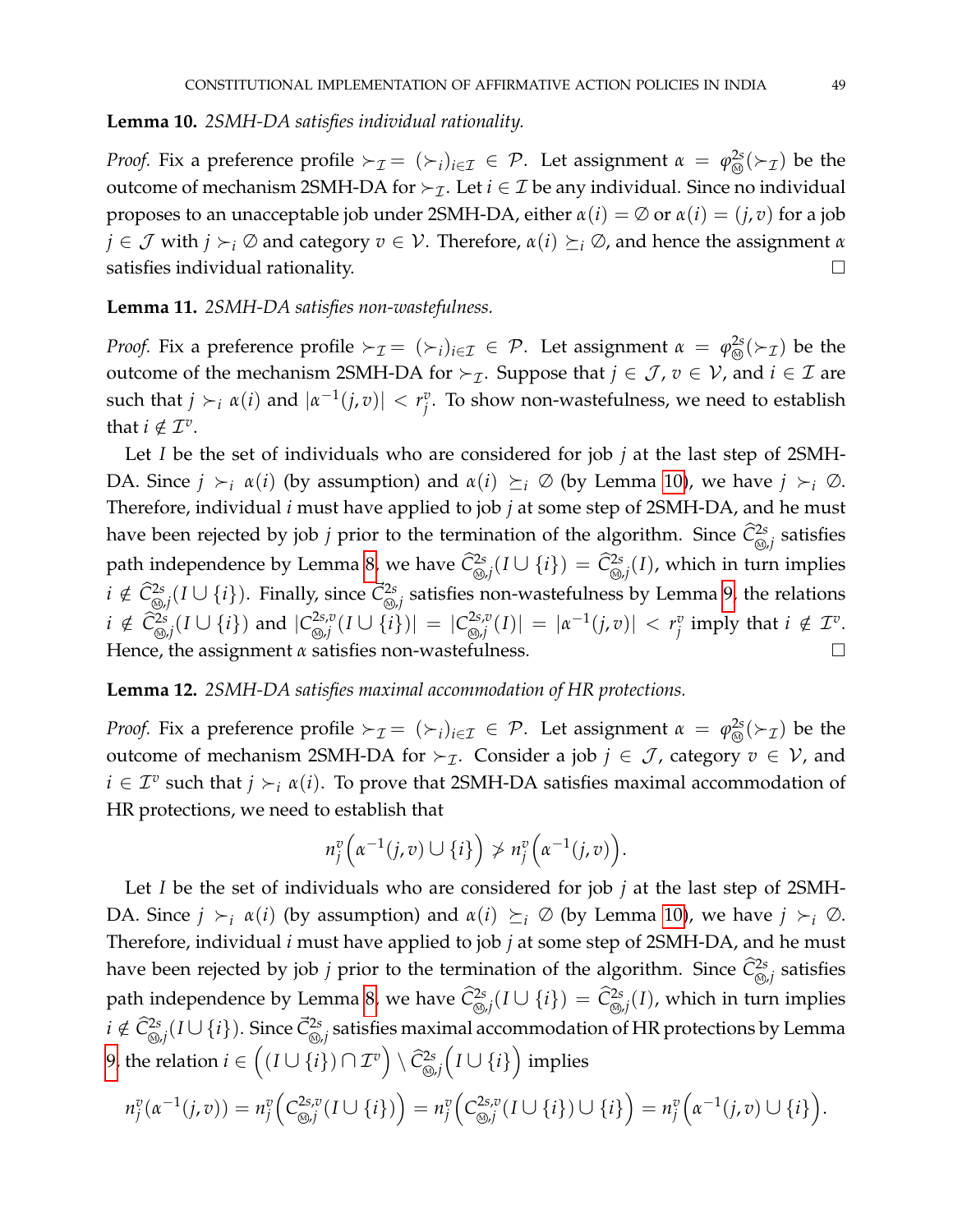**Lemma 10.** *2SMH-DA satisfies individual rationality.*

*Proof.* Fix a preference profile $\succ_{\mathcal{I}} = (\succ_i)_{i \in \mathcal{I}} \in \mathcal{P}$. Let assignment $\alpha = \varphi^{2s}_{Ⓜ}(\succ_{\mathcal{I}})$ be the outcome of mechanism 2SMH-DA for $\succ_{\mathcal{I}}$. Let $i \in \mathcal{I}$ be any individual. Since no individual proposes to an unacceptable job under 2SMH-DA, either $\alpha(i) = \emptyset$ or $\alpha(i) = (j, v)$ for a job $j \in \mathcal{J}$ with $j \succ_i \emptyset$ and category $v \in \mathcal{V}$. Therefore, $\alpha(i) \succeq_i \emptyset$, and hence the assignment $\alpha$ satisfies individual rationality. □

**Lemma 11.** *2SMH-DA satisfies non-wastefulness.*

*Proof.* Fix a preference profile $\succ_{\mathcal{I}} = (\succ_i)_{i \in \mathcal{I}} \in \mathcal{P}$. Let assignment $\alpha = \varphi^{2s}_{Ⓜ}(\succ_{\mathcal{I}})$ be the outcome of the mechanism 2SMH-DA for $\succ_{\mathcal{I}}$. Suppose that $j \in \mathcal{J}$, $v \in \mathcal{V}$, and $i \in \mathcal{I}$ are such that $j \succ_i \alpha(i)$ and $|\alpha^{-1}(j,v)| < r^v_j$. To show non-wastefulness, we need to establish that $i \notin \mathcal{I}^v$.

Let $I$ be the set of individuals who are considered for job $j$ at the last step of 2SMH-DA. Since $j \succ_i \alpha(i)$ (by assumption) and $\alpha(i) \succeq_i \emptyset$ (by Lemma 10), we have $j \succ_i \emptyset$. Therefore, individual $i$ must have applied to job $j$ at some step of 2SMH-DA, and he must have been rejected by job $j$ prior to the termination of the algorithm. Since $\widehat{C}^{2s}_{Ⓜ,j}$ satisfies path independence by Lemma 8, we have $\widehat{C}^{2s}_{Ⓜ,j}(I \cup \{i\}) = \widehat{C}^{2s}_{Ⓜ,j}(I)$, which in turn implies $i \notin \widehat{C}^{2s}_{Ⓜ,j}(I \cup \{i\})$. Finally, since $\vec{C}^{2s}_{Ⓜ,j}$ satisfies non-wastefulness by Lemma 9, the relations $i \notin \widehat{C}^{2s}_{Ⓜ,j}(I \cup \{i\})$ and $|C^{2s,v}_{Ⓜ,j}(I \cup \{i\})| = |C^{2s,v}_{Ⓜ,j}(I)| = |\alpha^{-1}(j,v)| < r^v_j$ imply that $i \notin \mathcal{I}^v$. Hence, the assignment $\alpha$ satisfies non-wastefulness. □

**Lemma 12.** *2SMH-DA satisfies maximal accommodation of HR protections.*

*Proof.* Fix a preference profile $\succ_{\mathcal{I}} = (\succ_i)_{i \in \mathcal{I}} \in \mathcal{P}$. Let assignment $\alpha = \varphi^{2s}_{Ⓜ}(\succ_{\mathcal{I}})$ be the outcome of mechanism 2SMH-DA for $\succ_{\mathcal{I}}$. Consider a job $j \in \mathcal{J}$, category $v \in \mathcal{V}$, and $i \in \mathcal{I}^v$ such that $j \succ_i \alpha(i)$. To prove that 2SMH-DA satisfies maximal accommodation of HR protections, we need to establish that

$$n^v_j\Big(\alpha^{-1}(j,v) \cup \{i\}\Big) \not> n^v_j\Big(\alpha^{-1}(j,v)\Big).$$

Let $I$ be the set of individuals who are considered for job $j$ at the last step of 2SMH-DA. Since $j \succ_i \alpha(i)$ (by assumption) and $\alpha(i) \succeq_i \emptyset$ (by Lemma 10), we have $j \succ_i \emptyset$. Therefore, individual $i$ must have applied to job $j$ at some step of 2SMH-DA, and he must have been rejected by job $j$ prior to the termination of the algorithm. Since $\widehat{C}^{2s}_{Ⓜ,j}$ satisfies path independence by Lemma 8, we have $\widehat{C}^{2s}_{Ⓜ,j}(I \cup \{i\}) = \widehat{C}^{2s}_{Ⓜ,j}(I)$, which in turn implies $i \notin \widehat{C}^{2s}_{Ⓜ,j}(I \cup \{i\})$. Since $\vec{C}^{2s}_{Ⓜ,j}$ satisfies maximal accommodation of HR protections by Lemma 9, the relation $i \in \Big((I \cup \{i\}) \cap \mathcal{I}^v\Big) \setminus \widehat{C}^{2s}_{Ⓜ,j}\Big(I \cup \{i\}\Big)$ implies

$$n^v_j(\alpha^{-1}(j,v)) = n^v_j\Big(C^{2s,v}_{Ⓜ,j}(I \cup \{i\})\Big) = n^v_j\Big(C^{2s,v}_{Ⓜ,j}(I \cup \{i\}) \cup \{i\}\Big) = n^v_j\Big(\alpha^{-1}(j,v) \cup \{i\}\Big).$$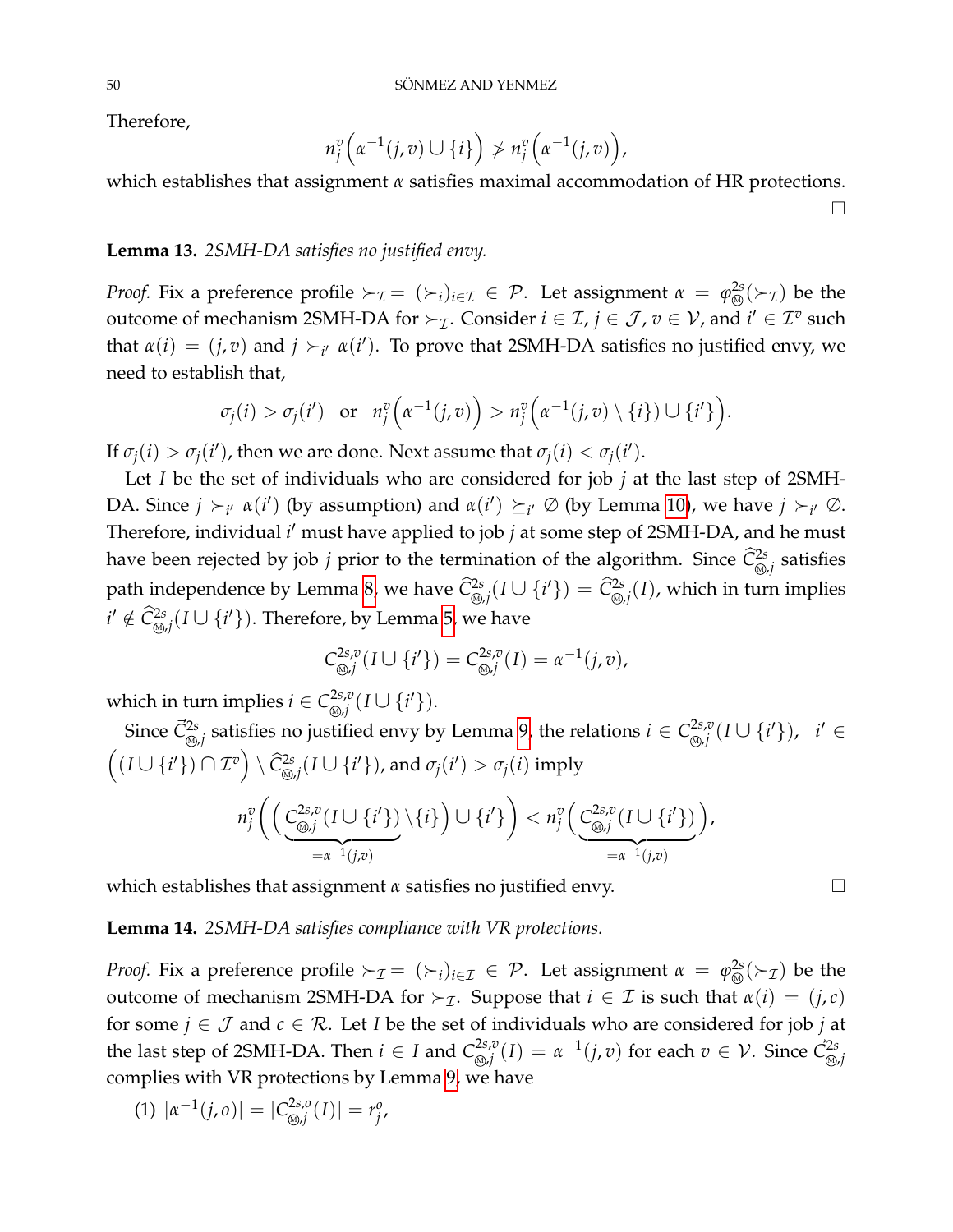Therefore,

$$n_j^v\Big(\alpha^{-1}(j,v) \cup \{i\}\Big) \not> n_j^v\Big(\alpha^{-1}(j,v)\Big),$$

which establishes that assignment $\alpha$ satisfies maximal accommodation of HR protections. ◻

**Lemma 13.** *2SMH-DA satisfies no justified envy.*

*Proof.* Fix a preference profile $\succ_{\mathcal{I}} = (\succ_i)_{i \in \mathcal{I}} \in \mathcal{P}$. Let assignment $\alpha = \varphi^{2s}_{Ⓜ}(\succ_{\mathcal{I}})$ be the outcome of mechanism 2SMH-DA for $\succ_{\mathcal{I}}$. Consider $i \in \mathcal{I}$, $j \in \mathcal{J}$, $v \in \mathcal{V}$, and $i' \in \mathcal{I}^v$ such that $\alpha(i) = (j,v)$ and $j \succ_{i'} \alpha(i')$. To prove that 2SMH-DA satisfies no justified envy, we need to establish that,

$$\sigma_j(i) > \sigma_j(i') \quad \text{or} \quad n_j^v\Big(\alpha^{-1}(j,v)\Big) > n_j^v\Big(\alpha^{-1}(j,v) \setminus \{i\}) \cup \{i'\}\Big).$$

If $\sigma_j(i) > \sigma_j(i')$, then we are done. Next assume that $\sigma_j(i) < \sigma_j(i')$.

Let $I$ be the set of individuals who are considered for job $j$ at the last step of 2SMH-DA. Since $j \succ_{i'} \alpha(i')$ (by assumption) and $\alpha(i') \succeq_{i'} \emptyset$ (by Lemma 10), we have $j \succ_{i'} \emptyset$. Therefore, individual $i'$ must have applied to job $j$ at some step of 2SMH-DA, and he must have been rejected by job $j$ prior to the termination of the algorithm. Since $\widehat{C}^{2s}_{Ⓜ,j}$ satisfies path independence by Lemma 8, we have $\widehat{C}^{2s}_{Ⓜ,j}(I \cup \{i'\}) = \widehat{C}^{2s}_{Ⓜ,j}(I)$, which in turn implies $i' \notin \widehat{C}^{2s}_{Ⓜ,j}(I \cup \{i'\})$. Therefore, by Lemma 5, we have

$$C^{2s,v}_{Ⓜ,j}(I \cup \{i'\}) = C^{2s,v}_{Ⓜ,j}(I) = \alpha^{-1}(j,v),$$

which in turn implies $i \in C^{2s,v}_{Ⓜ,j}(I \cup \{i'\})$.

Since $\vec{C}^{2s}_{Ⓜ,j}$ satisfies no justified envy by Lemma 9, the relations $i \in C^{2s,v}_{Ⓜ,j}(I \cup \{i'\})$, $i' \in \Big((I \cup \{i'\}) \cap \mathcal{I}^v\Big) \setminus \widehat{C}^{2s}_{Ⓜ,j}(I \cup \{i'\})$, and $\sigma_j(i') > \sigma_j(i)$ imply

$$n_j^v\bigg(\Big(\underbrace{C^{2s,v}_{Ⓜ,j}(I \cup \{i'\})}_{=\alpha^{-1}(j,v)} \setminus \{i\}\Big) \cup \{i'\}\bigg) < n_j^v\Big(\underbrace{C^{2s,v}_{Ⓜ,j}(I \cup \{i'\})}_{=\alpha^{-1}(j,v)}\Big),$$

which establishes that assignment $\alpha$ satisfies no justified envy. ◻

**Lemma 14.** *2SMH-DA satisfies compliance with VR protections.*

*Proof.* Fix a preference profile $\succ_{\mathcal{I}} = (\succ_i)_{i \in \mathcal{I}} \in \mathcal{P}$. Let assignment $\alpha = \varphi^{2s}_{Ⓜ}(\succ_{\mathcal{I}})$ be the outcome of mechanism 2SMH-DA for $\succ_{\mathcal{I}}$. Suppose that $i \in \mathcal{I}$ is such that $\alpha(i) = (j,c)$ for some $j \in \mathcal{J}$ and $c \in \mathcal{R}$. Let $I$ be the set of individuals who are considered for job $j$ at the last step of 2SMH-DA. Then $i \in I$ and $C^{2s,v}_{Ⓜ,j}(I) = \alpha^{-1}(j,v)$ for each $v \in \mathcal{V}$. Since $\vec{C}^{2s}_{Ⓜ,j}$ complies with VR protections by Lemma 9, we have

(1) $|\alpha^{-1}(j,o)| = |C^{2s,o}_{Ⓜ,j}(I)| = r^o_j$,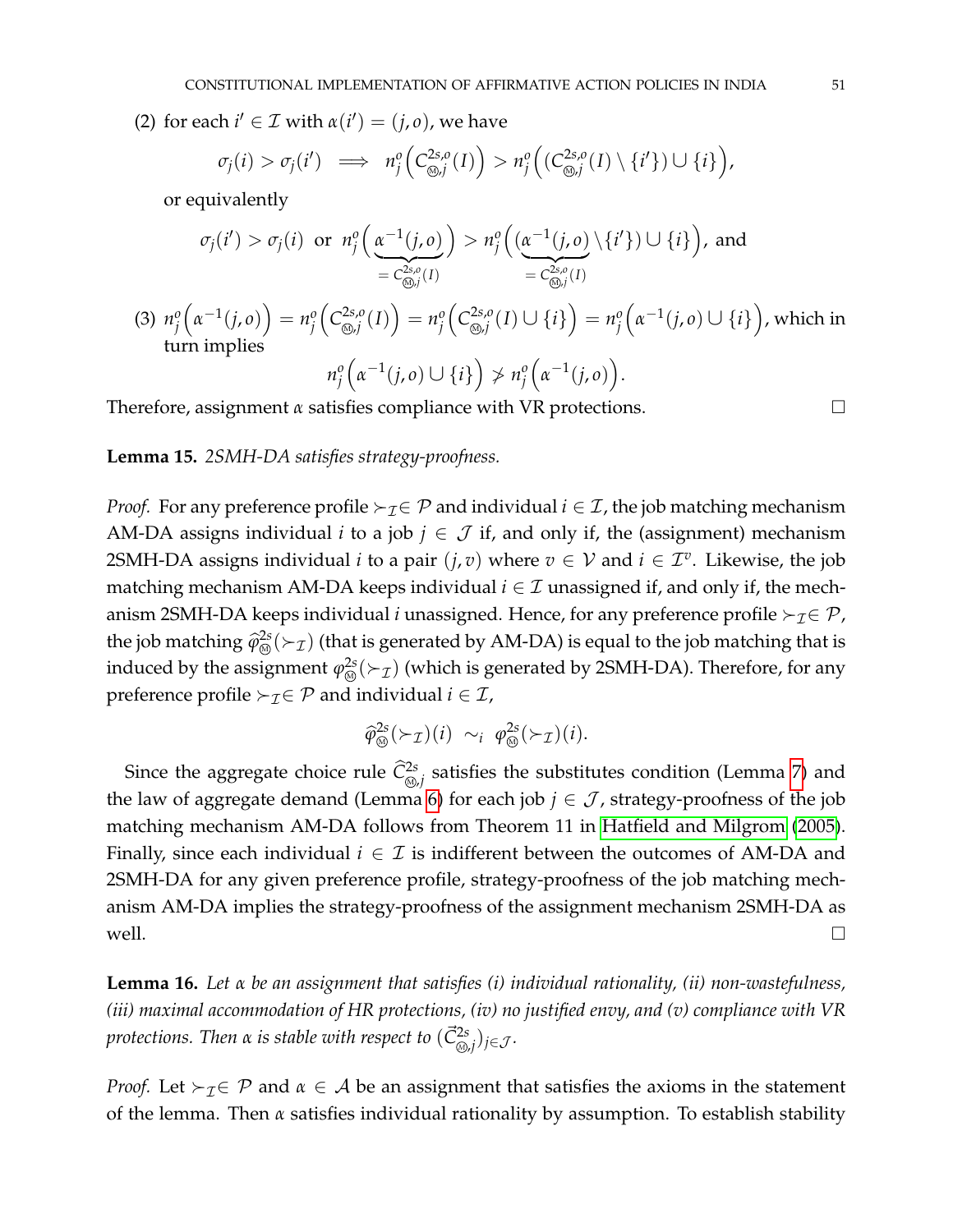(2) for each $i' \in \mathcal{I}$ with $\alpha(i') = (j, o)$, we have

$$\sigma_j(i) > \sigma_j(i') \implies n_j^o\Big(C^{2s,o}_{\circledM,j}(I)\Big) > n_j^o\Big((C^{2s,o}_{\circledM,j}(I) \setminus \{i'\}) \cup \{i\}\Big),$$

or equivalently

$$\sigma_j(i') > \sigma_j(i) \text{ or } n_j^o\Big(\underbrace{\alpha^{-1}(j,o)}_{=C^{2s,o}_{\circledM,j}(I)}\Big) > n_j^o\Big((\underbrace{\alpha^{-1}(j,o)}_{=C^{2s,o}_{\circledM,j}(I)} \setminus \{i'\}) \cup \{i\}\Big), \text{ and}$$

(3) $n_j^o\Big(\alpha^{-1}(j,o)\Big) = n_j^o\Big(C^{2s,o}_{\circledM,j}(I)\Big) = n_j^o\Big(C^{2s,o}_{\circledM,j}(I) \cup \{i\}\Big) = n_j^o\Big(\alpha^{-1}(j,o) \cup \{i\}\Big)$, which in turn implies

$$n_j^o\Big(\alpha^{-1}(j,o) \cup \{i\}\Big) \not> n_j^o\Big(\alpha^{-1}(j,o)\Big).$$

Therefore, assignment $\alpha$ satisfies compliance with VR protections. □

**Lemma 15.** *2SMH-DA satisfies strategy-proofness.*

*Proof.* For any preference profile $\succ_{\mathcal{I}} \in \mathcal{P}$ and individual $i \in \mathcal{I}$, the job matching mechanism AM-DA assigns individual $i$ to a job $j \in \mathcal{J}$ if, and only if, the (assignment) mechanism 2SMH-DA assigns individual $i$ to a pair $(j, v)$ where $v \in \mathcal{V}$ and $i \in \mathcal{I}^v$. Likewise, the job matching mechanism AM-DA keeps individual $i \in \mathcal{I}$ unassigned if, and only if, the mechanism 2SMH-DA keeps individual $i$ unassigned. Hence, for any preference profile $\succ_{\mathcal{I}} \in \mathcal{P}$, the job matching $\widehat{\varphi}^{2s}_{\circledM}(\succ_{\mathcal{I}})$ (that is generated by AM-DA) is equal to the job matching that is induced by the assignment $\varphi^{2s}_{\circledM}(\succ_{\mathcal{I}})$ (which is generated by 2SMH-DA). Therefore, for any preference profile $\succ_{\mathcal{I}} \in \mathcal{P}$ and individual $i \in \mathcal{I}$,

$$\widehat{\varphi}^{2s}_{\circledM}(\succ_{\mathcal{I}})(i) \;\sim_i\; \varphi^{2s}_{\circledM}(\succ_{\mathcal{I}})(i).$$

Since the aggregate choice rule $\widehat{C}^{2s}_{\circledM,j}$ satisfies the substitutes condition (Lemma 7) and the law of aggregate demand (Lemma 6) for each job $j \in \mathcal{J}$, strategy-proofness of the job matching mechanism AM-DA follows from Theorem 11 in Hatfield and Milgrom (2005). Finally, since each individual $i \in \mathcal{I}$ is indifferent between the outcomes of AM-DA and 2SMH-DA for any given preference profile, strategy-proofness of the job matching mechanism AM-DA implies the strategy-proofness of the assignment mechanism 2SMH-DA as well. □

**Lemma 16.** *Let $\alpha$ be an assignment that satisfies (i) individual rationality, (ii) non-wastefulness, (iii) maximal accommodation of HR protections, (iv) no justified envy, and (v) compliance with VR protections. Then $\alpha$ is stable with respect to $(\vec{C}^{2s}_{\circledM,j})_{j\in\mathcal{J}}$.*

*Proof.* Let $\succ_{\mathcal{I}} \in \mathcal{P}$ and $\alpha \in \mathcal{A}$ be an assignment that satisfies the axioms in the statement of the lemma. Then $\alpha$ satisfies individual rationality by assumption. To establish stability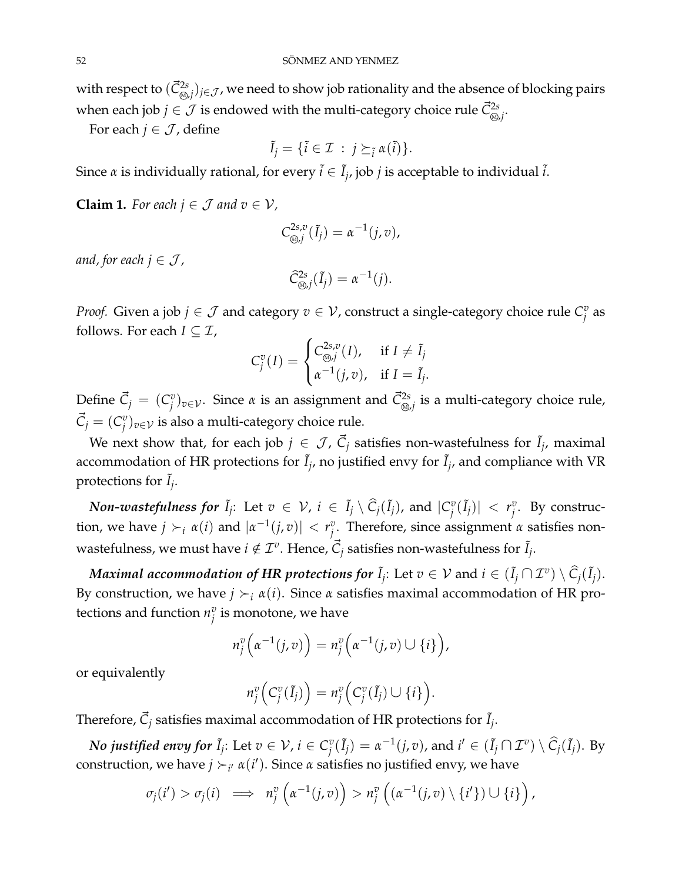with respect to $(\vec{C}^{2s}_{\circledM,j})_{j\in\mathcal{J}}$, we need to show job rationality and the absence of blocking pairs when each job $j \in \mathcal{J}$ is endowed with the multi-category choice rule $\vec{C}^{2s}_{\circledM,j}$.

For each $j \in \mathcal{J}$, define

$$\tilde{I}_j = \{\tilde{i} \in \mathcal{I} \; : \; j \succeq_{\tilde{i}} \alpha(\tilde{i})\}.$$

Since $\alpha$ is individually rational, for every $\tilde{i} \in \tilde{I}_j$, job $j$ is acceptable to individual $\tilde{i}$.

**Claim 1.** *For each $j \in \mathcal{J}$ and $v \in \mathcal{V}$,*

$$C^{2s,v}_{\circledM,j}(\tilde{I}_j) = \alpha^{-1}(j,v),$$

*and, for each $j \in \mathcal{J}$,*

$$\widehat{C}^{2s}_{\circledM,j}(\tilde{I}_j) = \alpha^{-1}(j).$$

*Proof.* Given a job $j \in \mathcal{J}$ and category $v \in \mathcal{V}$, construct a single-category choice rule $C^v_j$ as follows. For each $I \subseteq \mathcal{I}$,

$$C^v_j(I) = \begin{cases} C^{2s,v}_{\circledM,j}(I), & \text{if } I \neq \tilde{I}_j \\ \alpha^{-1}(j,v), & \text{if } I = \tilde{I}_j. \end{cases}$$

Define $\vec{C}_j = (C^v_j)_{v\in\mathcal{V}}$. Since $\alpha$ is an assignment and $\vec{C}^{2s}_{\circledM,j}$ is a multi-category choice rule, $\vec{C}_j = (C^v_j)_{v\in\mathcal{V}}$ is also a multi-category choice rule.

We next show that, for each job $j \in \mathcal{J}$, $\vec{C}_j$ satisfies non-wastefulness for $\tilde{I}_j$, maximal accommodation of HR protections for $\tilde{I}_j$, no justified envy for $\tilde{I}_j$, and compliance with VR protections for $\tilde{I}_j$.

***Non-wastefulness for*** $\tilde{I}_j$: Let $v \in \mathcal{V}$, $i \in \tilde{I}_j \setminus \widehat{C}_j(\tilde{I}_j)$, and $|C^v_j(\tilde{I}_j)| < r^v_j$. By construction, we have $j \succ_i \alpha(i)$ and $|\alpha^{-1}(j,v)| < r^v_j$. Therefore, since assignment $\alpha$ satisfies non-wastefulness, we must have $i \notin \mathcal{I}^v$. Hence, $\vec{C}_j$ satisfies non-wastefulness for $\tilde{I}_j$.

***Maximal accommodation of HR protections for*** $\tilde{I}_j$: Let $v \in \mathcal{V}$ and $i \in (\tilde{I}_j \cap \mathcal{I}^v) \setminus \widehat{C}_j(\tilde{I}_j)$. By construction, we have $j \succ_i \alpha(i)$. Since $\alpha$ satisfies maximal accommodation of HR protections and function $n^v_j$ is monotone, we have

$$n^v_j\Big(\alpha^{-1}(j,v)\Big) = n^v_j\Big(\alpha^{-1}(j,v) \cup \{i\}\Big),$$

or equivalently

$$n^v_j\Big(C^v_j(\tilde{I}_j)\Big) = n^v_j\Big(C^v_j(\tilde{I}_j) \cup \{i\}\Big).$$

Therefore, $\vec{C}_j$ satisfies maximal accommodation of HR protections for $\tilde{I}_j$.

***No justified envy for*** $\tilde{I}_j$: Let $v \in \mathcal{V}$, $i \in C^v_j(\tilde{I}_j) = \alpha^{-1}(j,v)$, and $i' \in (\tilde{I}_j \cap \mathcal{I}^v) \setminus \widehat{C}_j(\tilde{I}_j)$. By construction, we have $j \succ_{i'} \alpha(i')$. Since $\alpha$ satisfies no justified envy, we have

$$\sigma_j(i') > \sigma_j(i) \implies n^v_j\left(\alpha^{-1}(j,v)\right) > n^v_j\left((\alpha^{-1}(j,v) \setminus \{i'\}) \cup \{i\}\right),$$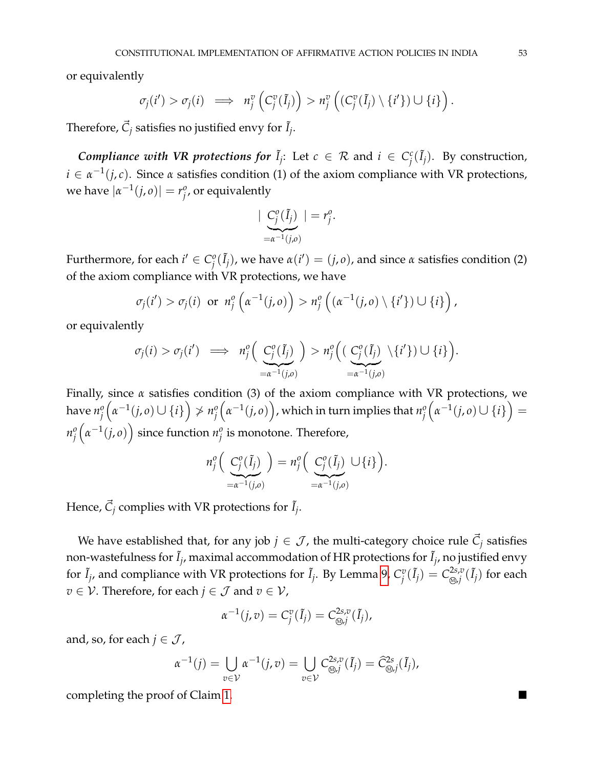or equivalently

$$\sigma_j(i') > \sigma_j(i) \implies n_j^v\left(C_j^v(\tilde{I}_j)\right) > n_j^v\left((C_j^v(\tilde{I}_j) \setminus \{i'\}) \cup \{i\}\right).$$

Therefore, $\vec{C}_j$ satisfies no justified envy for $\tilde{I}_j$.

***Compliance with VR protections for*** $\tilde{I}_j$: Let $c \in \mathcal{R}$ and $i \in C_j^c(\tilde{I}_j)$. By construction, $i \in \alpha^{-1}(j, c)$. Since $\alpha$ satisfies condition (1) of the axiom compliance with VR protections, we have $|\alpha^{-1}(j, o)| = r_j^o$, or equivalently

$$|\underbrace{C_j^o(\tilde{I}_j)}_{=\alpha^{-1}(j,o)}| = r_j^o.$$

Furthermore, for each $i' \in C_j^o(\tilde{I}_j)$, we have $\alpha(i') = (j, o)$, and since $\alpha$ satisfies condition (2) of the axiom compliance with VR protections, we have

$$\sigma_j(i') > \sigma_j(i) \text{ or } n_j^o\left(\alpha^{-1}(j,o)\right) > n_j^o\left((\alpha^{-1}(j,o) \setminus \{i'\}) \cup \{i\}\right),$$

or equivalently

$$\sigma_j(i) > \sigma_j(i') \implies n_j^o\Big(\underbrace{C_j^o(\tilde{I}_j)}_{=\alpha^{-1}(j,o)}\Big) > n_j^o\Big((\underbrace{C_j^o(\tilde{I}_j)}_{=\alpha^{-1}(j,o)} \setminus \{i'\}) \cup \{i\}\Big).$$

Finally, since $\alpha$ satisfies condition (3) of the axiom compliance with VR protections, we have $n_j^o\left(\alpha^{-1}(j,o) \cup \{i\}\right) \not> n_j^o\left(\alpha^{-1}(j,o)\right)$, which in turn implies that $n_j^o\left(\alpha^{-1}(j,o) \cup \{i\}\right) = n_j^o\left(\alpha^{-1}(j,o)\right)$ since function $n_j^o$ is monotone. Therefore,

$$n_j^o\Big(\underbrace{C_j^o(\tilde{I}_j)}_{=\alpha^{-1}(j,o)}\Big) = n_j^o\Big(\underbrace{C_j^o(\tilde{I}_j)}_{=\alpha^{-1}(j,o)} \cup \{i\}\Big).$$

Hence, $\vec{C}_j$ complies with VR protections for $\tilde{I}_j$.

We have established that, for any job $j \in \mathcal{J}$, the multi-category choice rule $\vec{C}_j$ satisfies non-wastefulness for $\tilde{I}_j$, maximal accommodation of HR protections for $\tilde{I}_j$, no justified envy for $\tilde{I}_j$, and compliance with VR protections for $\tilde{I}_j$. By Lemma 9, $C_j^v(\tilde{I}_j) = C_{Ⓜ,j}^{2s,v}(\tilde{I}_j)$ for each $v \in \mathcal{V}$. Therefore, for each $j \in \mathcal{J}$ and $v \in \mathcal{V}$,

$$\alpha^{-1}(j,v) = C_j^v(\tilde{I}_j) = C_{Ⓜ,j}^{2s,v}(\tilde{I}_j),$$

and, so, for each $j \in \mathcal{J}$,

$$\alpha^{-1}(j) = \bigcup_{v \in \mathcal{V}} \alpha^{-1}(j,v) = \bigcup_{v \in \mathcal{V}} C_{Ⓜ,j}^{2s,v}(\tilde{I}_j) = \widehat{C}_{Ⓜ,j}^{2s}(\tilde{I}_j),$$

completing the proof of Claim 1. ■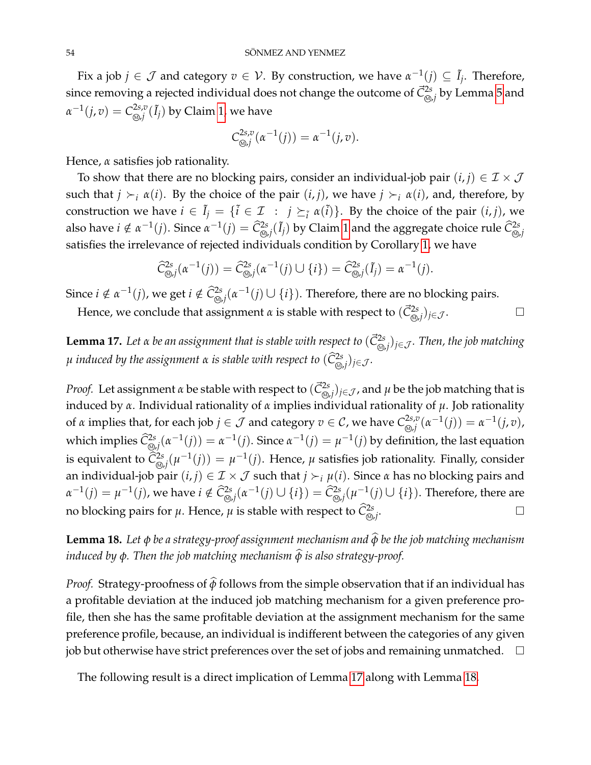Fix a job $j \in \mathcal{J}$ and category $v \in \mathcal{V}$. By construction, we have $\alpha^{-1}(j) \subseteq \tilde{I}_j$. Therefore, since removing a rejected individual does not change the outcome of $\vec{C}^{2s}_{\circledS,j}$ by Lemma 5 and $\alpha^{-1}(j,v) = C^{2s,v}_{\circledS,j}(\tilde{I}_j)$ by Claim 1, we have

$$C^{2s,v}_{\circledS,j}(\alpha^{-1}(j)) = \alpha^{-1}(j,v).$$

Hence, $\alpha$ satisfies job rationality.

To show that there are no blocking pairs, consider an individual-job pair $(i,j) \in \mathcal{I} \times \mathcal{J}$ such that $j \succ_i \alpha(i)$. By the choice of the pair $(i,j)$, we have $j \succ_i \alpha(i)$, and, therefore, by construction we have $i \in \tilde{I}_j = \{\tilde{i} \in \mathcal{I} \ : \ j \succeq_{\tilde{i}} \alpha(\tilde{i})\}$. By the choice of the pair $(i,j)$, we also have $i \notin \alpha^{-1}(j)$. Since $\alpha^{-1}(j) = \widehat{C}^{2s}_{\circledS,j}(\tilde{I}_j)$ by Claim 1 and the aggregate choice rule $\widehat{C}^{2s}_{\circledS,j}$ satisfies the irrelevance of rejected individuals condition by Corollary 1, we have

$$\widehat{C}^{2s}_{\circledS,j}(\alpha^{-1}(j)) = \widehat{C}^{2s}_{\circledS,j}(\alpha^{-1}(j) \cup \{i\}) = \widehat{C}^{2s}_{\circledS,j}(\tilde{I}_j) = \alpha^{-1}(j).$$

Since $i \notin \alpha^{-1}(j)$, we get $i \notin \widehat{C}^{2s}_{\circledS,j}(\alpha^{-1}(j) \cup \{i\})$. Therefore, there are no blocking pairs.

Hence, we conclude that assignment $\alpha$ is stable with respect to $(\vec{C}^{2s}_{\circledS,j})_{j\in\mathcal{J}}$. $\square$

**Lemma 17.** *Let $\alpha$ be an assignment that is stable with respect to $(\vec{C}^{2s}_{\circledS,j})_{j\in\mathcal{J}}$. Then, the job matching $\mu$ induced by the assignment $\alpha$ is stable with respect to $(\widehat{C}^{2s}_{\circledS,j})_{j\in\mathcal{J}}$.*

*Proof.* Let assignment $\alpha$ be stable with respect to $(\vec{C}^{2s}_{\circledS,j})_{j\in\mathcal{J}}$, and $\mu$ be the job matching that is induced by $\alpha$. Individual rationality of $\alpha$ implies individual rationality of $\mu$. Job rationality of $\alpha$ implies that, for each job $j \in \mathcal{J}$ and category $v \in \mathcal{C}$, we have $C^{2s,v}_{\circledS,j}(\alpha^{-1}(j)) = \alpha^{-1}(j,v)$, which implies $\widehat{C}^{2s}_{\circledS,j}(\alpha^{-1}(j)) = \alpha^{-1}(j)$. Since $\alpha^{-1}(j) = \mu^{-1}(j)$ by definition, the last equation is equivalent to $\widehat{C}^{2s}_{\circledS,j}(\mu^{-1}(j)) = \mu^{-1}(j)$. Hence, $\mu$ satisfies job rationality. Finally, consider an individual-job pair $(i,j) \in \mathcal{I} \times \mathcal{J}$ such that $j \succ_i \mu(i)$. Since $\alpha$ has no blocking pairs and $\alpha^{-1}(j) = \mu^{-1}(j)$, we have $i \notin \widehat{C}^{2s}_{\circledS,j}(\alpha^{-1}(j) \cup \{i\}) = \widehat{C}^{2s}_{\circledS,j}(\mu^{-1}(j) \cup \{i\})$. Therefore, there are no blocking pairs for $\mu$. Hence, $\mu$ is stable with respect to $\widehat{C}^{2s}_{\circledS,j}$. $\square$

**Lemma 18.** *Let $\phi$ be a strategy-proof assignment mechanism and $\widehat{\phi}$ be the job matching mechanism induced by $\phi$. Then the job matching mechanism $\widehat{\phi}$ is also strategy-proof.*

*Proof.* Strategy-proofness of $\widehat{\phi}$ follows from the simple observation that if an individual has a profitable deviation at the induced job matching mechanism for a given preference profile, then she has the same profitable deviation at the assignment mechanism for the same preference profile, because, an individual is indifferent between the categories of any given job but otherwise have strict preferences over the set of jobs and remaining unmatched. $\square$

The following result is a direct implication of Lemma 17 along with Lemma 18.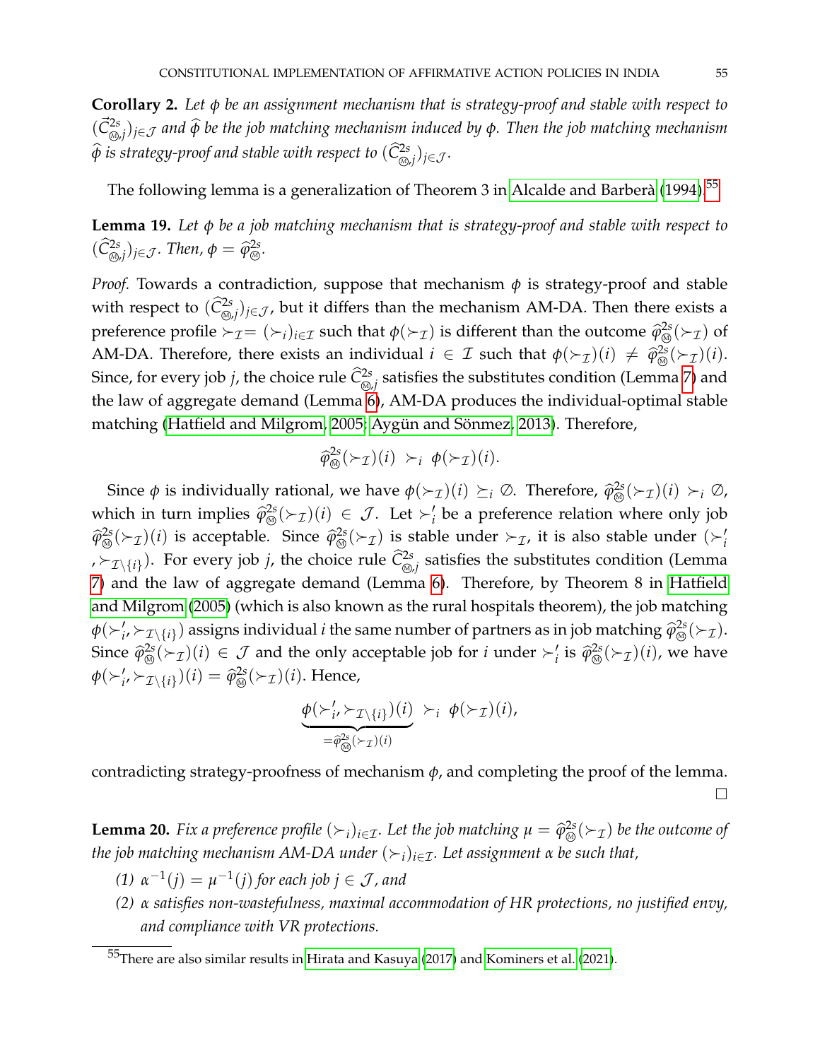**Corollary 2.** *Let $\phi$ be an assignment mechanism that is strategy-proof and stable with respect to $(\vec{C}^{2s}_{Ⓜ,j})_{j\in\mathcal{J}}$ and $\widehat{\phi}$ be the job matching mechanism induced by $\phi$. Then the job matching mechanism $\widehat{\phi}$ is strategy-proof and stable with respect to $(\widehat{C}^{2s}_{Ⓜ,j})_{j\in\mathcal{J}}$.*

The following lemma is a generalization of Theorem 3 in Alcalde and Barberà (1994).[55]

**Lemma 19.** *Let $\phi$ be a job matching mechanism that is strategy-proof and stable with respect to $(\widehat{C}^{2s}_{Ⓜ,j})_{j\in\mathcal{J}}$. Then, $\phi = \widehat{\varphi}^{2s}_{Ⓜ}$.*

*Proof.* Towards a contradiction, suppose that mechanism $\phi$ is strategy-proof and stable with respect to $(\widehat{C}^{2s}_{Ⓜ,j})_{j\in\mathcal{J}}$, but it differs than the mechanism AM-DA. Then there exists a preference profile $\succ_{\mathcal{I}} = (\succ_i)_{i\in\mathcal{I}}$ such that $\phi(\succ_{\mathcal{I}})$ is different than the outcome $\widehat{\varphi}^{2s}_{Ⓜ}(\succ_{\mathcal{I}})$ of AM-DA. Therefore, there exists an individual $i \in \mathcal{I}$ such that $\phi(\succ_{\mathcal{I}})(i) \neq \widehat{\varphi}^{2s}_{Ⓜ}(\succ_{\mathcal{I}})(i)$. Since, for every job $j$, the choice rule $\widehat{C}^{2s}_{Ⓜ,j}$ satisfies the substitutes condition (Lemma 7) and the law of aggregate demand (Lemma 6), AM-DA produces the individual-optimal stable matching (Hatfield and Milgrom, 2005; Aygün and Sönmez, 2013). Therefore,

$$\widehat{\varphi}^{2s}_{Ⓜ}(\succ_{\mathcal{I}})(i) \succ_i \phi(\succ_{\mathcal{I}})(i).$$

Since $\phi$ is individually rational, we have $\phi(\succ_{\mathcal{I}})(i) \succeq_i \emptyset$. Therefore, $\widehat{\varphi}^{2s}_{Ⓜ}(\succ_{\mathcal{I}})(i) \succ_i \emptyset$, which in turn implies $\widehat{\varphi}^{2s}_{Ⓜ}(\succ_{\mathcal{I}})(i) \in \mathcal{J}$. Let $\succ'_i$ be a preference relation where only job $\widehat{\varphi}^{2s}_{Ⓜ}(\succ_{\mathcal{I}})(i)$ is acceptable. Since $\widehat{\varphi}^{2s}_{Ⓜ}(\succ_{\mathcal{I}})$ is stable under $\succ_{\mathcal{I}}$, it is also stable under $(\succ'_i, \succ_{\mathcal{I}\setminus\{i\}})$. For every job $j$, the choice rule $\widehat{C}^{2s}_{Ⓜ,j}$ satisfies the substitutes condition (Lemma 7) and the law of aggregate demand (Lemma 6). Therefore, by Theorem 8 in Hatfield and Milgrom (2005) (which is also known as the rural hospitals theorem), the job matching $\phi(\succ'_i, \succ_{\mathcal{I}\setminus\{i\}})$ assigns individual $i$ the same number of partners as in job matching $\widehat{\varphi}^{2s}_{Ⓜ}(\succ_{\mathcal{I}})$. Since $\widehat{\varphi}^{2s}_{Ⓜ}(\succ_{\mathcal{I}})(i) \in \mathcal{J}$ and the only acceptable job for $i$ under $\succ'_i$ is $\widehat{\varphi}^{2s}_{Ⓜ}(\succ_{\mathcal{I}})(i)$, we have $\phi(\succ'_i, \succ_{\mathcal{I}\setminus\{i\}})(i) = \widehat{\varphi}^{2s}_{Ⓜ}(\succ_{\mathcal{I}})(i)$. Hence,

$$\underbrace{\phi(\succ'_i, \succ_{\mathcal{I}\setminus\{i\}})(i)}_{=\widehat{\varphi}^{2s}_{Ⓜ}(\succ_{\mathcal{I}})(i)} \succ_i \phi(\succ_{\mathcal{I}})(i),$$

contradicting strategy-proofness of mechanism $\phi$, and completing the proof of the lemma. □

**Lemma 20.** *Fix a preference profile $(\succ_i)_{i\in\mathcal{I}}$. Let the job matching $\mu = \widehat{\varphi}^{2s}_{Ⓜ}(\succ_{\mathcal{I}})$ be the outcome of the job matching mechanism AM-DA under $(\succ_i)_{i\in\mathcal{I}}$. Let assignment $\alpha$ be such that,*

*(1) $\alpha^{-1}(j) = \mu^{-1}(j)$ for each job $j \in \mathcal{J}$, and*

*(2) $\alpha$ satisfies non-wastefulness, maximal accommodation of HR protections, no justified envy, and compliance with VR protections.*

[55] There are also similar results in Hirata and Kasuya (2017) and Kominers et al. (2021).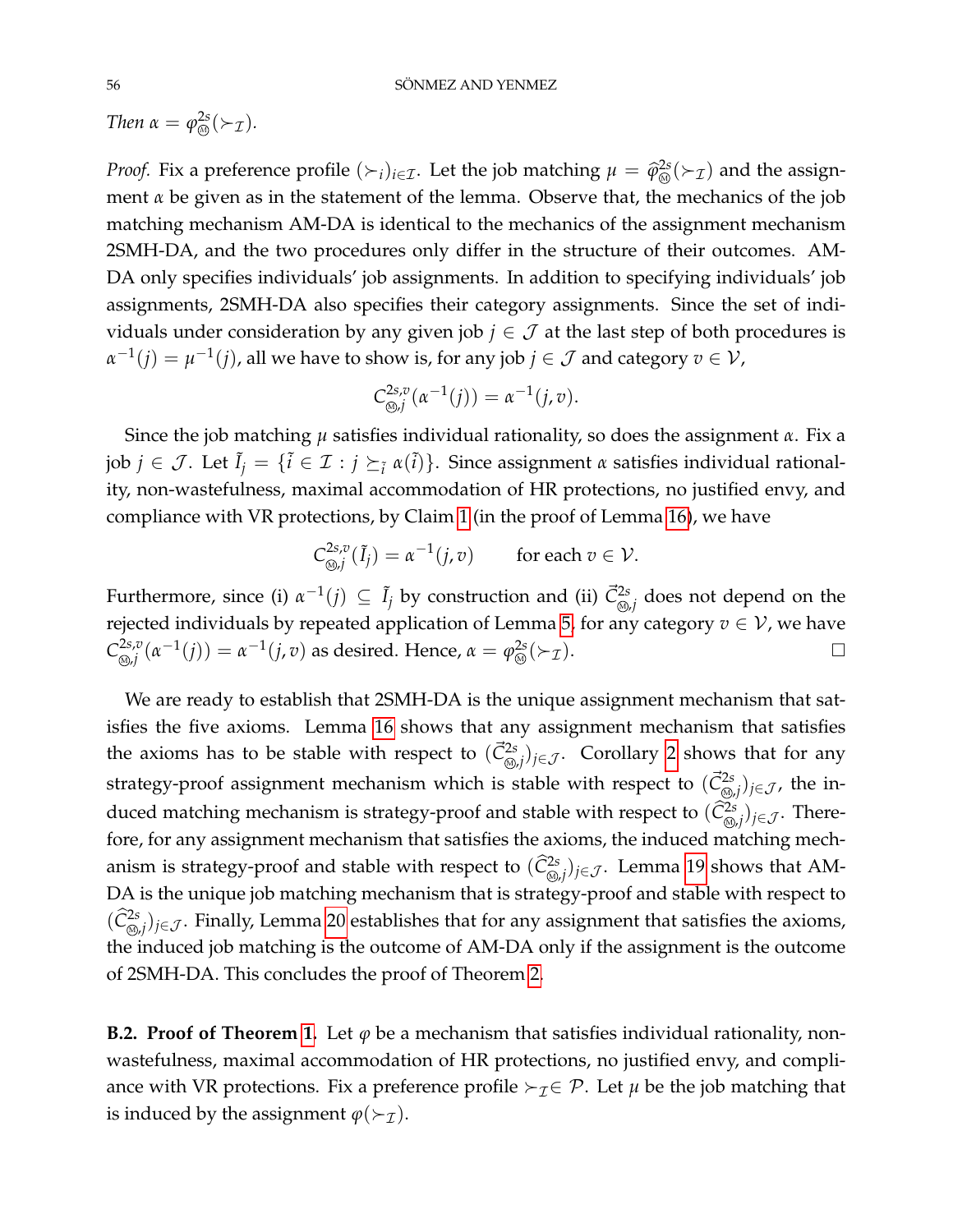*Then* $\alpha = \varphi^{2s}_{\circledM}(\succ_{\mathcal{I}})$.

*Proof.* Fix a preference profile $(\succ_i)_{i \in \mathcal{I}}$. Let the job matching $\mu = \widehat{\varphi}^{2s}_{\circledM}(\succ_{\mathcal{I}})$ and the assignment $\alpha$ be given as in the statement of the lemma. Observe that, the mechanics of the job matching mechanism AM-DA is identical to the mechanics of the assignment mechanism 2SMH-DA, and the two procedures only differ in the structure of their outcomes. AM-DA only specifies individuals' job assignments. In addition to specifying individuals' job assignments, 2SMH-DA also specifies their category assignments. Since the set of individuals under consideration by any given job $j \in \mathcal{J}$ at the last step of both procedures is $\alpha^{-1}(j) = \mu^{-1}(j)$, all we have to show is, for any job $j \in \mathcal{J}$ and category $v \in \mathcal{V}$,

$$C^{2s,v}_{\circledM,j}(\alpha^{-1}(j)) = \alpha^{-1}(j, v).$$

Since the job matching $\mu$ satisfies individual rationality, so does the assignment $\alpha$. Fix a job $j \in \mathcal{J}$. Let $\tilde{I}_j = \{\tilde{i} \in \mathcal{I} : j \succeq_{\tilde{i}} \alpha(\tilde{i})\}$. Since assignment $\alpha$ satisfies individual rationality, non-wastefulness, maximal accommodation of HR protections, no justified envy, and compliance with VR protections, by Claim 1 (in the proof of Lemma 16), we have

$$C^{2s,v}_{\circledM,j}(\tilde{I}_j) = \alpha^{-1}(j, v) \qquad \text{for each } v \in \mathcal{V}.$$

Furthermore, since (i) $\alpha^{-1}(j) \subseteq \tilde{I}_j$ by construction and (ii) $\vec{C}^{2s}_{\circledM,j}$ does not depend on the rejected individuals by repeated application of Lemma 5, for any category $v \in \mathcal{V}$, we have $C^{2s,v}_{\circledM,j}(\alpha^{-1}(j)) = \alpha^{-1}(j, v)$ as desired. Hence, $\alpha = \varphi^{2s}_{\circledM}(\succ_{\mathcal{I}})$. $\square$

We are ready to establish that 2SMH-DA is the unique assignment mechanism that satisfies the five axioms. Lemma 16 shows that any assignment mechanism that satisfies the axioms has to be stable with respect to $(\vec{C}^{2s}_{\circledM,j})_{j \in \mathcal{J}}$. Corollary 2 shows that for any strategy-proof assignment mechanism which is stable with respect to $(\vec{C}^{2s}_{\circledM,j})_{j \in \mathcal{J}}$, the induced matching mechanism is strategy-proof and stable with respect to $(\widehat{C}^{2s}_{\circledM,j})_{j \in \mathcal{J}}$. Therefore, for any assignment mechanism that satisfies the axioms, the induced matching mechanism is strategy-proof and stable with respect to $(\widehat{C}^{2s}_{\circledM,j})_{j \in \mathcal{J}}$. Lemma 19 shows that AM-DA is the unique job matching mechanism that is strategy-proof and stable with respect to $(\widehat{C}^{2s}_{\circledM,j})_{j \in \mathcal{J}}$. Finally, Lemma 20 establishes that for any assignment that satisfies the axioms, the induced job matching is the outcome of AM-DA only if the assignment is the outcome of 2SMH-DA. This concludes the proof of Theorem 2.

**B.2. Proof of Theorem 1.** Let $\varphi$ be a mechanism that satisfies individual rationality, non-wastefulness, maximal accommodation of HR protections, no justified envy, and compliance with VR protections. Fix a preference profile $\succ_{\mathcal{I}} \in \mathcal{P}$. Let $\mu$ be the job matching that is induced by the assignment $\varphi(\succ_{\mathcal{I}})$.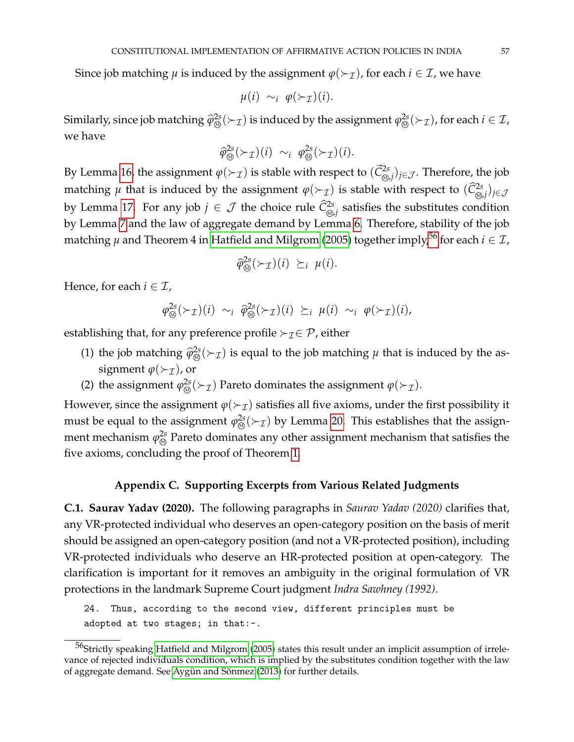Since job matching $\mu$ is induced by the assignment $\varphi(\succ_{\mathcal{I}})$, for each $i \in \mathcal{I}$, we have

$$\mu(i) \sim_i \varphi(\succ_{\mathcal{I}})(i).$$

Similarly, since job matching $\widehat{\varphi}^{2s}_{\circledM}(\succ_{\mathcal{I}})$ is induced by the assignment $\varphi^{2s}_{\circledM}(\succ_{\mathcal{I}})$, for each $i \in \mathcal{I}$, we have

$$\widehat{\varphi}^{2s}_{\circledM}(\succ_{\mathcal{I}})(i) \sim_i \varphi^{2s}_{\circledM}(\succ_{\mathcal{I}})(i).$$

By Lemma 16, the assignment $\varphi(\succ_{\mathcal{I}})$ is stable with respect to $(\vec{C}^{2s}_{\circledM,j})_{j\in\mathcal{J}}$. Therefore, the job matching $\mu$ that is induced by the assignment $\varphi(\succ_{\mathcal{I}})$ is stable with respect to $(\widehat{C}^{2s}_{\circledM,j})_{j\in\mathcal{J}}$ by Lemma 17. For any job $j \in \mathcal{J}$ the choice rule $\widehat{C}^{2s}_{\circledM,j}$ satisfies the substitutes condition by Lemma 7 and the law of aggregate demand by Lemma 6. Therefore, stability of the job matching $\mu$ and Theorem 4 in Hatfield and Milgrom (2005) together imply,[56] for each $i \in \mathcal{I}$,

$$\widehat{\varphi}^{2s}_{\circledM}(\succ_{\mathcal{I}})(i) \succeq_i \mu(i).$$

Hence, for each $i \in \mathcal{I}$,

$$\varphi^{2s}_{\circledM}(\succ_{\mathcal{I}})(i) \sim_i \widehat{\varphi}^{2s}_{\circledM}(\succ_{\mathcal{I}})(i) \succeq_i \mu(i) \sim_i \varphi(\succ_{\mathcal{I}})(i),$$

establishing that, for any preference profile $\succ_{\mathcal{I}} \in \mathcal{P}$, either

(1) the job matching $\widehat{\varphi}^{2s}_{\circledM}(\succ_{\mathcal{I}})$ is equal to the job matching $\mu$ that is induced by the assignment $\varphi(\succ_{\mathcal{I}})$, or
(2) the assignment $\varphi^{2s}_{\circledM}(\succ_{\mathcal{I}})$ Pareto dominates the assignment $\varphi(\succ_{\mathcal{I}})$.

However, since the assignment $\varphi(\succ_{\mathcal{I}})$ satisfies all five axioms, under the first possibility it must be equal to the assignment $\varphi^{2s}_{\circledM}(\succ_{\mathcal{I}})$ by Lemma 20. This establishes that the assignment mechanism $\varphi^{2s}_{\circledM}$ Pareto dominates any other assignment mechanism that satisfies the five axioms, concluding the proof of Theorem 1.

## Appendix C. Supporting Excerpts from Various Related Judgments

**C.1. Saurav Yadav (2020).** The following paragraphs in *Saurav Yadav (2020)* clarifies that, any VR-protected individual who deserves an open-category position on the basis of merit should be assigned an open-category position (and not a VR-protected position), including VR-protected individuals who deserve an HR-protected position at open-category. The clarification is important for it removes an ambiguity in the original formulation of VR protections in the landmark Supreme Court judgment *Indra Sawhney (1992)*.

```
24. Thus, according to the second view, different principles must be
adopted at two stages; in that:-.
```

[56] Strictly speaking Hatfield and Milgrom (2005) states this result under an implicit assumption of irrelevance of rejected individuals condition, which is implied by the substitutes condition together with the law of aggregate demand. See Aygün and Sönmez (2013) for further details.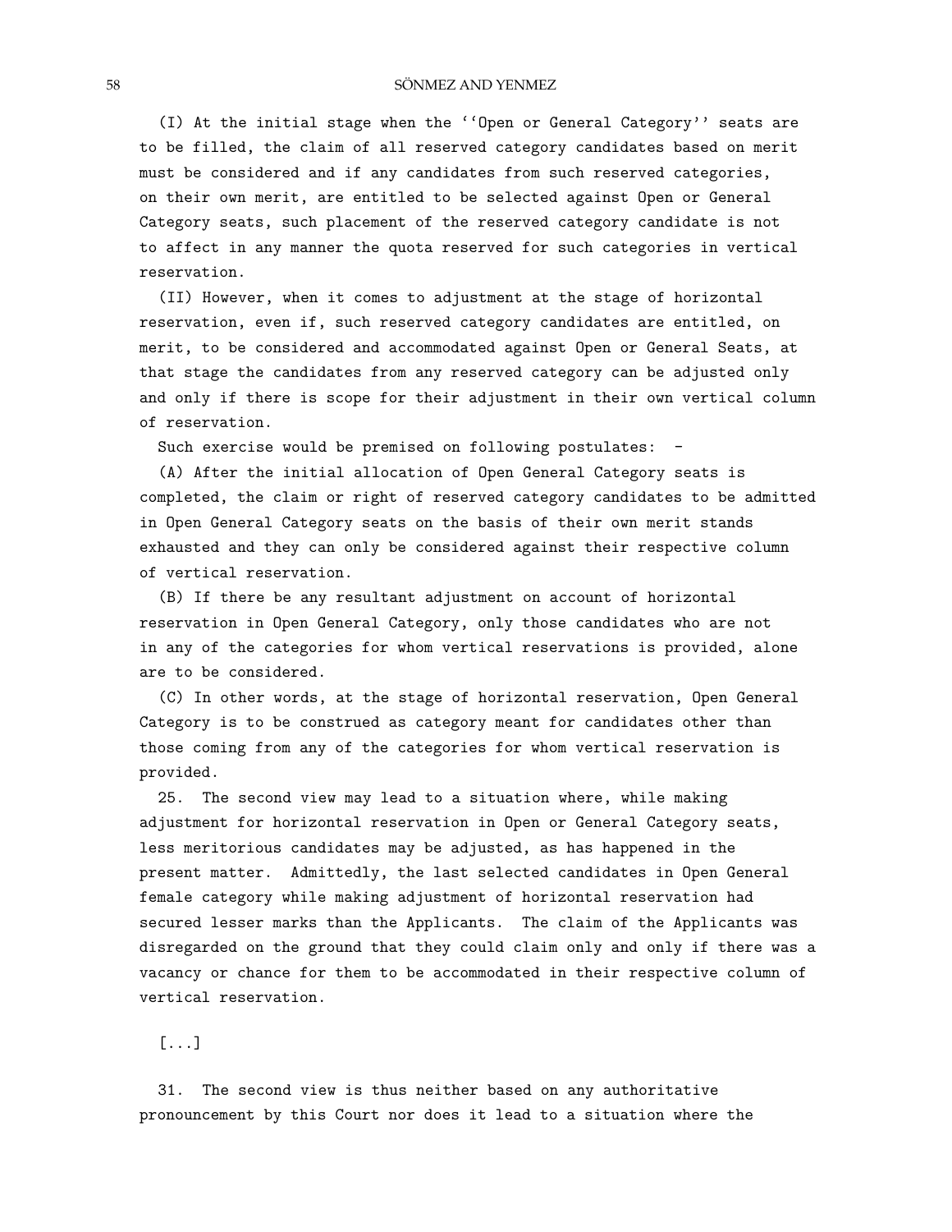(I) At the initial stage when the ''Open or General Category'' seats are to be filled, the claim of all reserved category candidates based on merit must be considered and if any candidates from such reserved categories, on their own merit, are entitled to be selected against Open or General Category seats, such placement of the reserved category candidate is not to affect in any manner the quota reserved for such categories in vertical reservation.

(II) However, when it comes to adjustment at the stage of horizontal reservation, even if, such reserved category candidates are entitled, on merit, to be considered and accommodated against Open or General Seats, at that stage the candidates from any reserved category can be adjusted only and only if there is scope for their adjustment in their own vertical column of reservation.

Such exercise would be premised on following postulates: -

(A) After the initial allocation of Open General Category seats is completed, the claim or right of reserved category candidates to be admitted in Open General Category seats on the basis of their own merit stands exhausted and they can only be considered against their respective column of vertical reservation.

(B) If there be any resultant adjustment on account of horizontal reservation in Open General Category, only those candidates who are not in any of the categories for whom vertical reservations is provided, alone are to be considered.

(C) In other words, at the stage of horizontal reservation, Open General Category is to be construed as category meant for candidates other than those coming from any of the categories for whom vertical reservation is provided.

25. The second view may lead to a situation where, while making adjustment for horizontal reservation in Open or General Category seats, less meritorious candidates may be adjusted, as has happened in the present matter. Admittedly, the last selected candidates in Open General female category while making adjustment of horizontal reservation had secured lesser marks than the Applicants. The claim of the Applicants was disregarded on the ground that they could claim only and only if there was a vacancy or chance for them to be accommodated in their respective column of vertical reservation.

[...]

31. The second view is thus neither based on any authoritative pronouncement by this Court nor does it lead to a situation where the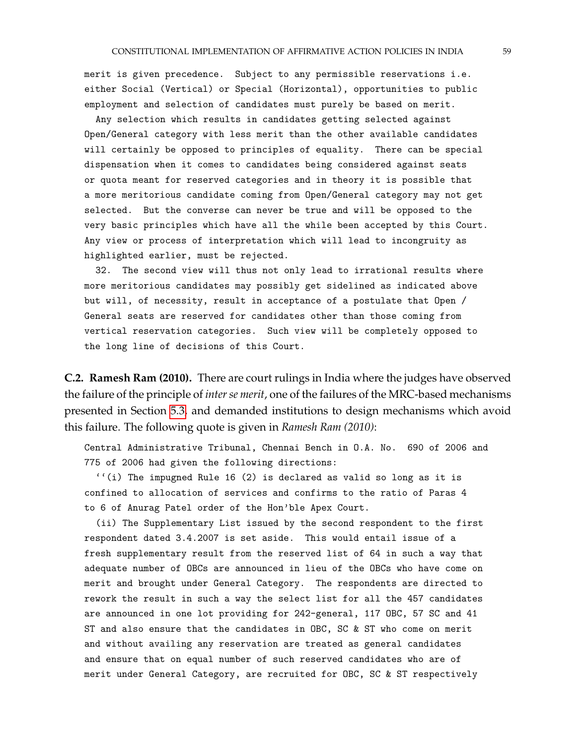merit is given precedence. Subject to any permissible reservations i.e. either Social (Vertical) or Special (Horizontal), opportunities to public employment and selection of candidates must purely be based on merit.

Any selection which results in candidates getting selected against Open/General category with less merit than the other available candidates will certainly be opposed to principles of equality. There can be special dispensation when it comes to candidates being considered against seats or quota meant for reserved categories and in theory it is possible that a more meritorious candidate coming from Open/General category may not get selected. But the converse can never be true and will be opposed to the very basic principles which have all the while been accepted by this Court. Any view or process of interpretation which will lead to incongruity as highlighted earlier, must be rejected.

32. The second view will thus not only lead to irrational results where more meritorious candidates may possibly get sidelined as indicated above but will, of necessity, result in acceptance of a postulate that Open / General seats are reserved for candidates other than those coming from vertical reservation categories. Such view will be completely opposed to the long line of decisions of this Court.

**C.2. Ramesh Ram (2010).** There are court rulings in India where the judges have observed the failure of the principle of *inter se merit*, one of the failures of the MRC-based mechanisms presented in Section 5.3, and demanded institutions to design mechanisms which avoid this failure. The following quote is given in *Ramesh Ram (2010)*:

Central Administrative Tribunal, Chennai Bench in O.A. No. 690 of 2006 and 775 of 2006 had given the following directions:

''(i) The impugned Rule 16 (2) is declared as valid so long as it is confined to allocation of services and confirms to the ratio of Paras 4 to 6 of Anurag Patel order of the Hon'ble Apex Court.

(ii) The Supplementary List issued by the second respondent to the first respondent dated 3.4.2007 is set aside. This would entail issue of a fresh supplementary result from the reserved list of 64 in such a way that adequate number of OBCs are announced in lieu of the OBCs who have come on merit and brought under General Category. The respondents are directed to rework the result in such a way the select list for all the 457 candidates are announced in one lot providing for 242-general, 117 OBC, 57 SC and 41 ST and also ensure that the candidates in OBC, SC & ST who come on merit and without availing any reservation are treated as general candidates and ensure that on equal number of such reserved candidates who are of merit under General Category, are recruited for OBC, SC & ST respectively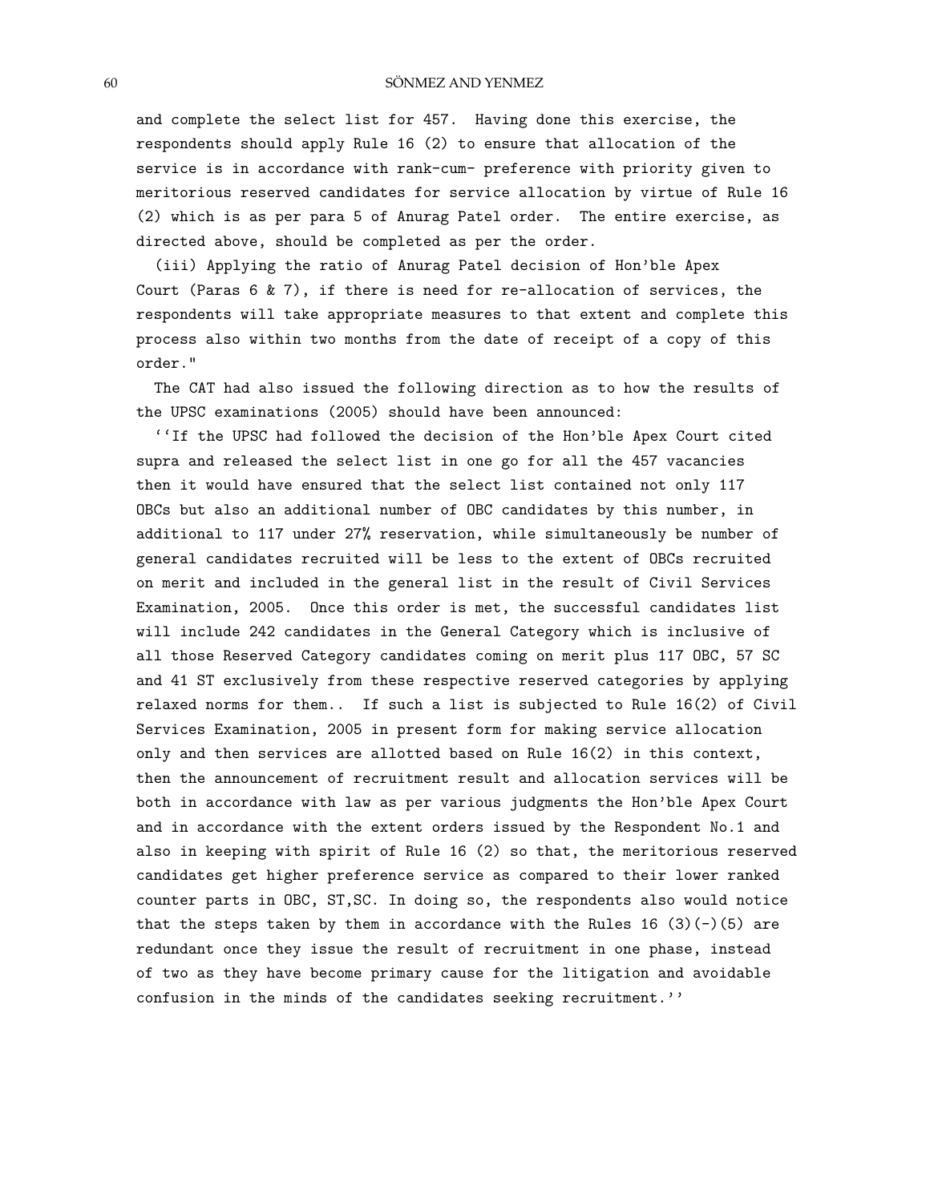and complete the select list for 457. Having done this exercise, the respondents should apply Rule 16 (2) to ensure that allocation of the service is in accordance with rank-cum- preference with priority given to meritorious reserved candidates for service allocation by virtue of Rule 16 (2) which is as per para 5 of Anurag Patel order. The entire exercise, as directed above, should be completed as per the order.

(iii) Applying the ratio of Anurag Patel decision of Hon'ble Apex Court (Paras 6 & 7), if there is need for re-allocation of services, the respondents will take appropriate measures to that extent and complete this process also within two months from the date of receipt of a copy of this order."

The CAT had also issued the following direction as to how the results of the UPSC examinations (2005) should have been announced:

''If the UPSC had followed the decision of the Hon'ble Apex Court cited supra and released the select list in one go for all the 457 vacancies then it would have ensured that the select list contained not only 117 OBCs but also an additional number of OBC candidates by this number, in additional to 117 under 27% reservation, while simultaneously be number of general candidates recruited will be less to the extent of OBCs recruited on merit and included in the general list in the result of Civil Services Examination, 2005. Once this order is met, the successful candidates list will include 242 candidates in the General Category which is inclusive of all those Reserved Category candidates coming on merit plus 117 OBC, 57 SC and 41 ST exclusively from these respective reserved categories by applying relaxed norms for them.. If such a list is subjected to Rule 16(2) of Civil Services Examination, 2005 in present form for making service allocation only and then services are allotted based on Rule 16(2) in this context, then the announcement of recruitment result and allocation services will be both in accordance with law as per various judgments the Hon'ble Apex Court and in accordance with the extent orders issued by the Respondent No.1 and also in keeping with spirit of Rule 16 (2) so that, the meritorious reserved candidates get higher preference service as compared to their lower ranked counter parts in OBC, ST,SC. In doing so, the respondents also would notice that the steps taken by them in accordance with the Rules 16 (3)(-)(5) are redundant once they issue the result of recruitment in one phase, instead of two as they have become primary cause for the litigation and avoidable confusion in the minds of the candidates seeking recruitment.''